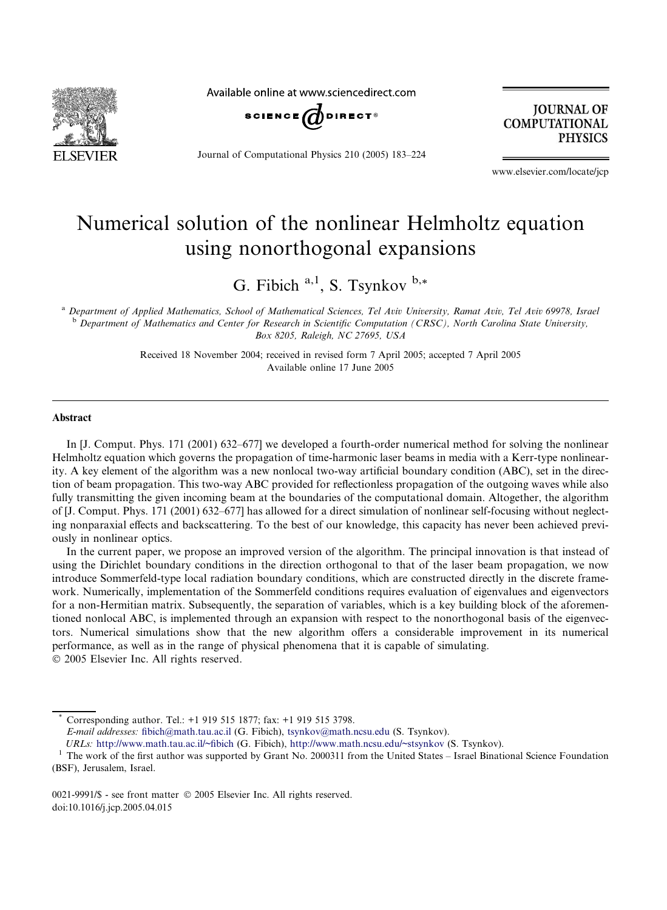# Numerical solution of the nonlinear Helmholtz equation using nonorthogonal expansions

G. Fibich [a,1], S. Tsynkov [b,*]

[a] Department of Applied Mathematics, School of Mathematical Sciences, Tel Aviv University, Ramat Aviv, Tel Aviv 69978, Israel

[b] Department of Mathematics and Center for Research in Scientific Computation (CRSC), North Carolina State University, Box 8205, Raleigh, NC 27695, USA

Received 18 November 2004; received in revised form 7 April 2005; accepted 7 April 2005

Available online 17 June 2005

## Abstract

In [J. Comput. Phys. 171 (2001) 632–677] we developed a fourth-order numerical method for solving the nonlinear Helmholtz equation which governs the propagation of time-harmonic laser beams in media with a Kerr-type nonlinearity. A key element of the algorithm was a new nonlocal two-way artificial boundary condition (ABC), set in the direction of beam propagation. This two-way ABC provided for reflectionless propagation of the outgoing waves while also fully transmitting the given incoming beam at the boundaries of the computational domain. Altogether, the algorithm of [J. Comput. Phys. 171 (2001) 632–677] has allowed for a direct simulation of nonlinear self-focusing without neglecting nonparaxial effects and backscattering. To the best of our knowledge, this capacity has never been achieved previously in nonlinear optics.

In the current paper, we propose an improved version of the algorithm. The principal innovation is that instead of using the Dirichlet boundary conditions in the direction orthogonal to that of the laser beam propagation, we now introduce Sommerfeld-type local radiation boundary conditions, which are constructed directly in the discrete framework. Numerically, implementation of the Sommerfeld conditions requires evaluation of eigenvalues and eigenvectors for a non-Hermitian matrix. Subsequently, the separation of variables, which is a key building block of the aforementioned nonlocal ABC, is implemented through an expansion with respect to the nonorthogonal basis of the eigenvectors. Numerical simulations show that the new algorithm offers a considerable improvement in its numerical performance, as well as in the range of physical phenomena that it is capable of simulating.

© 2005 Elsevier Inc. All rights reserved.

---

* Corresponding author. Tel.: +1 919 515 1877; fax: +1 919 515 3798.
*E-mail addresses:* fibich@math.tau.ac.il (G. Fibich), tsynkov@math.ncsu.edu (S. Tsynkov).
*URLs:* http://www.math.tau.ac.il/~fibich (G. Fibich), http://www.math.ncsu.edu/~stsynkov (S. Tsynkov).

[1] The work of the first author was supported by Grant No. 2000311 from the United States – Israel Binational Science Foundation (BSF), Jerusalem, Israel.

0021-9991/$ - see front matter © 2005 Elsevier Inc. All rights reserved.
doi:10.1016/j.jcp.2005.04.015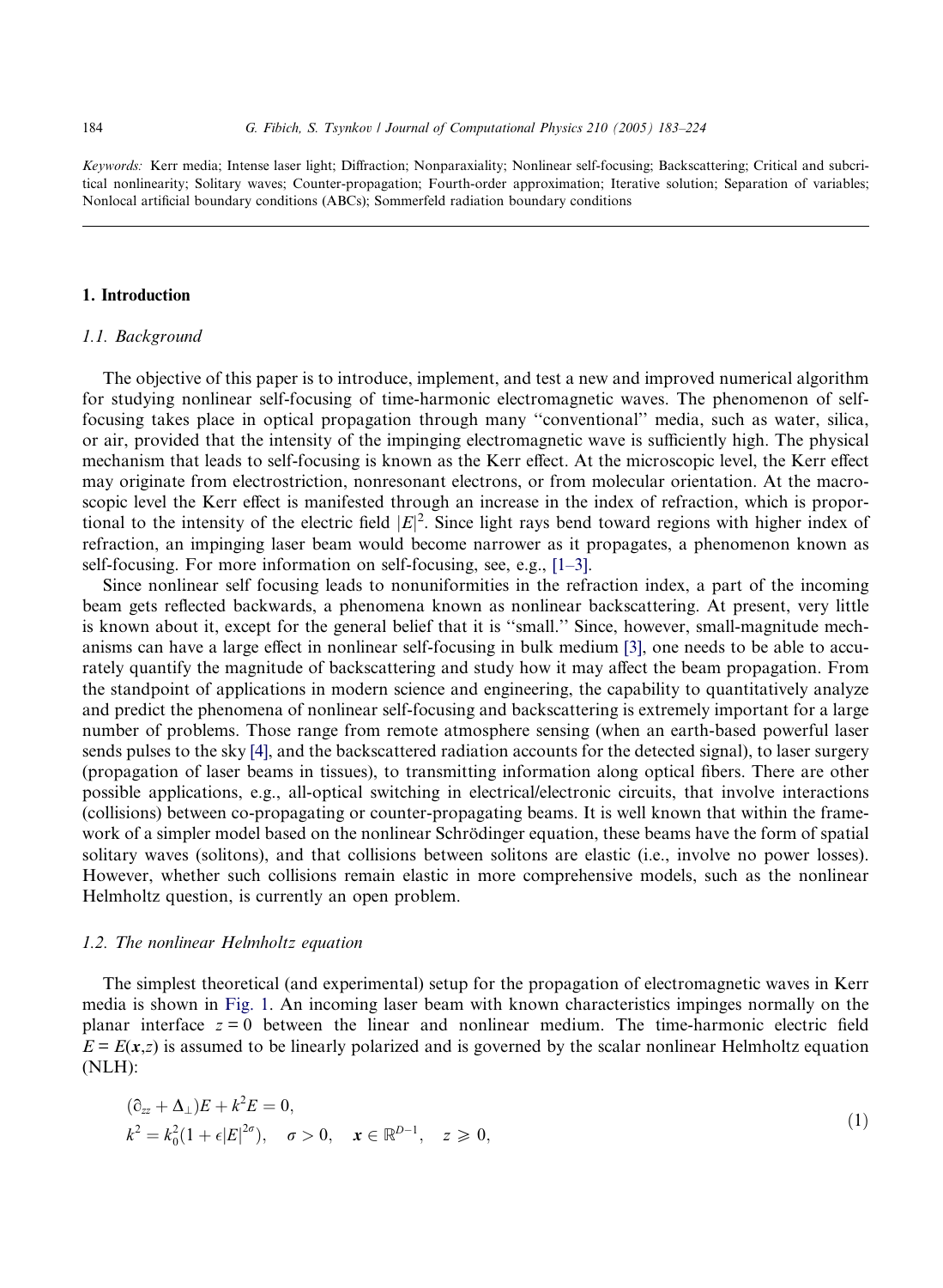*Keywords:* Kerr media; Intense laser light; Diffraction; Nonparaxiality; Nonlinear self-focusing; Backscattering; Critical and subcritical nonlinearity; Solitary waves; Counter-propagation; Fourth-order approximation; Iterative solution; Separation of variables; Nonlocal artificial boundary conditions (ABCs); Sommerfeld radiation boundary conditions

## 1. Introduction

### 1.1. Background

The objective of this paper is to introduce, implement, and test a new and improved numerical algorithm for studying nonlinear self-focusing of time-harmonic electromagnetic waves. The phenomenon of self-focusing takes place in optical propagation through many "conventional" media, such as water, silica, or air, provided that the intensity of the impinging electromagnetic wave is sufficiently high. The physical mechanism that leads to self-focusing is known as the Kerr effect. At the microscopic level, the Kerr effect may originate from electrostriction, nonresonant electrons, or from molecular orientation. At the macroscopic level the Kerr effect is manifested through an increase in the index of refraction, which is proportional to the intensity of the electric field $|E|^2$. Since light rays bend toward regions with higher index of refraction, an impinging laser beam would become narrower as it propagates, a phenomenon known as self-focusing. For more information on self-focusing, see, e.g., [1–3].

Since nonlinear self focusing leads to nonuniformities in the refraction index, a part of the incoming beam gets reflected backwards, a phenomena known as nonlinear backscattering. At present, very little is known about it, except for the general belief that it is "small." Since, however, small-magnitude mechanisms can have a large effect in nonlinear self-focusing in bulk medium [3], one needs to be able to accurately quantify the magnitude of backscattering and study how it may affect the beam propagation. From the standpoint of applications in modern science and engineering, the capability to quantitatively analyze and predict the phenomena of nonlinear self-focusing and backscattering is extremely important for a large number of problems. Those range from remote atmosphere sensing (when an earth-based powerful laser sends pulses to the sky [4], and the backscattered radiation accounts for the detected signal), to laser surgery (propagation of laser beams in tissues), to transmitting information along optical fibers. There are other possible applications, e.g., all-optical switching in electrical/electronic circuits, that involve interactions (collisions) between co-propagating or counter-propagating beams. It is well known that within the framework of a simpler model based on the nonlinear Schrödinger equation, these beams have the form of spatial solitary waves (solitons), and that collisions between solitons are elastic (i.e., involve no power losses). However, whether such collisions remain elastic in more comprehensive models, such as the nonlinear Helmholtz question, is currently an open problem.

### 1.2. The nonlinear Helmholtz equation

The simplest theoretical (and experimental) setup for the propagation of electromagnetic waves in Kerr media is shown in Fig. 1. An incoming laser beam with known characteristics impinges normally on the planar interface $z = 0$ between the linear and nonlinear medium. The time-harmonic electric field $E = E(\boldsymbol{x},z)$ is assumed to be linearly polarized and is governed by the scalar nonlinear Helmholtz equation (NLH):

$$
\begin{aligned}
&(\partial_{zz} + \Delta_{\perp})E + k^2 E = 0, \\
&k^2 = k_0^2(1 + \epsilon |E|^{2\sigma}), \quad \sigma > 0, \quad \boldsymbol{x} \in \mathbb{R}^{D-1}, \quad z \geqslant 0,
\end{aligned}
\tag{1}
$$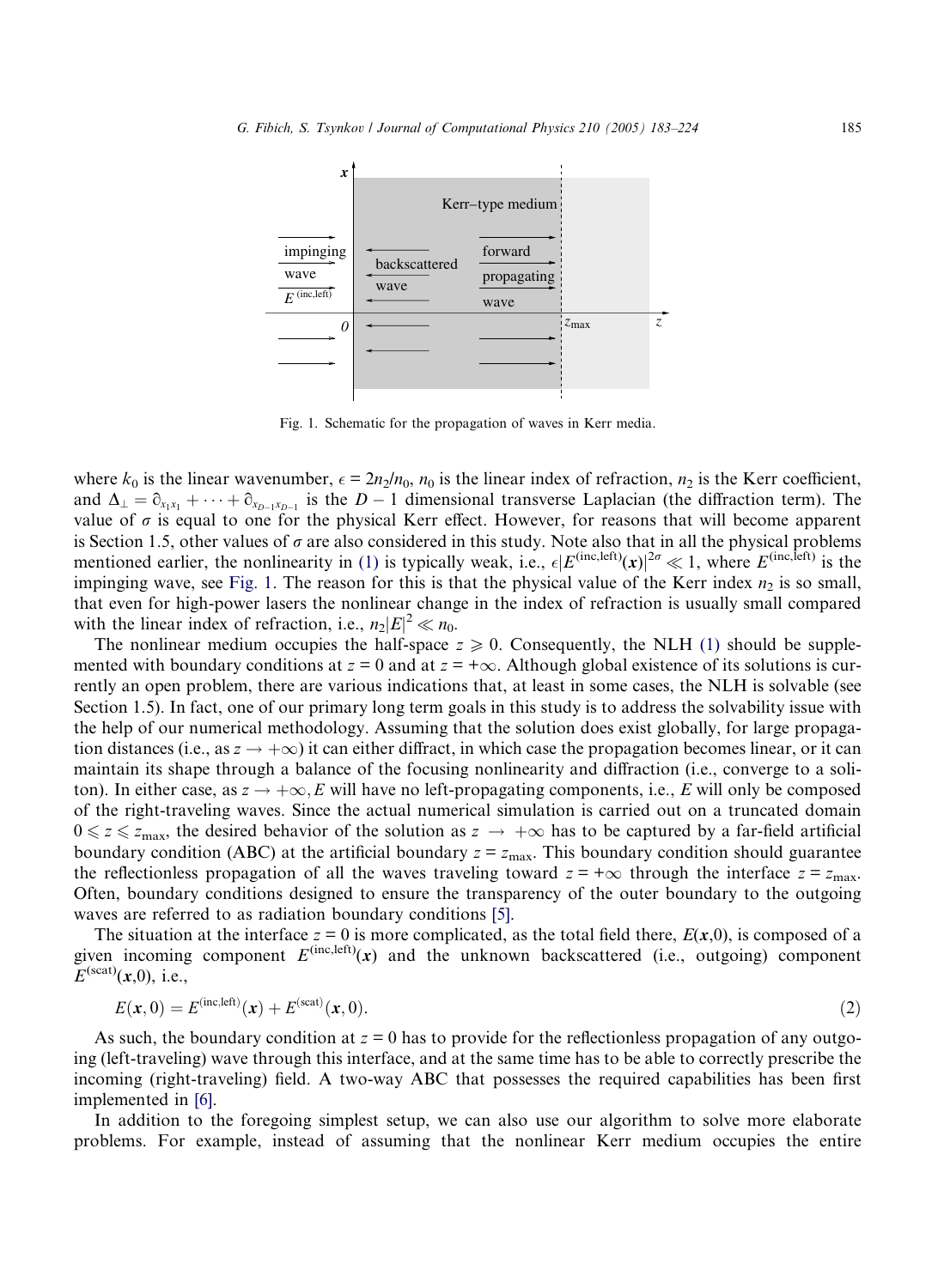Fig. 1. Schematic for the propagation of waves in Kerr media.

where $k_0$ is the linear wavenumber, $\epsilon = 2n_2/n_0$, $n_0$ is the linear index of refraction, $n_2$ is the Kerr coefficient, and $\Delta_\perp = \partial_{x_1x_1} + \cdots + \partial_{x_{D-1}x_{D-1}}$ is the $D-1$ dimensional transverse Laplacian (the diffraction term). The value of $\sigma$ is equal to one for the physical Kerr effect. However, for reasons that will become apparent is Section 1.5, other values of $\sigma$ are also considered in this study. Note also that in all the physical problems mentioned earlier, the nonlinearity in (1) is typically weak, i.e., $\epsilon|E^{(\mathrm{inc,left})}(\boldsymbol{x})|^{2\sigma} \ll 1$, where $E^{(\mathrm{inc,left})}$ is the impinging wave, see Fig. 1. The reason for this is that the physical value of the Kerr index $n_2$ is so small, that even for high-power lasers the nonlinear change in the index of refraction is usually small compared with the linear index of refraction, i.e., $n_2|E|^2 \ll n_0$.

The nonlinear medium occupies the half-space $z \geqslant 0$. Consequently, the NLH (1) should be supplemented with boundary conditions at $z = 0$ and at $z = +\infty$. Although global existence of its solutions is currently an open problem, there are various indications that, at least in some cases, the NLH is solvable (see Section 1.5). In fact, one of our primary long term goals in this study is to address the solvability issue with the help of our numerical methodology. Assuming that the solution does exist globally, for large propagation distances (i.e., as $z \to +\infty$) it can either diffract, in which case the propagation becomes linear, or it can maintain its shape through a balance of the focusing nonlinearity and diffraction (i.e., converge to a soliton). In either case, as $z \to +\infty$, $E$ will have no left-propagating components, i.e., $E$ will only be composed of the right-traveling waves. Since the actual numerical simulation is carried out on a truncated domain $0 \leqslant z \leqslant z_{\max}$, the desired behavior of the solution as $z \to +\infty$ has to be captured by a far-field artificial boundary condition (ABC) at the artificial boundary $z = z_{\max}$. This boundary condition should guarantee the reflectionless propagation of all the waves traveling toward $z = +\infty$ through the interface $z = z_{\max}$. Often, boundary conditions designed to ensure the transparency of the outer boundary to the outgoing waves are referred to as radiation boundary conditions [5].

The situation at the interface $z = 0$ is more complicated, as the total field there, $E(\boldsymbol{x},0)$, is composed of a given incoming component $E^{(\mathrm{inc,left})}(\boldsymbol{x})$ and the unknown backscattered (i.e., outgoing) component $E^{(\mathrm{scat})}(\boldsymbol{x},0)$, i.e.,

$$E(\boldsymbol{x},0) = E^{(\mathrm{inc,left})}(\boldsymbol{x}) + E^{(\mathrm{scat})}(\boldsymbol{x},0). \tag{2}$$

As such, the boundary condition at $z = 0$ has to provide for the reflectionless propagation of any outgoing (left-traveling) wave through this interface, and at the same time has to be able to correctly prescribe the incoming (right-traveling) field. A two-way ABC that possesses the required capabilities has been first implemented in [6].

In addition to the foregoing simplest setup, we can also use our algorithm to solve more elaborate problems. For example, instead of assuming that the nonlinear Kerr medium occupies the entire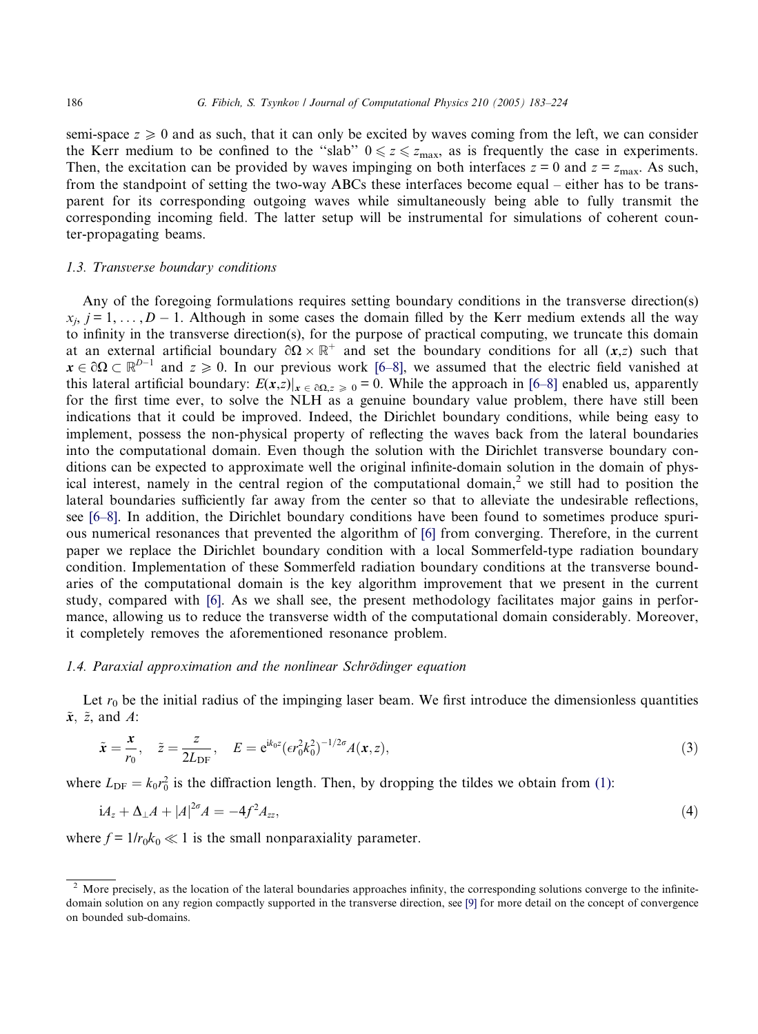semi-space $z \geqslant 0$ and as such, that it can only be excited by waves coming from the left, we can consider the Kerr medium to be confined to the "slab" $0 \leqslant z \leqslant z_{\max}$, as is frequently the case in experiments. Then, the excitation can be provided by waves impinging on both interfaces $z = 0$ and $z = z_{\max}$. As such, from the standpoint of setting the two-way ABCs these interfaces become equal – either has to be transparent for its corresponding outgoing waves while simultaneously being able to fully transmit the corresponding incoming field. The latter setup will be instrumental for simulations of coherent counter-propagating beams.

### 1.3. Transverse boundary conditions

Any of the foregoing formulations requires setting boundary conditions in the transverse direction(s) $x_j$, $j = 1, \ldots, D - 1$. Although in some cases the domain filled by the Kerr medium extends all the way to infinity in the transverse direction(s), for the purpose of practical computing, we truncate this domain at an external artificial boundary $\partial\Omega \times \mathbb{R}^+$ and set the boundary conditions for all $(\boldsymbol{x},z)$ such that $\boldsymbol{x} \in \partial\Omega \subset \mathbb{R}^{D-1}$ and $z \geqslant 0$. In our previous work [6–8], we assumed that the electric field vanished at this lateral artificial boundary: $E(\boldsymbol{x},z)|_{\boldsymbol{x} \in \partial\Omega, z \geqslant 0} = 0$. While the approach in [6–8] enabled us, apparently for the first time ever, to solve the NLH as a genuine boundary value problem, there have still been indications that it could be improved. Indeed, the Dirichlet boundary conditions, while being easy to implement, possess the non-physical property of reflecting the waves back from the lateral boundaries into the computational domain. Even though the solution with the Dirichlet transverse boundary conditions can be expected to approximate well the original infinite-domain solution in the domain of physical interest, namely in the central region of the computational domain,[2] we still had to position the lateral boundaries sufficiently far away from the center so that to alleviate the undesirable reflections, see [6–8]. In addition, the Dirichlet boundary conditions have been found to sometimes produce spurious numerical resonances that prevented the algorithm of [6] from converging. Therefore, in the current paper we replace the Dirichlet boundary condition with a local Sommerfeld-type radiation boundary condition. Implementation of these Sommerfeld radiation boundary conditions at the transverse boundaries of the computational domain is the key algorithm improvement that we present in the current study, compared with [6]. As we shall see, the present methodology facilitates major gains in performance, allowing us to reduce the transverse width of the computational domain considerably. Moreover, it completely removes the aforementioned resonance problem.

### 1.4. Paraxial approximation and the nonlinear Schrödinger equation

Let $r_0$ be the initial radius of the impinging laser beam. We first introduce the dimensionless quantities $\tilde{\boldsymbol{x}}$, $\tilde{z}$, and $A$:

$$\tilde{\boldsymbol{x}} = \frac{\boldsymbol{x}}{r_0}, \quad \tilde{z} = \frac{z}{2L_{\mathrm{DF}}}, \quad E = \mathrm{e}^{\mathrm{i}k_0 z}(\epsilon r_0^2 k_0^2)^{-1/2\sigma} A(\boldsymbol{x}, z), \tag{3}$$

where $L_{\mathrm{DF}} = k_0 r_0^2$ is the diffraction length. Then, by dropping the tildes we obtain from (1):

$$\mathrm{i}A_z + \Delta_\perp A + |A|^{2\sigma} A = -4f^2 A_{zz}, \tag{4}$$

where $f = 1/r_0 k_0 \ll 1$ is the small nonparaxiality parameter.

---

[2] More precisely, as the location of the lateral boundaries approaches infinity, the corresponding solutions converge to the infinite-domain solution on any region compactly supported in the transverse direction, see [9] for more detail on the concept of convergence on bounded sub-domains.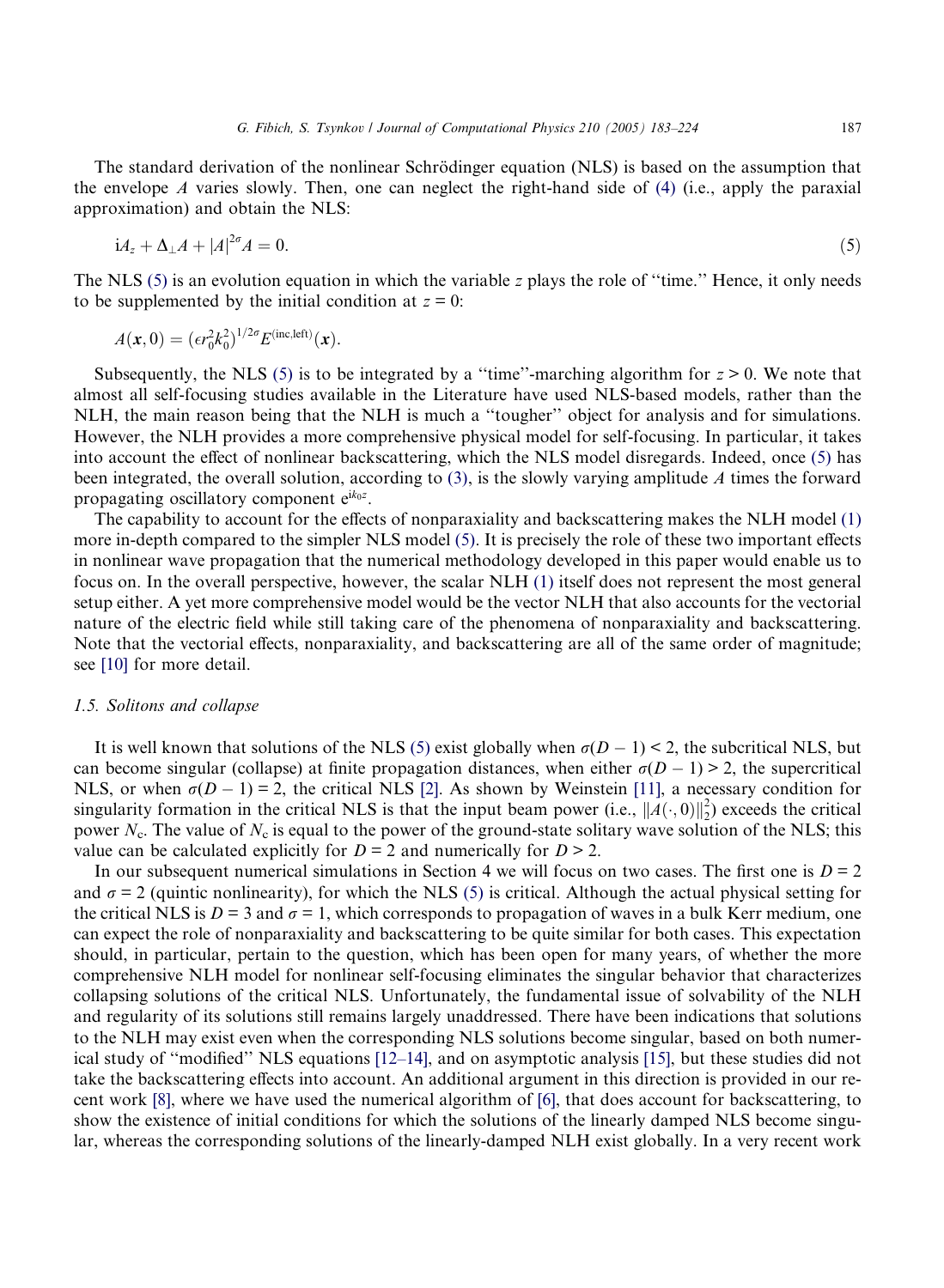The standard derivation of the nonlinear Schrödinger equation (NLS) is based on the assumption that the envelope $A$ varies slowly. Then, one can neglect the right-hand side of (4) (i.e., apply the paraxial approximation) and obtain the NLS:

$$\mathrm{i}A_z + \Delta_\perp A + |A|^{2\sigma} A = 0. \tag{5}$$

The NLS (5) is an evolution equation in which the variable $z$ plays the role of "time." Hence, it only needs to be supplemented by the initial condition at $z = 0$:

$$A(\boldsymbol{x}, 0) = (\epsilon r_0^2 k_0^2)^{1/2\sigma} E^{(\mathrm{inc,left})}(\boldsymbol{x}).$$

Subsequently, the NLS (5) is to be integrated by a "time"-marching algorithm for $z > 0$. We note that almost all self-focusing studies available in the Literature have used NLS-based models, rather than the NLH, the main reason being that the NLH is much a "tougher" object for analysis and for simulations. However, the NLH provides a more comprehensive physical model for self-focusing. In particular, it takes into account the effect of nonlinear backscattering, which the NLS model disregards. Indeed, once (5) has been integrated, the overall solution, according to (3), is the slowly varying amplitude $A$ times the forward propagating oscillatory component $e^{ik_0z}$.

The capability to account for the effects of nonparaxiality and backscattering makes the NLH model (1) more in-depth compared to the simpler NLS model (5). It is precisely the role of these two important effects in nonlinear wave propagation that the numerical methodology developed in this paper would enable us to focus on. In the overall perspective, however, the scalar NLH (1) itself does not represent the most general setup either. A yet more comprehensive model would be the vector NLH that also accounts for the vectorial nature of the electric field while still taking care of the phenomena of nonparaxiality and backscattering. Note that the vectorial effects, nonparaxiality, and backscattering are all of the same order of magnitude; see [10] for more detail.

### 1.5. Solitons and collapse

It is well known that solutions of the NLS (5) exist globally when $\sigma(D - 1) < 2$, the subcritical NLS, but can become singular (collapse) at finite propagation distances, when either $\sigma(D - 1) > 2$, the supercritical NLS, or when $\sigma(D - 1) = 2$, the critical NLS [2]. As shown by Weinstein [11], a necessary condition for singularity formation in the critical NLS is that the input beam power (i.e., $\|A(\cdot, 0)\|_2^2$) exceeds the critical power $N_c$. The value of $N_c$ is equal to the power of the ground-state solitary wave solution of the NLS; this value can be calculated explicitly for $D = 2$ and numerically for $D > 2$.

In our subsequent numerical simulations in Section 4 we will focus on two cases. The first one is $D = 2$ and $\sigma = 2$ (quintic nonlinearity), for which the NLS (5) is critical. Although the actual physical setting for the critical NLS is $D = 3$ and $\sigma = 1$, which corresponds to propagation of waves in a bulk Kerr medium, one can expect the role of nonparaxiality and backscattering to be quite similar for both cases. This expectation should, in particular, pertain to the question, which has been open for many years, of whether the more comprehensive NLH model for nonlinear self-focusing eliminates the singular behavior that characterizes collapsing solutions of the critical NLS. Unfortunately, the fundamental issue of solvability of the NLH and regularity of its solutions still remains largely unaddressed. There have been indications that solutions to the NLH may exist even when the corresponding NLS solutions become singular, based on both numerical study of "modified" NLS equations [12–14], and on asymptotic analysis [15], but these studies did not take the backscattering effects into account. An additional argument in this direction is provided in our recent work [8], where we have used the numerical algorithm of [6], that does account for backscattering, to show the existence of initial conditions for which the solutions of the linearly damped NLS become singular, whereas the corresponding solutions of the linearly-damped NLH exist globally. In a very recent work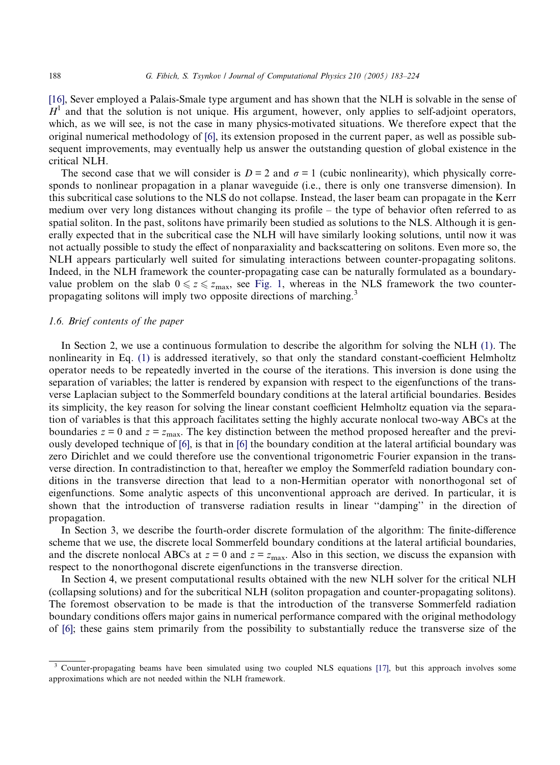[16], Sever employed a Palais-Smale type argument and has shown that the NLH is solvable in the sense of $H^1$ and that the solution is not unique. His argument, however, only applies to self-adjoint operators, which, as we will see, is not the case in many physics-motivated situations. We therefore expect that the original numerical methodology of [6], its extension proposed in the current paper, as well as possible subsequent improvements, may eventually help us answer the outstanding question of global existence in the critical NLH.

The second case that we will consider is $D = 2$ and $\sigma = 1$ (cubic nonlinearity), which physically corresponds to nonlinear propagation in a planar waveguide (i.e., there is only one transverse dimension). In this subcritical case solutions to the NLS do not collapse. Instead, the laser beam can propagate in the Kerr medium over very long distances without changing its profile – the type of behavior often referred to as spatial soliton. In the past, solitons have primarily been studied as solutions to the NLS. Although it is generally expected that in the subcritical case the NLH will have similarly looking solutions, until now it was not actually possible to study the effect of nonparaxiality and backscattering on solitons. Even more so, the NLH appears particularly well suited for simulating interactions between counter-propagating solitons. Indeed, in the NLH framework the counter-propagating case can be naturally formulated as a boundary-value problem on the slab $0 \leqslant z \leqslant z_{\max}$, see Fig. 1, whereas in the NLS framework the two counter-propagating solitons will imply two opposite directions of marching.[3]

### 1.6. Brief contents of the paper

In Section 2, we use a continuous formulation to describe the algorithm for solving the NLH (1). The nonlinearity in Eq. (1) is addressed iteratively, so that only the standard constant-coefficient Helmholtz operator needs to be repeatedly inverted in the course of the iterations. This inversion is done using the separation of variables; the latter is rendered by expansion with respect to the eigenfunctions of the transverse Laplacian subject to the Sommerfeld boundary conditions at the lateral artificial boundaries. Besides its simplicity, the key reason for solving the linear constant coefficient Helmholtz equation via the separation of variables is that this approach facilitates setting the highly accurate nonlocal two-way ABCs at the boundaries $z = 0$ and $z = z_{\max}$. The key distinction between the method proposed hereafter and the previously developed technique of [6], is that in [6] the boundary condition at the lateral artificial boundary was zero Dirichlet and we could therefore use the conventional trigonometric Fourier expansion in the transverse direction. In contradistinction to that, hereafter we employ the Sommerfeld radiation boundary conditions in the transverse direction that lead to a non-Hermitian operator with nonorthogonal set of eigenfunctions. Some analytic aspects of this unconventional approach are derived. In particular, it is shown that the introduction of transverse radiation results in linear "damping" in the direction of propagation.

In Section 3, we describe the fourth-order discrete formulation of the algorithm: The finite-difference scheme that we use, the discrete local Sommerfeld boundary conditions at the lateral artificial boundaries, and the discrete nonlocal ABCs at $z = 0$ and $z = z_{\max}$. Also in this section, we discuss the expansion with respect to the nonorthogonal discrete eigenfunctions in the transverse direction.

In Section 4, we present computational results obtained with the new NLH solver for the critical NLH (collapsing solutions) and for the subcritical NLH (soliton propagation and counter-propagating solitons). The foremost observation to be made is that the introduction of the transverse Sommerfeld radiation boundary conditions offers major gains in numerical performance compared with the original methodology of [6]; these gains stem primarily from the possibility to substantially reduce the transverse size of the

[3] Counter-propagating beams have been simulated using two coupled NLS equations [17], but this approach involves some approximations which are not needed within the NLH framework.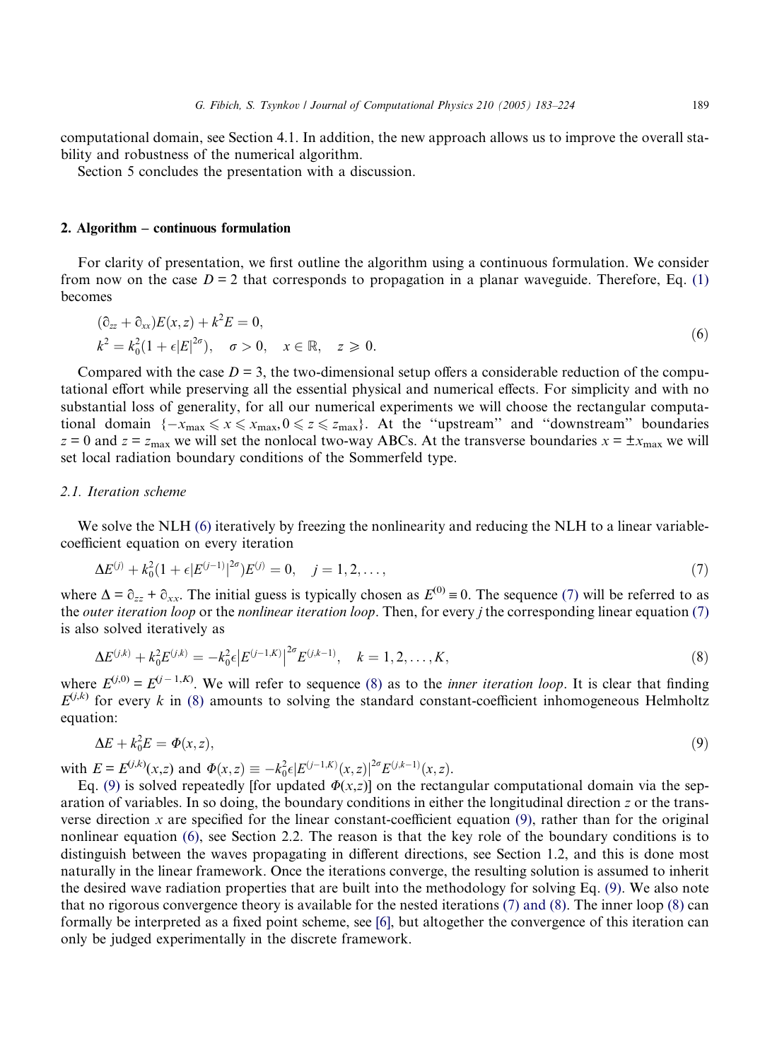computational domain, see Section 4.1. In addition, the new approach allows us to improve the overall stability and robustness of the numerical algorithm.

Section 5 concludes the presentation with a discussion.

## 2. Algorithm – continuous formulation

For clarity of presentation, we first outline the algorithm using a continuous formulation. We consider from now on the case $D = 2$ that corresponds to propagation in a planar waveguide. Therefore, Eq. (1) becomes

$$
\begin{aligned}
&(\partial_{zz} + \partial_{xx})E(x,z) + k^2 E = 0,\\
&k^2 = k_0^2(1 + \epsilon|E|^{2\sigma}), \quad \sigma > 0, \quad x \in \mathbb{R}, \quad z \geqslant 0.
\end{aligned}
\tag{6}
$$

Compared with the case $D = 3$, the two-dimensional setup offers a considerable reduction of the computational effort while preserving all the essential physical and numerical effects. For simplicity and with no substantial loss of generality, for all our numerical experiments we will choose the rectangular computational domain $\{-x_{\max} \leqslant x \leqslant x_{\max}, 0 \leqslant z \leqslant z_{\max}\}$. At the "upstream" and "downstream" boundaries $z = 0$ and $z = z_{\max}$ we will set the nonlocal two-way ABCs. At the transverse boundaries $x = \pm x_{\max}$ we will set local radiation boundary conditions of the Sommerfeld type.

### 2.1. Iteration scheme

We solve the NLH (6) iteratively by freezing the nonlinearity and reducing the NLH to a linear variable-coefficient equation on every iteration

$$
\Delta E^{(j)} + k_0^2(1 + \epsilon|E^{(j-1)}|^{2\sigma})E^{(j)} = 0, \quad j = 1, 2, \ldots,
\tag{7}
$$

where $\Delta = \partial_{zz} + \partial_{xx}$. The initial guess is typically chosen as $E^{(0)} \equiv 0$. The sequence (7) will be referred to as the *outer iteration loop* or the *nonlinear iteration loop*. Then, for every $j$ the corresponding linear equation (7) is also solved iteratively as

$$
\Delta E^{(j,k)} + k_0^2 E^{(j,k)} = -k_0^2\epsilon\left|E^{(j-1,K)}\right|^{2\sigma}E^{(j,k-1)}, \quad k = 1, 2, \ldots, K,
\tag{8}
$$

where $E^{(j,0)} = E^{(j-1,K)}$. We will refer to sequence (8) as to the *inner iteration loop*. It is clear that finding $E^{(j,k)}$ for every $k$ in (8) amounts to solving the standard constant-coefficient inhomogeneous Helmholtz equation:

$$
\Delta E + k_0^2 E = \Phi(x,z),
\tag{9}
$$

with $E = E^{(j,k)}(x,z)$ and $\Phi(x,z) \equiv -k_0^2\epsilon|E^{(j-1,K)}(x,z)|^{2\sigma}E^{(j,k-1)}(x,z)$.

Eq. (9) is solved repeatedly [for updated $\Phi(x,z)$] on the rectangular computational domain via the separation of variables. In so doing, the boundary conditions in either the longitudinal direction $z$ or the transverse direction $x$ are specified for the linear constant-coefficient equation (9), rather than for the original nonlinear equation (6), see Section 2.2. The reason is that the key role of the boundary conditions is to distinguish between the waves propagating in different directions, see Section 1.2, and this is done most naturally in the linear framework. Once the iterations converge, the resulting solution is assumed to inherit the desired wave radiation properties that are built into the methodology for solving Eq. (9). We also note that no rigorous convergence theory is available for the nested iterations (7) and (8). The inner loop (8) can formally be interpreted as a fixed point scheme, see [6], but altogether the convergence of this iteration can only be judged experimentally in the discrete framework.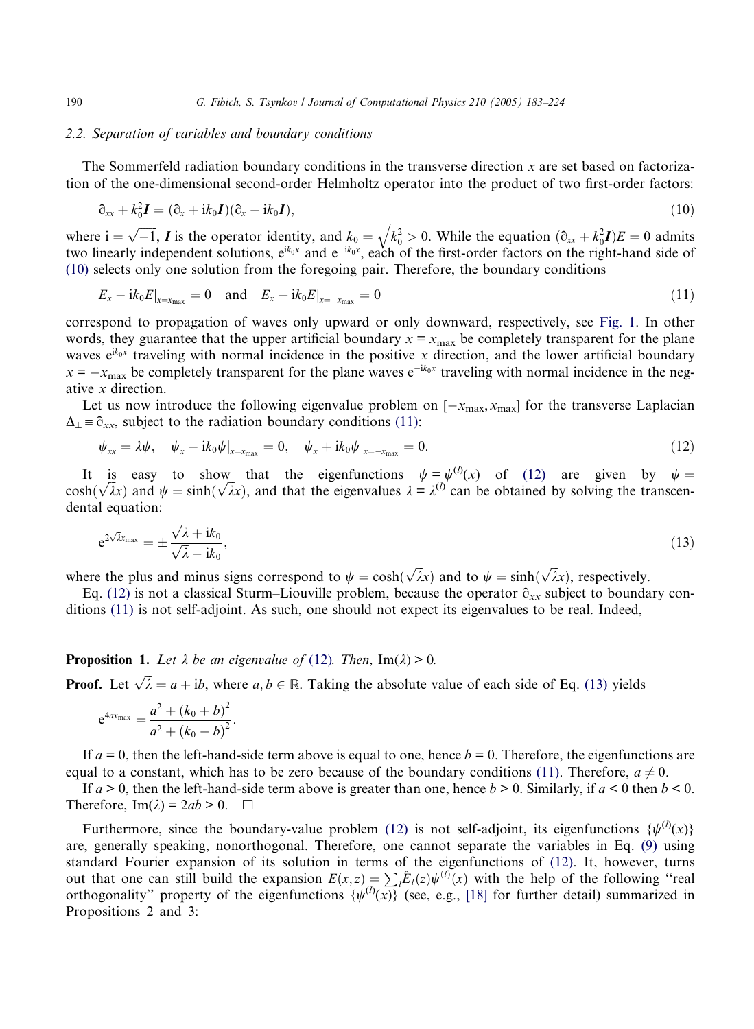### 2.2. Separation of variables and boundary conditions

The Sommerfeld radiation boundary conditions in the transverse direction $x$ are set based on factorization of the one-dimensional second-order Helmholtz operator into the product of two first-order factors:

$$\partial_{xx} + k_0^2 \boldsymbol{I} = (\partial_x + \mathrm{i}k_0 \boldsymbol{I})(\partial_x - \mathrm{i}k_0 \boldsymbol{I}), \tag{10}$$

where $\mathrm{i} = \sqrt{-1}$, $\boldsymbol{I}$ is the operator identity, and $k_0 = \sqrt{k_0^2} > 0$. While the equation $(\partial_{xx} + k_0^2 \boldsymbol{I})E = 0$ admits two linearly independent solutions, $\mathrm{e}^{\mathrm{i}k_0 x}$ and $\mathrm{e}^{-\mathrm{i}k_0 x}$, each of the first-order factors on the right-hand side of (10) selects only one solution from the foregoing pair. Therefore, the boundary conditions

$$E_x - \mathrm{i}k_0 E|_{x=x_{\max}} = 0 \quad \text{and} \quad E_x + \mathrm{i}k_0 E|_{x=-x_{\max}} = 0 \tag{11}$$

correspond to propagation of waves only upward or only downward, respectively, see Fig. 1. In other words, they guarantee that the upper artificial boundary $x = x_{\max}$ be completely transparent for the plane waves $\mathrm{e}^{\mathrm{i}k_0 x}$ traveling with normal incidence in the positive $x$ direction, and the lower artificial boundary $x = -x_{\max}$ be completely transparent for the plane waves $\mathrm{e}^{-\mathrm{i}k_0 x}$ traveling with normal incidence in the negative $x$ direction.

Let us now introduce the following eigenvalue problem on $[-x_{\max}, x_{\max}]$ for the transverse Laplacian $\Delta_\perp \equiv \partial_{xx}$, subject to the radiation boundary conditions (11):

$$\psi_{xx} = \lambda\psi, \quad \psi_x - \mathrm{i}k_0\psi|_{x=x_{\max}} = 0, \quad \psi_x + \mathrm{i}k_0\psi|_{x=-x_{\max}} = 0. \tag{12}$$

It is easy to show that the eigenfunctions $\psi = \psi^{(l)}(x)$ of (12) are given by $\psi = \cosh(\sqrt{\lambda}x)$ and $\psi = \sinh(\sqrt{\lambda}x)$, and that the eigenvalues $\lambda = \lambda^{(l)}$ can be obtained by solving the transcendental equation:

$$\mathrm{e}^{2\sqrt{\lambda}x_{\max}} = \pm\frac{\sqrt{\lambda} + \mathrm{i}k_0}{\sqrt{\lambda} - \mathrm{i}k_0}, \tag{13}$$

where the plus and minus signs correspond to $\psi = \cosh(\sqrt{\lambda}x)$ and to $\psi = \sinh(\sqrt{\lambda}x)$, respectively.

Eq. (12) is not a classical Sturm–Liouville problem, because the operator $\partial_{xx}$ subject to boundary conditions (11) is not self-adjoint. As such, one should not expect its eigenvalues to be real. Indeed,

**Proposition 1.** *Let $\lambda$ be an eigenvalue of (12). Then, $\mathrm{Im}(\lambda) > 0$.*

**Proof.** Let $\sqrt{\lambda} = a + \mathrm{i}b$, where $a, b \in \mathbb{R}$. Taking the absolute value of each side of Eq. (13) yields

$$\mathrm{e}^{4ax_{\max}} = \frac{a^2 + (k_0 + b)^2}{a^2 + (k_0 - b)^2}.$$

If $a = 0$, then the left-hand-side term above is equal to one, hence $b = 0$. Therefore, the eigenfunctions are equal to a constant, which has to be zero because of the boundary conditions (11). Therefore, $a \neq 0$.

If $a > 0$, then the left-hand-side term above is greater than one, hence $b > 0$. Similarly, if $a < 0$ then $b < 0$. Therefore, $\mathrm{Im}(\lambda) = 2ab > 0$. $\square$

Furthermore, since the boundary-value problem (12) is not self-adjoint, its eigenfunctions $\{\psi^{(l)}(x)\}$ are, generally speaking, nonorthogonal. Therefore, one cannot separate the variables in Eq. (9) using standard Fourier expansion of its solution in terms of the eigenfunctions of (12). It, however, turns out that one can still build the expansion $E(x,z) = \sum_l \hat{E}_l(z)\psi^{(l)}(x)$ with the help of the following "real orthogonality" property of the eigenfunctions $\{\psi^{(l)}(x)\}$ (see, e.g., [18] for further detail) summarized in Propositions 2 and 3: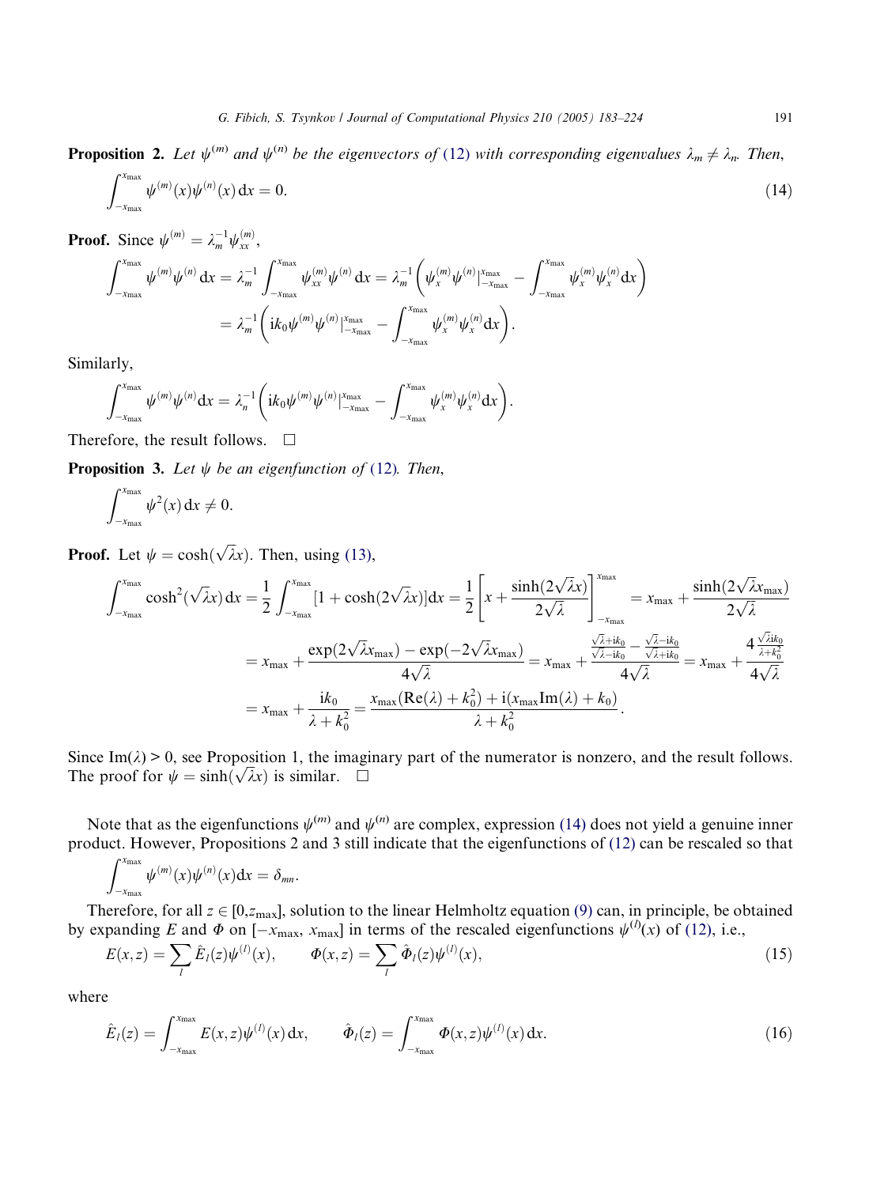**Proposition 2.** *Let $\psi^{(m)}$ and $\psi^{(n)}$ be the eigenvectors of (12) with corresponding eigenvalues $\lambda_m \neq \lambda_n$. Then,*

$$\int_{-x_{\max}}^{x_{\max}} \psi^{(m)}(x)\psi^{(n)}(x)\,\mathrm{d}x = 0. \tag{14}$$

**Proof.** Since $\psi^{(m)} = \lambda_m^{-1}\psi_{xx}^{(m)}$,

$$\int_{-x_{\max}}^{x_{\max}} \psi^{(m)}\psi^{(n)}\,\mathrm{d}x = \lambda_m^{-1}\int_{-x_{\max}}^{x_{\max}} \psi_{xx}^{(m)}\psi^{(n)}\,\mathrm{d}x = \lambda_m^{-1}\left(\psi_x^{(m)}\psi^{(n)}|_{-x_{\max}}^{x_{\max}} - \int_{-x_{\max}}^{x_{\max}} \psi_x^{(m)}\psi_x^{(n)}\mathrm{d}x\right)$$
$$= \lambda_m^{-1}\left(\mathrm{i}k_0\psi^{(m)}\psi^{(n)}|_{-x_{\max}}^{x_{\max}} - \int_{-x_{\max}}^{x_{\max}} \psi_x^{(m)}\psi_x^{(n)}\mathrm{d}x\right).$$

Similarly,

$$\int_{-x_{\max}}^{x_{\max}} \psi^{(m)}\psi^{(n)}\mathrm{d}x = \lambda_n^{-1}\left(\mathrm{i}k_0\psi^{(m)}\psi^{(n)}|_{-x_{\max}}^{x_{\max}} - \int_{-x_{\max}}^{x_{\max}} \psi_x^{(m)}\psi_x^{(n)}\mathrm{d}x\right).$$

Therefore, the result follows. $\square$

**Proposition 3.** *Let $\psi$ be an eigenfunction of (12). Then,*

$$\int_{-x_{\max}}^{x_{\max}} \psi^2(x)\,\mathrm{d}x \neq 0.$$

**Proof.** Let $\psi = \cosh(\sqrt{\lambda}x)$. Then, using (13),

$$\int_{-x_{\max}}^{x_{\max}} \cosh^2(\sqrt{\lambda}x)\,\mathrm{d}x = \frac{1}{2}\int_{-x_{\max}}^{x_{\max}} [1+\cosh(2\sqrt{\lambda}x)]\mathrm{d}x = \frac{1}{2}\left[x + \frac{\sinh(2\sqrt{\lambda}x)}{2\sqrt{\lambda}}\right]_{-x_{\max}}^{x_{\max}} = x_{\max} + \frac{\sinh(2\sqrt{\lambda}x_{\max})}{2\sqrt{\lambda}}$$
$$= x_{\max} + \frac{\exp(2\sqrt{\lambda}x_{\max}) - \exp(-2\sqrt{\lambda}x_{\max})}{4\sqrt{\lambda}} = x_{\max} + \frac{\frac{\sqrt{\lambda}+\mathrm{i}k_0}{\sqrt{\lambda}-\mathrm{i}k_0} - \frac{\sqrt{\lambda}-\mathrm{i}k_0}{\sqrt{\lambda}+\mathrm{i}k_0}}{4\sqrt{\lambda}} = x_{\max} + \frac{4\frac{\sqrt{\lambda}\mathrm{i}k_0}{\lambda+k_0^2}}{4\sqrt{\lambda}}$$
$$= x_{\max} + \frac{\mathrm{i}k_0}{\lambda+k_0^2} = \frac{x_{\max}(\mathrm{Re}(\lambda)+k_0^2) + \mathrm{i}(x_{\max}\mathrm{Im}(\lambda)+k_0)}{\lambda+k_0^2}.$$

Since $\mathrm{Im}(\lambda) > 0$, see Proposition 1, the imaginary part of the numerator is nonzero, and the result follows. The proof for $\psi = \sinh(\sqrt{\lambda}x)$ is similar. $\square$

Note that as the eigenfunctions $\psi^{(m)}$ and $\psi^{(n)}$ are complex, expression (14) does not yield a genuine inner product. However, Propositions 2 and 3 still indicate that the eigenfunctions of (12) can be rescaled so that

$$\int_{-x_{\max}}^{x_{\max}} \psi^{(m)}(x)\psi^{(n)}(x)\mathrm{d}x = \delta_{mn}.$$

Therefore, for all $z \in [0, z_{\max}]$, solution to the linear Helmholtz equation (9) can, in principle, be obtained by expanding $E$ and $\Phi$ on $[-x_{\max}, x_{\max}]$ in terms of the rescaled eigenfunctions $\psi^{(l)}(x)$ of (12), i.e.,

$$E(x,z) = \sum_l \hat{E}_l(z)\psi^{(l)}(x), \qquad \Phi(x,z) = \sum_l \hat{\Phi}_l(z)\psi^{(l)}(x), \tag{15}$$

where

$$\hat{E}_l(z) = \int_{-x_{\max}}^{x_{\max}} E(x,z)\psi^{(l)}(x)\,\mathrm{d}x, \qquad \hat{\Phi}_l(z) = \int_{-x_{\max}}^{x_{\max}} \Phi(x,z)\psi^{(l)}(x)\,\mathrm{d}x. \tag{16}$$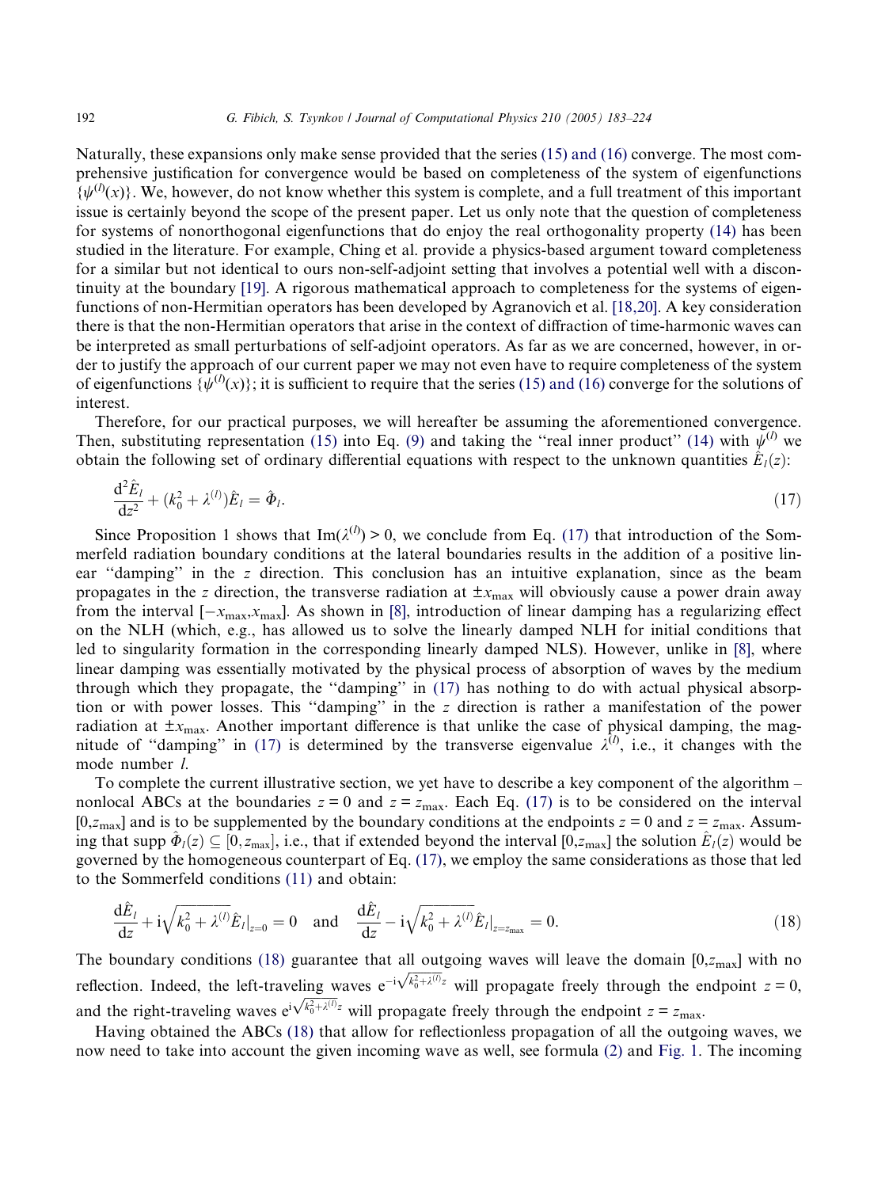Naturally, these expansions only make sense provided that the series (15) and (16) converge. The most comprehensive justification for convergence would be based on completeness of the system of eigenfunctions $\{\psi^{(l)}(x)\}$. We, however, do not know whether this system is complete, and a full treatment of this important issue is certainly beyond the scope of the present paper. Let us only note that the question of completeness for systems of nonorthogonal eigenfunctions that do enjoy the real orthogonality property (14) has been studied in the literature. For example, Ching et al. provide a physics-based argument toward completeness for a similar but not identical to ours non-self-adjoint setting that involves a potential well with a discontinuity at the boundary [19]. A rigorous mathematical approach to completeness for the systems of eigenfunctions of non-Hermitian operators has been developed by Agranovich et al. [18,20]. A key consideration there is that the non-Hermitian operators that arise in the context of diffraction of time-harmonic waves can be interpreted as small perturbations of self-adjoint operators. As far as we are concerned, however, in order to justify the approach of our current paper we may not even have to require completeness of the system of eigenfunctions $\{\psi^{(l)}(x)\}$; it is sufficient to require that the series (15) and (16) converge for the solutions of interest.

Therefore, for our practical purposes, we will hereafter be assuming the aforementioned convergence. Then, substituting representation (15) into Eq. (9) and taking the "real inner product" (14) with $\psi^{(l)}$ we obtain the following set of ordinary differential equations with respect to the unknown quantities $\hat{E}_l(z)$:

$$\frac{\mathrm{d}^2\hat{E}_l}{\mathrm{d}z^2} + (k_0^2 + \lambda^{(l)})\hat{E}_l = \hat{\Phi}_l. \tag{17}$$

Since Proposition 1 shows that $\mathrm{Im}(\lambda^{(l)}) > 0$, we conclude from Eq. (17) that introduction of the Sommerfeld radiation boundary conditions at the lateral boundaries results in the addition of a positive linear "damping" in the $z$ direction. This conclusion has an intuitive explanation, since as the beam propagates in the $z$ direction, the transverse radiation at $\pm x_{\max}$ will obviously cause a power drain away from the interval $[-x_{\max}, x_{\max}]$. As shown in [8], introduction of linear damping has a regularizing effect on the NLH (which, e.g., has allowed us to solve the linearly damped NLH for initial conditions that led to singularity formation in the corresponding linearly damped NLS). However, unlike in [8], where linear damping was essentially motivated by the physical process of absorption of waves by the medium through which they propagate, the "damping" in (17) has nothing to do with actual physical absorption or with power losses. This "damping" in the $z$ direction is rather a manifestation of the power radiation at $\pm x_{\max}$. Another important difference is that unlike the case of physical damping, the magnitude of "damping" in (17) is determined by the transverse eigenvalue $\lambda^{(l)}$, i.e., it changes with the mode number $l$.

To complete the current illustrative section, we yet have to describe a key component of the algorithm – nonlocal ABCs at the boundaries $z = 0$ and $z = z_{\max}$. Each Eq. (17) is to be considered on the interval $[0, z_{\max}]$ and is to be supplemented by the boundary conditions at the endpoints $z = 0$ and $z = z_{\max}$. Assuming that $\mathrm{supp}\,\hat{\Phi}_l(z) \subseteq [0, z_{\max}]$, i.e., that if extended beyond the interval $[0, z_{\max}]$ the solution $\hat{E}_l(z)$ would be governed by the homogeneous counterpart of Eq. (17), we employ the same considerations as those that led to the Sommerfeld conditions (11) and obtain:

$$\frac{\mathrm{d}\hat{E}_l}{\mathrm{d}z} + \mathrm{i}\sqrt{k_0^2 + \lambda^{(l)}}\hat{E}_l\Big|_{z=0} = 0 \quad \text{and} \quad \frac{\mathrm{d}\hat{E}_l}{\mathrm{d}z} - \mathrm{i}\sqrt{k_0^2 + \lambda^{(l)}}\hat{E}_l\Big|_{z=z_{\max}} = 0. \tag{18}$$

The boundary conditions (18) guarantee that all outgoing waves will leave the domain $[0, z_{\max}]$ with no reflection. Indeed, the left-traveling waves $e^{-\mathrm{i}\sqrt{k_0^2+\lambda^{(l)}}z}$ will propagate freely through the endpoint $z = 0$, and the right-traveling waves $e^{\mathrm{i}\sqrt{k_0^2+\lambda^{(l)}}z}$ will propagate freely through the endpoint $z = z_{\max}$.

Having obtained the ABCs (18) that allow for reflectionless propagation of all the outgoing waves, we now need to take into account the given incoming wave as well, see formula (2) and Fig. 1. The incoming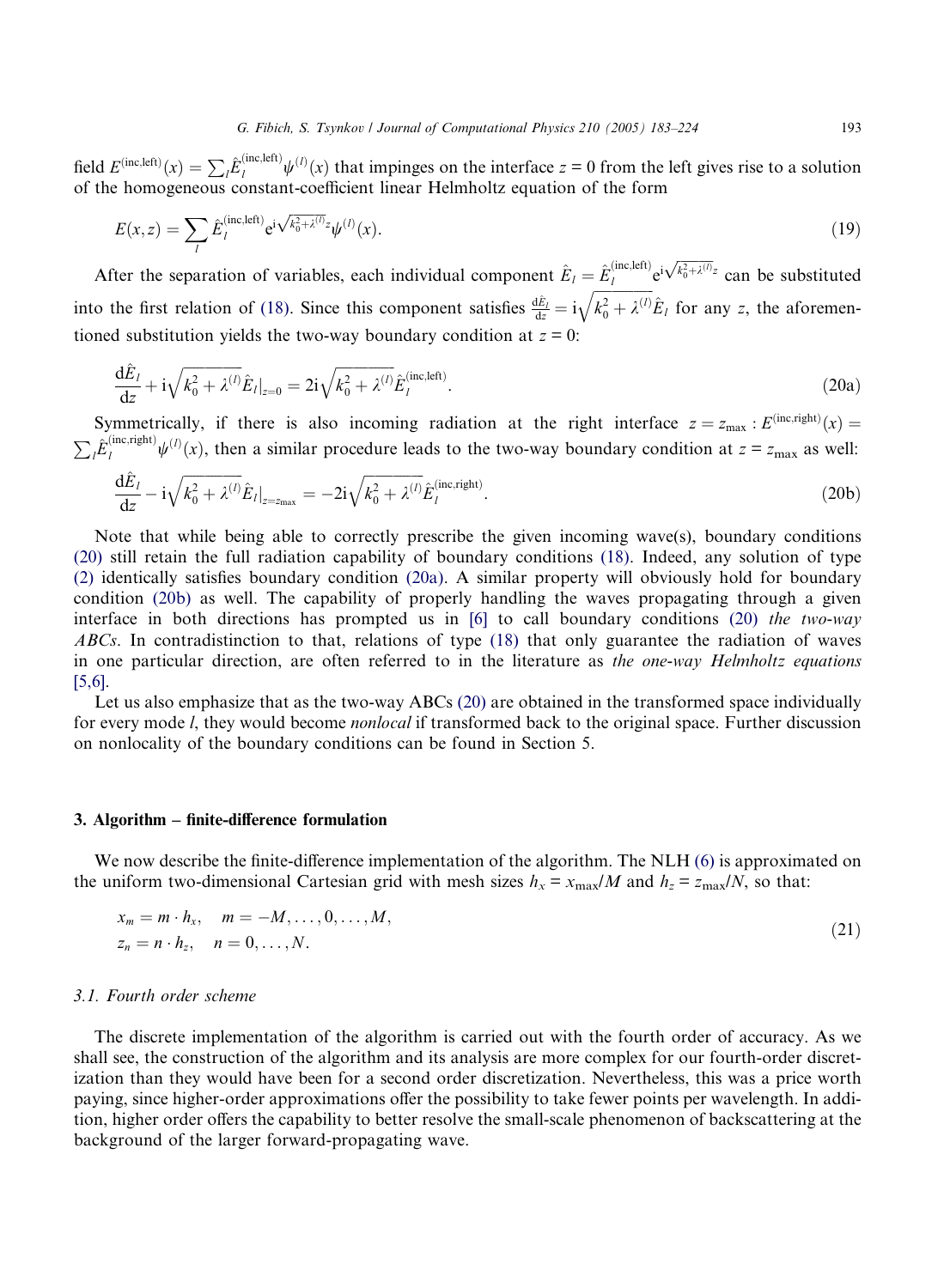field $E^{(\text{inc,left})}(x) = \sum_l \hat{E}_l^{(\text{inc,left})} \psi^{(l)}(x)$ that impinges on the interface $z = 0$ from the left gives rise to a solution of the homogeneous constant-coefficient linear Helmholtz equation of the form

$$E(x,z) = \sum_l \hat{E}_l^{(\text{inc,left})} e^{i\sqrt{k_0^2+\lambda^{(l)}}z} \psi^{(l)}(x). \tag{19}$$

After the separation of variables, each individual component $\hat{E}_l = \hat{E}_l^{(\text{inc,left})} e^{i\sqrt{k_0^2+\lambda^{(l)}}z}$ can be substituted into the first relation of (18). Since this component satisfies $\frac{d\hat{E}_l}{dz} = i\sqrt{k_0^2 + \lambda^{(l)}}\hat{E}_l$ for any $z$, the aforementioned substitution yields the two-way boundary condition at $z = 0$:

$$\frac{d\hat{E}_l}{dz} + i\sqrt{k_0^2 + \lambda^{(l)}}\hat{E}_l\Big|_{z=0} = 2i\sqrt{k_0^2 + \lambda^{(l)}}\hat{E}_l^{(\text{inc,left})}. \tag{20a}$$

Symmetrically, if there is also incoming radiation at the right interface $z = z_{\max} : E^{(\text{inc,right})}(x) = \sum_l \hat{E}_l^{(\text{inc,right})} \psi^{(l)}(x)$, then a similar procedure leads to the two-way boundary condition at $z = z_{\max}$ as well:

$$\frac{d\hat{E}_l}{dz} - i\sqrt{k_0^2 + \lambda^{(l)}}\hat{E}_l\Big|_{z=z_{\max}} = -2i\sqrt{k_0^2 + \lambda^{(l)}}\hat{E}_l^{(\text{inc,right})}. \tag{20b}$$

Note that while being able to correctly prescribe the given incoming wave(s), boundary conditions (20) still retain the full radiation capability of boundary conditions (18). Indeed, any solution of type (2) identically satisfies boundary condition (20a). A similar property will obviously hold for boundary condition (20b) as well. The capability of properly handling the waves propagating through a given interface in both directions has prompted us in [6] to call boundary conditions (20) *the two-way ABCs*. In contradistinction to that, relations of type (18) that only guarantee the radiation of waves in one particular direction, are often referred to in the literature as *the one-way Helmholtz equations* [5,6].

Let us also emphasize that as the two-way ABCs (20) are obtained in the transformed space individually for every mode $l$, they would become *nonlocal* if transformed back to the original space. Further discussion on nonlocality of the boundary conditions can be found in Section 5.

## 3. Algorithm – finite-difference formulation

We now describe the finite-difference implementation of the algorithm. The NLH (6) is approximated on the uniform two-dimensional Cartesian grid with mesh sizes $h_x = x_{\max}/M$ and $h_z = z_{\max}/N$, so that:

$$\begin{aligned} x_m &= m \cdot h_x, \quad m = -M, \ldots, 0, \ldots, M, \\ z_n &= n \cdot h_z, \quad n = 0, \ldots, N. \end{aligned} \tag{21}$$

### 3.1. Fourth order scheme

The discrete implementation of the algorithm is carried out with the fourth order of accuracy. As we shall see, the construction of the algorithm and its analysis are more complex for our fourth-order discretization than they would have been for a second order discretization. Nevertheless, this was a price worth paying, since higher-order approximations offer the possibility to take fewer points per wavelength. In addition, higher order offers the capability to better resolve the small-scale phenomenon of backscattering at the background of the larger forward-propagating wave.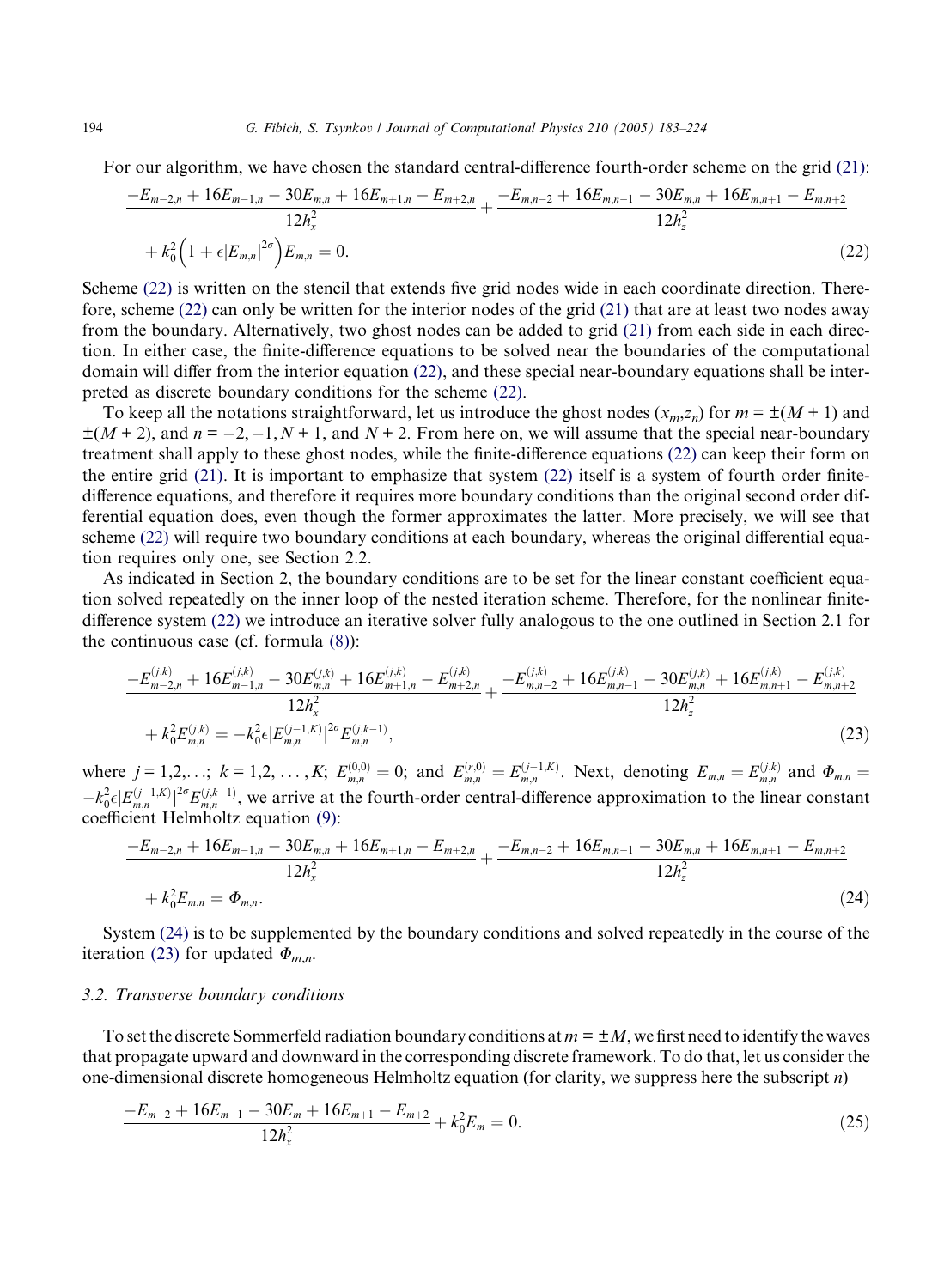For our algorithm, we have chosen the standard central-difference fourth-order scheme on the grid (21):

$$
\begin{aligned}
&\frac{-E_{m-2,n}+16E_{m-1,n}-30E_{m,n}+16E_{m+1,n}-E_{m+2,n}}{12h_x^2}+\frac{-E_{m,n-2}+16E_{m,n-1}-30E_{m,n}+16E_{m,n+1}-E_{m,n+2}}{12h_z^2}\\
&\quad+k_0^2\left(1+\epsilon|E_{m,n}|^{2\sigma}\right)E_{m,n}=0.
\end{aligned}
\tag{22}
$$

Scheme (22) is written on the stencil that extends five grid nodes wide in each coordinate direction. Therefore, scheme (22) can only be written for the interior nodes of the grid (21) that are at least two nodes away from the boundary. Alternatively, two ghost nodes can be added to grid (21) from each side in each direction. In either case, the finite-difference equations to be solved near the boundaries of the computational domain will differ from the interior equation (22), and these special near-boundary equations shall be interpreted as discrete boundary conditions for the scheme (22).

To keep all the notations straightforward, let us introduce the ghost nodes $(x_m,z_n)$ for $m=\pm(M+1)$ and $\pm(M+2)$, and $n=-2,-1,N+1$, and $N+2$. From here on, we will assume that the special near-boundary treatment shall apply to these ghost nodes, while the finite-difference equations (22) can keep their form on the entire grid (21). It is important to emphasize that system (22) itself is a system of fourth order finite-difference equations, and therefore it requires more boundary conditions than the original second order differential equation does, even though the former approximates the latter. More precisely, we will see that scheme (22) will require two boundary conditions at each boundary, whereas the original differential equation requires only one, see Section 2.2.

As indicated in Section 2, the boundary conditions are to be set for the linear constant coefficient equation solved repeatedly on the inner loop of the nested iteration scheme. Therefore, for the nonlinear finite-difference system (22) we introduce an iterative solver fully analogous to the one outlined in Section 2.1 for the continuous case (cf. formula (8)):

$$
\begin{aligned}
&\frac{-E^{(j,k)}_{m-2,n}+16E^{(j,k)}_{m-1,n}-30E^{(j,k)}_{m,n}+16E^{(j,k)}_{m+1,n}-E^{(j,k)}_{m+2,n}}{12h_x^2}+\frac{-E^{(j,k)}_{m,n-2}+16E^{(j,k)}_{m,n-1}-30E^{(j,k)}_{m,n}+16E^{(j,k)}_{m,n+1}-E^{(j,k)}_{m,n+2}}{12h_z^2}\\
&\quad+k_0^2E^{(j,k)}_{m,n}=-k_0^2\epsilon|E^{(j-1,K)}_{m,n}|^{2\sigma}E^{(j,k-1)}_{m,n},
\end{aligned}
\tag{23}
$$

where $j=1,2,\ldots;\ k=1,2,\ldots,K;\ E^{(0,0)}_{m,n}=0$; and $E^{(r,0)}_{m,n}=E^{(j-1,K)}_{m,n}$. Next, denoting $E_{m,n}=E^{(j,k)}_{m,n}$ and $\Phi_{m,n}=-k_0^2\epsilon|E^{(j-1,K)}_{m,n}|^{2\sigma}E^{(j,k-1)}_{m,n}$, we arrive at the fourth-order central-difference approximation to the linear constant coefficient Helmholtz equation (9):

$$
\begin{aligned}
&\frac{-E_{m-2,n}+16E_{m-1,n}-30E_{m,n}+16E_{m+1,n}-E_{m+2,n}}{12h_x^2}+\frac{-E_{m,n-2}+16E_{m,n-1}-30E_{m,n}+16E_{m,n+1}-E_{m,n+2}}{12h_z^2}\\
&\quad+k_0^2E_{m,n}=\Phi_{m,n}.
\end{aligned}
\tag{24}
$$

System (24) is to be supplemented by the boundary conditions and solved repeatedly in the course of the iteration (23) for updated $\Phi_{m,n}$.

### 3.2. Transverse boundary conditions

To set the discrete Sommerfeld radiation boundary conditions at $m=\pm M$, we first need to identify the waves that propagate upward and downward in the corresponding discrete framework. To do that, let us consider the one-dimensional discrete homogeneous Helmholtz equation (for clarity, we suppress here the subscript $n$)

$$
\frac{-E_{m-2}+16E_{m-1}-30E_m+16E_{m+1}-E_{m+2}}{12h_x^2}+k_0^2E_m=0.
\tag{25}
$$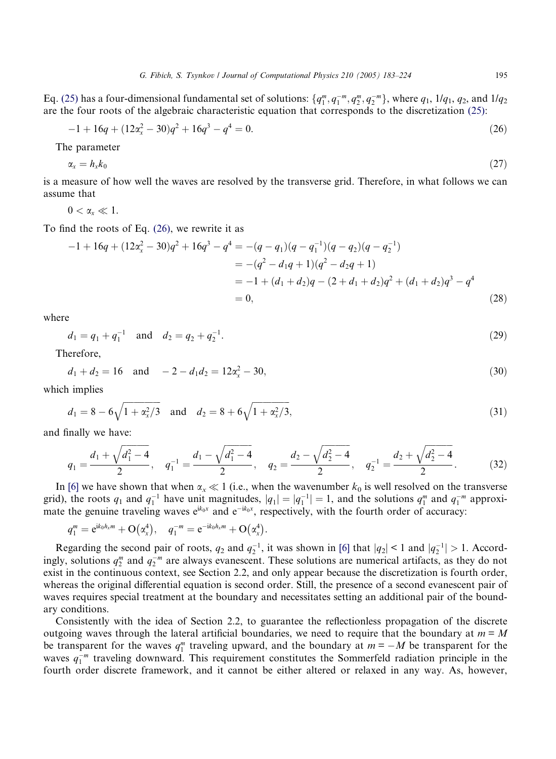Eq. (25) has a four-dimensional fundamental set of solutions: $\{q_1^m, q_1^{-m}, q_2^m, q_2^{-m}\}$, where $q_1$, $1/q_1$, $q_2$, and $1/q_2$ are the four roots of the algebraic characteristic equation that corresponds to the discretization (25):

$$-1 + 16q + (12\alpha_x^2 - 30)q^2 + 16q^3 - q^4 = 0. \tag{26}$$

The parameter

$$\alpha_x = h_x k_0 \tag{27}$$

is a measure of how well the waves are resolved by the transverse grid. Therefore, in what follows we can assume that

$$0 < \alpha_x \ll 1.$$

To find the roots of Eq. (26), we rewrite it as

$$\begin{aligned}
-1 + 16q + (12\alpha_x^2 - 30)q^2 + 16q^3 - q^4 &= -(q - q_1)(q - q_1^{-1})(q - q_2)(q - q_2^{-1}) \\
&= -(q^2 - d_1 q + 1)(q^2 - d_2 q + 1) \\
&= -1 + (d_1 + d_2)q - (2 + d_1 + d_2)q^2 + (d_1 + d_2)q^3 - q^4 \\
&= 0,
\end{aligned} \tag{28}$$

where

$$d_1 = q_1 + q_1^{-1} \quad \text{and} \quad d_2 = q_2 + q_2^{-1}. \tag{29}$$

Therefore,

$$d_1 + d_2 = 16 \quad \text{and} \quad -2 - d_1 d_2 = 12\alpha_x^2 - 30, \tag{30}$$

which implies

$$d_1 = 8 - 6\sqrt{1 + \alpha_x^2/3} \quad \text{and} \quad d_2 = 8 + 6\sqrt{1 + \alpha_x^2/3}, \tag{31}$$

and finally we have:

$$q_1 = \frac{d_1 + \sqrt{d_1^2 - 4}}{2}, \quad q_1^{-1} = \frac{d_1 - \sqrt{d_1^2 - 4}}{2}, \quad q_2 = \frac{d_2 - \sqrt{d_2^2 - 4}}{2}, \quad q_2^{-1} = \frac{d_2 + \sqrt{d_2^2 - 4}}{2}. \tag{32}$$

In [6] we have shown that when $\alpha_x \ll 1$ (i.e., when the wavenumber $k_0$ is well resolved on the transverse grid), the roots $q_1$ and $q_1^{-1}$ have unit magnitudes, $|q_1| = |q_1^{-1}| = 1$, and the solutions $q_1^m$ and $q_1^{-m}$ approximate the genuine traveling waves $e^{ik_0 x}$ and $e^{-ik_0 x}$, respectively, with the fourth order of accuracy:

$$q_1^m = e^{ik_0 h_x m} + O(\alpha_x^4), \quad q_1^{-m} = e^{-ik_0 h_x m} + O(\alpha_x^4).$$

Regarding the second pair of roots, $q_2$ and $q_2^{-1}$, it was shown in [6] that $|q_2| < 1$ and $|q_2^{-1}| > 1$. Accordingly, solutions $q_2^m$ and $q_2^{-m}$ are always evanescent. These solutions are numerical artifacts, as they do not exist in the continuous context, see Section 2.2, and only appear because the discretization is fourth order, whereas the original differential equation is second order. Still, the presence of a second evanescent pair of waves requires special treatment at the boundary and necessitates setting an additional pair of the boundary conditions.

Consistently with the idea of Section 2.2, to guarantee the reflectionless propagation of the discrete outgoing waves through the lateral artificial boundaries, we need to require that the boundary at $m = M$ be transparent for the waves $q_1^m$ traveling upward, and the boundary at $m = -M$ be transparent for the waves $q_1^{-m}$ traveling downward. This requirement constitutes the Sommerfeld radiation principle in the fourth order discrete framework, and it cannot be either altered or relaxed in any way. As, however,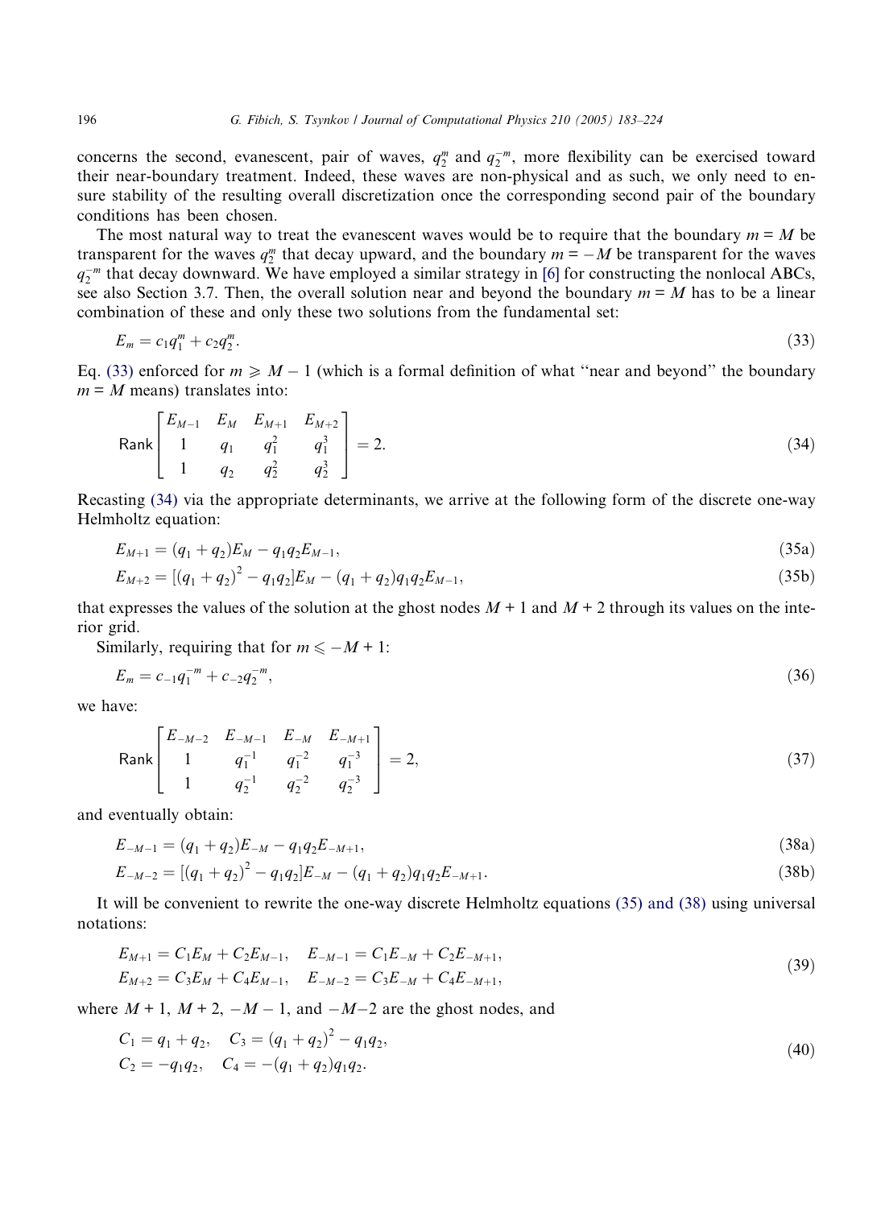concerns the second, evanescent, pair of waves, $q_2^m$ and $q_2^{-m}$, more flexibility can be exercised toward their near-boundary treatment. Indeed, these waves are non-physical and as such, we only need to ensure stability of the resulting overall discretization once the corresponding second pair of the boundary conditions has been chosen.

The most natural way to treat the evanescent waves would be to require that the boundary $m = M$ be transparent for the waves $q_2^m$ that decay upward, and the boundary $m = -M$ be transparent for the waves $q_2^{-m}$ that decay downward. We have employed a similar strategy in [6] for constructing the nonlocal ABCs, see also Section 3.7. Then, the overall solution near and beyond the boundary $m = M$ has to be a linear combination of these and only these two solutions from the fundamental set:

$$E_m = c_1 q_1^m + c_2 q_2^m. \tag{33}$$

Eq. (33) enforced for $m \geqslant M - 1$ (which is a formal definition of what "near and beyond" the boundary $m = M$ means) translates into:

$$\mathsf{Rank}\begin{bmatrix} E_{M-1} & E_M & E_{M+1} & E_{M+2} \\ 1 & q_1 & q_1^2 & q_1^3 \\ 1 & q_2 & q_2^2 & q_2^3 \end{bmatrix} = 2. \tag{34}$$

Recasting (34) via the appropriate determinants, we arrive at the following form of the discrete one-way Helmholtz equation:

$$E_{M+1} = (q_1 + q_2)E_M - q_1 q_2 E_{M-1}, \tag{35a}$$

$$E_{M+2} = [(q_1 + q_2)^2 - q_1 q_2]E_M - (q_1 + q_2)q_1 q_2 E_{M-1}, \tag{35b}$$

that expresses the values of the solution at the ghost nodes $M + 1$ and $M + 2$ through its values on the interior grid.

Similarly, requiring that for $m \leqslant -M + 1$:

$$E_m = c_{-1} q_1^{-m} + c_{-2} q_2^{-m}, \tag{36}$$

we have:

$$\mathsf{Rank}\begin{bmatrix} E_{-M-2} & E_{-M-1} & E_{-M} & E_{-M+1} \\ 1 & q_1^{-1} & q_1^{-2} & q_1^{-3} \\ 1 & q_2^{-1} & q_2^{-2} & q_2^{-3} \end{bmatrix} = 2, \tag{37}$$

and eventually obtain:

$$E_{-M-1} = (q_1 + q_2)E_{-M} - q_1 q_2 E_{-M+1}, \tag{38a}$$

$$E_{-M-2} = [(q_1 + q_2)^2 - q_1 q_2]E_{-M} - (q_1 + q_2)q_1 q_2 E_{-M+1}. \tag{38b}$$

It will be convenient to rewrite the one-way discrete Helmholtz equations (35) and (38) using universal notations:

$$\begin{aligned} E_{M+1} &= C_1 E_M + C_2 E_{M-1}, \quad E_{-M-1} = C_1 E_{-M} + C_2 E_{-M+1}, \\ E_{M+2} &= C_3 E_M + C_4 E_{M-1}, \quad E_{-M-2} = C_3 E_{-M} + C_4 E_{-M+1}, \end{aligned} \tag{39}$$

where $M + 1$, $M + 2$, $-M - 1$, and $-M-2$ are the ghost nodes, and

$$\begin{aligned} C_1 &= q_1 + q_2, \quad C_3 = (q_1 + q_2)^2 - q_1 q_2, \\ C_2 &= -q_1 q_2, \quad C_4 = -(q_1 + q_2)q_1 q_2. \end{aligned} \tag{40}$$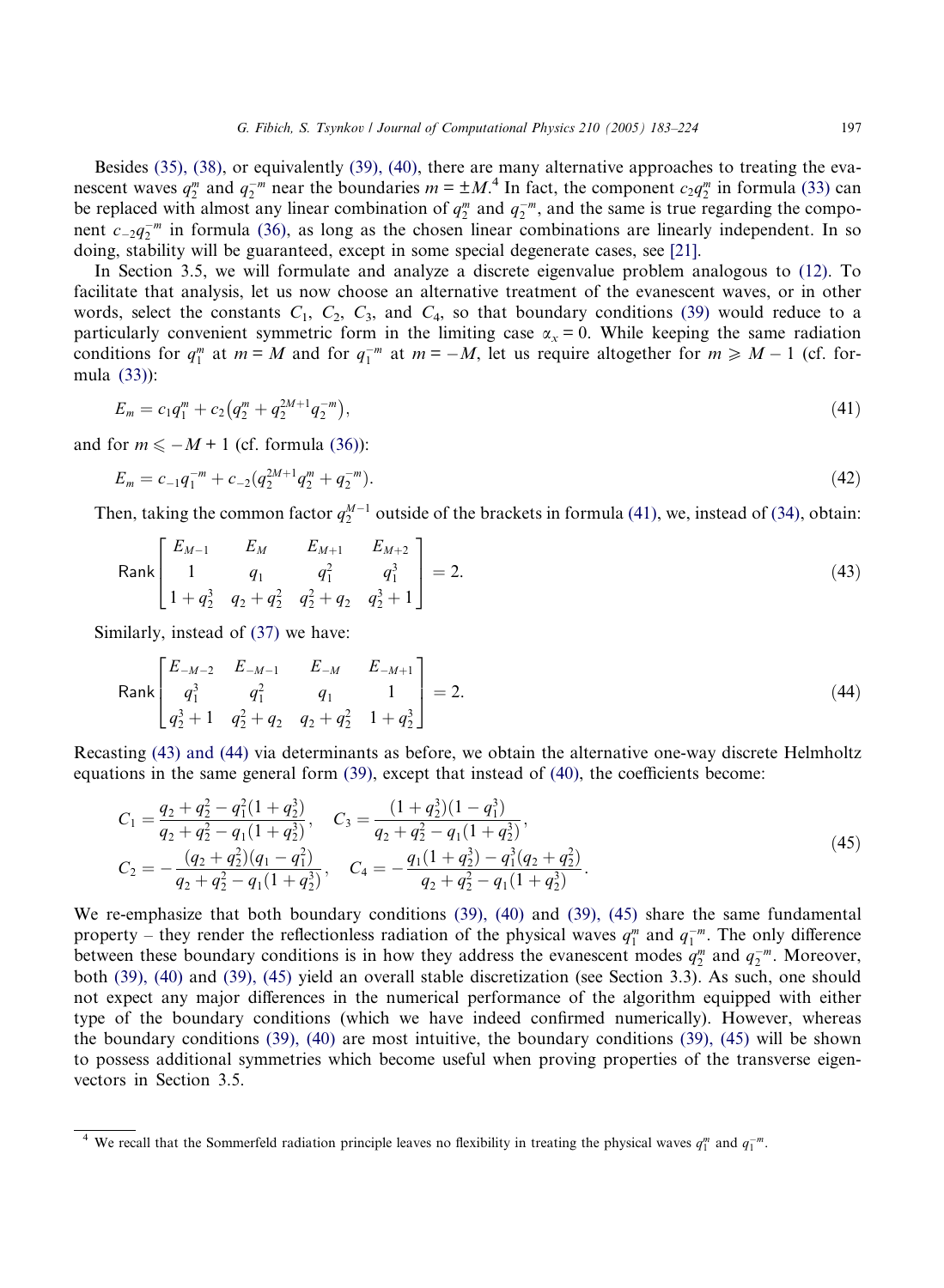Besides (35), (38), or equivalently (39), (40), there are many alternative approaches to treating the evanescent waves $q_2^m$ and $q_2^{-m}$ near the boundaries $m = \pm M$.[4] In fact, the component $c_2 q_2^m$ in formula (33) can be replaced with almost any linear combination of $q_2^m$ and $q_2^{-m}$, and the same is true regarding the component $c_{-2} q_2^{-m}$ in formula (36), as long as the chosen linear combinations are linearly independent. In so doing, stability will be guaranteed, except in some special degenerate cases, see [21].

In Section 3.5, we will formulate and analyze a discrete eigenvalue problem analogous to (12). To facilitate that analysis, let us now choose an alternative treatment of the evanescent waves, or in other words, select the constants $C_1$, $C_2$, $C_3$, and $C_4$, so that boundary conditions (39) would reduce to a particularly convenient symmetric form in the limiting case $\alpha_x = 0$. While keeping the same radiation conditions for $q_1^m$ at $m = M$ and for $q_1^{-m}$ at $m = -M$, let us require altogether for $m \geqslant M - 1$ (cf. formula (33)):

$$E_m = c_1 q_1^m + c_2 \left( q_2^m + q_2^{2M+1} q_2^{-m} \right), \tag{41}$$

and for $m \leqslant -M + 1$ (cf. formula (36)):

$$E_m = c_{-1} q_1^{-m} + c_{-2} (q_2^{2M+1} q_2^m + q_2^{-m}). \tag{42}$$

Then, taking the common factor $q_2^{M-1}$ outside of the brackets in formula (41), we, instead of (34), obtain:

$$\operatorname{Rank} \begin{bmatrix} E_{M-1} & E_M & E_{M+1} & E_{M+2} \\ 1 & q_1 & q_1^2 & q_1^3 \\ 1 + q_2^3 & q_2 + q_2^2 & q_2^2 + q_2 & q_2^3 + 1 \end{bmatrix} = 2. \tag{43}$$

Similarly, instead of (37) we have:

$$\operatorname{Rank} \begin{bmatrix} E_{-M-2} & E_{-M-1} & E_{-M} & E_{-M+1} \\ q_1^3 & q_1^2 & q_1 & 1 \\ q_2^3 + 1 & q_2^2 + q_2 & q_2 + q_2^2 & 1 + q_2^3 \end{bmatrix} = 2. \tag{44}$$

Recasting (43) and (44) via determinants as before, we obtain the alternative one-way discrete Helmholtz equations in the same general form (39), except that instead of (40), the coefficients become:

$$\begin{aligned} C_1 &= \frac{q_2 + q_2^2 - q_1^2(1 + q_2^3)}{q_2 + q_2^2 - q_1(1 + q_2^3)}, \quad C_3 = \frac{(1 + q_2^3)(1 - q_1^3)}{q_2 + q_2^2 - q_1(1 + q_2^3)}, \\ C_2 &= -\frac{(q_2 + q_2^2)(q_1 - q_1^2)}{q_2 + q_2^2 - q_1(1 + q_2^3)}, \quad C_4 = -\frac{q_1(1 + q_2^3) - q_1^3(q_2 + q_2^2)}{q_2 + q_2^2 - q_1(1 + q_2^3)}. \end{aligned} \tag{45}$$

We re-emphasize that both boundary conditions (39), (40) and (39), (45) share the same fundamental property – they render the reflectionless radiation of the physical waves $q_1^m$ and $q_1^{-m}$. The only difference between these boundary conditions is in how they address the evanescent modes $q_2^m$ and $q_2^{-m}$. Moreover, both (39), (40) and (39), (45) yield an overall stable discretization (see Section 3.3). As such, one should not expect any major differences in the numerical performance of the algorithm equipped with either type of the boundary conditions (which we have indeed confirmed numerically). However, whereas the boundary conditions (39), (40) are most intuitive, the boundary conditions (39), (45) will be shown to possess additional symmetries which become useful when proving properties of the transverse eigenvectors in Section 3.5.

---

[4] We recall that the Sommerfeld radiation principle leaves no flexibility in treating the physical waves $q_1^m$ and $q_1^{-m}$.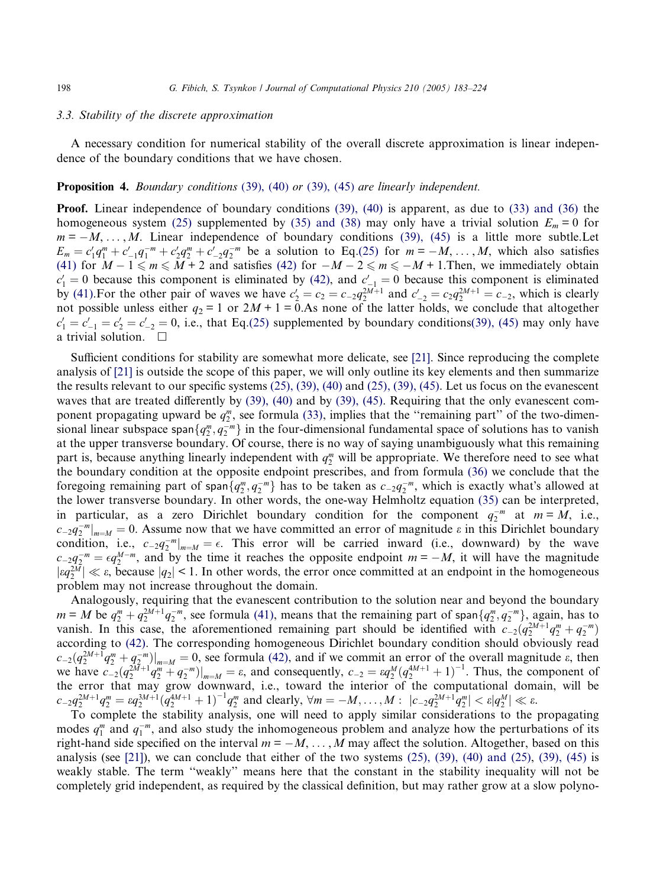### 3.3. Stability of the discrete approximation

A necessary condition for numerical stability of the overall discrete approximation is linear independence of the boundary conditions that we have chosen.

**Proposition 4.** *Boundary conditions (39), (40) or (39), (45) are linearly independent.*

**Proof.** Linear independence of boundary conditions (39), (40) is apparent, as due to (33) and (36) the homogeneous system (25) supplemented by (35) and (38) may only have a trivial solution $E_m = 0$ for $m = -M, \ldots, M$. Linear independence of boundary conditions (39), (45) is a little more subtle. Let $E_m = c'_1 q_1^m + c'_{-1} q_1^{-m} + c'_2 q_2^m + c'_{-2} q_2^{-m}$ be a solution to Eq. (25) for $m = -M, \ldots, M$, which also satisfies (41) for $M - 1 \leqslant m \leqslant M + 2$ and satisfies (42) for $-M - 2 \leqslant m \leqslant -M + 1$. Then, we immediately obtain $c'_1 = 0$ because this component is eliminated by (42), and $c'_{-1} = 0$ because this component is eliminated by (41). For the other pair of waves we have $c'_2 = c_2 = c_{-2} q_2^{2M+1}$ and $c'_{-2} = c_2 q_2^{2M+1} = c_{-2}$, which is clearly not possible unless either $q_2 = 1$ or $2M + 1 = 0$. As none of the latter holds, we conclude that altogether $c'_1 = c'_{-1} = c'_2 = c'_{-2} = 0$, i.e., that Eq. (25) supplemented by boundary conditions (39), (45) may only have a trivial solution. $\square$

Sufficient conditions for stability are somewhat more delicate, see [21]. Since reproducing the complete analysis of [21] is outside the scope of this paper, we will only outline its key elements and then summarize the results relevant to our specific systems (25), (39), (40) and (25), (39), (45). Let us focus on the evanescent waves that are treated differently by (39), (40) and by (39), (45). Requiring that the only evanescent component propagating upward be $q_2^m$, see formula (33), implies that the "remaining part" of the two-dimensional linear subspace $\mathsf{span}\{q_2^m, q_2^{-m}\}$ in the four-dimensional fundamental space of solutions has to vanish at the upper transverse boundary. Of course, there is no way of saying unambiguously what this remaining part is, because anything linearly independent with $q_2^m$ will be appropriate. We therefore need to see what the boundary condition at the opposite endpoint prescribes, and from formula (36) we conclude that the foregoing remaining part of $\mathsf{span}\{q_2^m, q_2^{-m}\}$ has to be taken as $c_{-2} q_2^{-m}$, which is exactly what's allowed at the lower transverse boundary. In other words, the one-way Helmholtz equation (35) can be interpreted, in particular, as a zero Dirichlet boundary condition for the component $q_2^{-m}$ at $m = M$, i.e., $c_{-2} q_2^{-m}|_{m=M} = 0$. Assume now that we have committed an error of magnitude $\varepsilon$ in this Dirichlet boundary condition, i.e., $c_{-2} q_2^{-m}|_{m=M} = \epsilon$. This error will be carried inward (i.e., downward) by the wave $c_{-2} q_2^{-m} = \epsilon q_2^{M-m}$, and by the time it reaches the opposite endpoint $m = -M$, it will have the magnitude $|\varepsilon q_2^{2M}| \ll \varepsilon$, because $|q_2| < 1$. In other words, the error once committed at an endpoint in the homogeneous problem may not increase throughout the domain.

Analogously, requiring that the evanescent contribution to the solution near and beyond the boundary $m = M$ be $q_2^m + q_2^{2M+1} q_2^{-m}$, see formula (41), means that the remaining part of $\mathsf{span}\{q_2^m, q_2^{-m}\}$, again, has to vanish. In this case, the aforementioned remaining part should be identified with $c_{-2}(q_2^{2M+1} q_2^m + q_2^{-m})$ according to (42). The corresponding homogeneous Dirichlet boundary condition should obviously read $c_{-2}(q_2^{2M+1} q_2^m + q_2^{-m})|_{m=M} = 0$, see formula (42), and if we commit an error of the overall magnitude $\varepsilon$, then we have $c_{-2}(q_2^{2M+1} q_2^m + q_2^{-m})|_{m=M} = \varepsilon$, and consequently, $c_{-2} = \varepsilon q_2^M (q_2^{4M+1} + 1)^{-1}$. Thus, the component of the error that may grow downward, i.e., toward the interior of the computational domain, will be $c_{-2} q_2^{2M+1} q_2^m = \varepsilon q_2^{3M+1} (q_2^{4M+1} + 1)^{-1} q_2^m$ and clearly, $\forall m = -M, \ldots, M: \ |c_{-2} q_2^{2M+1} q_2^m| < \varepsilon |q_2^M| \ll \varepsilon$.

To complete the stability analysis, one will need to apply similar considerations to the propagating modes $q_1^m$ and $q_1^{-m}$, and also study the inhomogeneous problem and analyze how the perturbations of its right-hand side specified on the interval $m = -M, \ldots, M$ may affect the solution. Altogether, based on this analysis (see [21]), we can conclude that either of the two systems (25), (39), (40) and (25), (39), (45) is weakly stable. The term "weakly" means here that the constant in the stability inequality will not be completely grid independent, as required by the classical definition, but may rather grow at a slow polyno-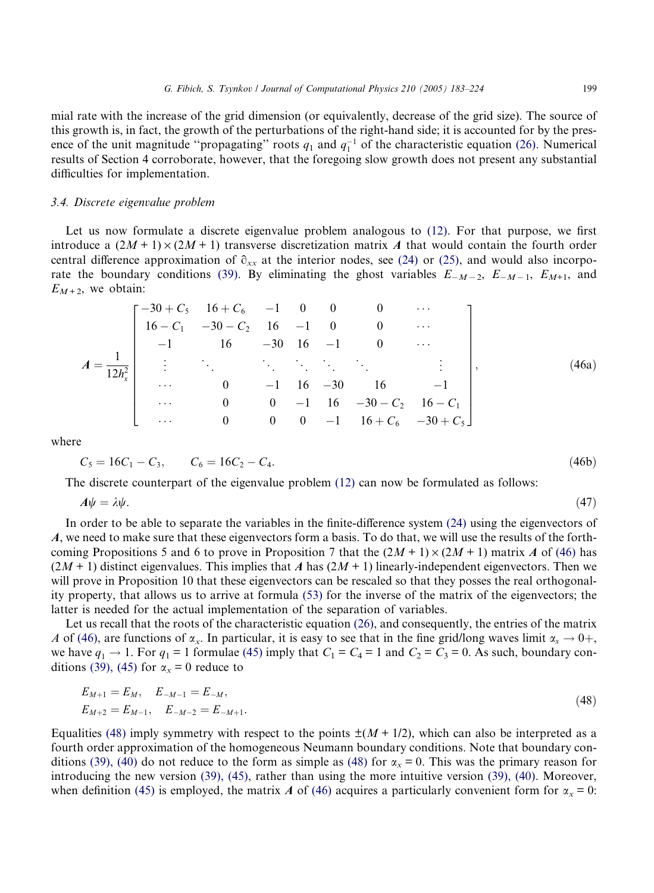mial rate with the increase of the grid dimension (or equivalently, decrease of the grid size). The source of this growth is, in fact, the growth of the perturbations of the right-hand side; it is accounted for by the presence of the unit magnitude "propagating" roots $q_1$ and $q_1^{-1}$ of the characteristic equation (26). Numerical results of Section 4 corroborate, however, that the foregoing slow growth does not present any substantial difficulties for implementation.

### 3.4. Discrete eigenvalue problem

Let us now formulate a discrete eigenvalue problem analogous to (12). For that purpose, we first introduce a $(2M+1)\times(2M+1)$ transverse discretization matrix $\boldsymbol{A}$ that would contain the fourth order central difference approximation of $\partial_{xx}$ at the interior nodes, see (24) or (25), and would also incorporate the boundary conditions (39). By eliminating the ghost variables $E_{-M-2}$, $E_{-M-1}$, $E_{M+1}$, and $E_{M+2}$, we obtain:

$$
\boldsymbol{A} = \frac{1}{12h_x^2}\begin{bmatrix}
-30+C_5 & 16+C_6 & -1 & 0 & 0 & 0 & \cdots \\
16-C_1 & -30-C_2 & 16 & -1 & 0 & 0 & \cdots \\
-1 & 16 & -30 & 16 & -1 & 0 & \cdots \\
\vdots & \ddots & & \ddots & \ddots & \ddots & \ddots & \vdots \\
\cdots & 0 & -1 & 16 & -30 & 16 & -1 \\
\cdots & 0 & 0 & -1 & 16 & -30-C_2 & 16-C_1 \\
\cdots & 0 & 0 & 0 & -1 & 16+C_6 & -30+C_5
\end{bmatrix}, \tag{46a}
$$

where

$$
C_5 = 16C_1 - C_3, \qquad C_6 = 16C_2 - C_4. \tag{46b}
$$

The discrete counterpart of the eigenvalue problem (12) can now be formulated as follows:

$$
\boldsymbol{A}\psi = \lambda\psi. \tag{47}
$$

In order to be able to separate the variables in the finite-difference system (24) using the eigenvectors of $\boldsymbol{A}$, we need to make sure that these eigenvectors form a basis. To do that, we will use the results of the forthcoming Propositions 5 and 6 to prove in Proposition 7 that the $(2M+1)\times(2M+1)$ matrix $\boldsymbol{A}$ of (46) has $(2M+1)$ distinct eigenvalues. This implies that $\boldsymbol{A}$ has $(2M+1)$ linearly-independent eigenvectors. Then we will prove in Proposition 10 that these eigenvectors can be rescaled so that they posses the real orthogonality property, that allows us to arrive at formula (53) for the inverse of the matrix of the eigenvectors; the latter is needed for the actual implementation of the separation of variables.

Let us recall that the roots of the characteristic equation (26), and consequently, the entries of the matrix $A$ of (46), are functions of $\alpha_x$. In particular, it is easy to see that in the fine grid/long waves limit $\alpha_x \to 0+$, we have $q_1 \to 1$. For $q_1 = 1$ formulae (45) imply that $C_1 = C_4 = 1$ and $C_2 = C_3 = 0$. As such, boundary conditions (39), (45) for $\alpha_x = 0$ reduce to

$$
\begin{aligned}
&E_{M+1} = E_M, \quad E_{-M-1} = E_{-M}, \\
&E_{M+2} = E_{M-1}, \quad E_{-M-2} = E_{-M+1}.
\end{aligned} \tag{48}
$$

Equalities (48) imply symmetry with respect to the points $\pm(M+1/2)$, which can also be interpreted as a fourth order approximation of the homogeneous Neumann boundary conditions. Note that boundary conditions (39), (40) do not reduce to the form as simple as (48) for $\alpha_x = 0$. This was the primary reason for introducing the new version (39), (45), rather than using the more intuitive version (39), (40). Moreover, when definition (45) is employed, the matrix $\boldsymbol{A}$ of (46) acquires a particularly convenient form for $\alpha_x = 0$: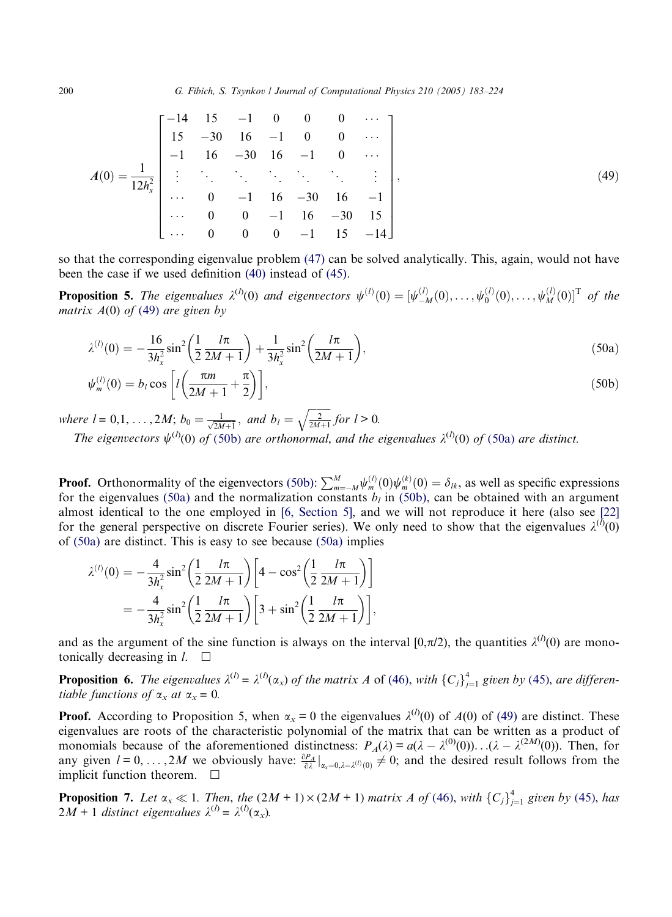$$
\boldsymbol{A}(0) = \frac{1}{12h_x^2} \begin{bmatrix} -14 & 15 & -1 & 0 & 0 & 0 & \cdots \\ 15 & -30 & 16 & -1 & 0 & 0 & \cdots \\ -1 & 16 & -30 & 16 & -1 & 0 & \cdots \\ \vdots & \ddots & \ddots & \ddots & \ddots & \ddots & \vdots \\ \cdots & 0 & -1 & 16 & -30 & 16 & -1 \\ \cdots & 0 & 0 & -1 & 16 & -30 & 15 \\ \cdots & 0 & 0 & 0 & -1 & 15 & -14 \end{bmatrix}, \tag{49}
$$

so that the corresponding eigenvalue problem (47) can be solved analytically. This, again, would not have been the case if we used definition (40) instead of (45).

**Proposition 5.** *The eigenvalues* $\lambda^{(l)}(0)$ *and eigenvectors* $\psi^{(l)}(0) = [\psi^{(l)}_{-M}(0), \ldots, \psi^{(l)}_0(0), \ldots, \psi^{(l)}_M(0)]^{\mathrm{T}}$ *of the matrix* $A(0)$ *of* (49) *are given by*

$$
\lambda^{(l)}(0) = -\frac{16}{3h_x^2}\sin^2\left(\frac{1}{2}\frac{l\pi}{2M+1}\right) + \frac{1}{3h_x^2}\sin^2\left(\frac{l\pi}{2M+1}\right), \tag{50a}
$$

$$
\psi^{(l)}_m(0) = b_l \cos\left[l\left(\frac{\pi m}{2M+1} + \frac{\pi}{2}\right)\right], \tag{50b}
$$

*where* $l = 0, 1, \ldots, 2M$; $b_0 = \frac{1}{\sqrt{2M+1}}$, *and* $b_l = \sqrt{\frac{2}{2M+1}}$ *for* $l > 0$.

*The eigenvectors* $\psi^{(l)}(0)$ *of* (50b) *are orthonormal, and the eigenvalues* $\lambda^{(l)}(0)$ *of* (50a) *are distinct.*

**Proof.** Orthonormality of the eigenvectors (50b): $\sum_{m=-M}^{M} \psi^{(l)}_m(0)\psi^{(k)}_m(0) = \delta_{lk}$, as well as specific expressions for the eigenvalues (50a) and the normalization constants $b_l$ in (50b), can be obtained with an argument almost identical to the one employed in [6, Section 5], and we will not reproduce it here (also see [22] for the general perspective on discrete Fourier series). We only need to show that the eigenvalues $\lambda^{(l)}(0)$ of (50a) are distinct. This is easy to see because (50a) implies

$$
\begin{aligned}
\lambda^{(l)}(0) &= -\frac{4}{3h_x^2}\sin^2\left(\frac{1}{2}\frac{l\pi}{2M+1}\right)\left[4 - \cos^2\left(\frac{1}{2}\frac{l\pi}{2M+1}\right)\right] \\
&= -\frac{4}{3h_x^2}\sin^2\left(\frac{1}{2}\frac{l\pi}{2M+1}\right)\left[3 + \sin^2\left(\frac{1}{2}\frac{l\pi}{2M+1}\right)\right],
\end{aligned}
$$

and as the argument of the sine function is always on the interval $[0,\pi/2)$, the quantities $\lambda^{(l)}(0)$ are monotonically decreasing in $l$. $\square$

**Proposition 6.** *The eigenvalues* $\lambda^{(l)} = \lambda^{(l)}(\alpha_x)$ *of the matrix* $A$ of (46), *with* $\{C_j\}_{j=1}^4$ *given by* (45), *are differentiable functions of* $\alpha_x$ *at* $\alpha_x = 0$.

**Proof.** According to Proposition 5, when $\alpha_x = 0$ the eigenvalues $\lambda^{(l)}(0)$ of $A(0)$ of (49) are distinct. These eigenvalues are roots of the characteristic polynomial of the matrix that can be written as a product of monomials because of the aforementioned distinctness: $P_A(\lambda) = a(\lambda - \lambda^{(0)}(0))\ldots(\lambda - \lambda^{(2M)}(0))$. Then, for any given $l = 0, \ldots, 2M$ we obviously have: $\frac{\partial P_A}{\partial \lambda}\big|_{\alpha_x=0,\lambda=\lambda^{(l)}(0)} \neq 0$; and the desired result follows from the implicit function theorem. $\square$

**Proposition 7.** *Let* $\alpha_x \ll 1$. *Then, the* $(2M+1) \times (2M+1)$ *matrix* $A$ *of* (46), *with* $\{C_j\}_{j=1}^4$ *given by* (45), *has* $2M+1$ *distinct eigenvalues* $\lambda^{(l)} = \lambda^{(l)}(\alpha_x)$.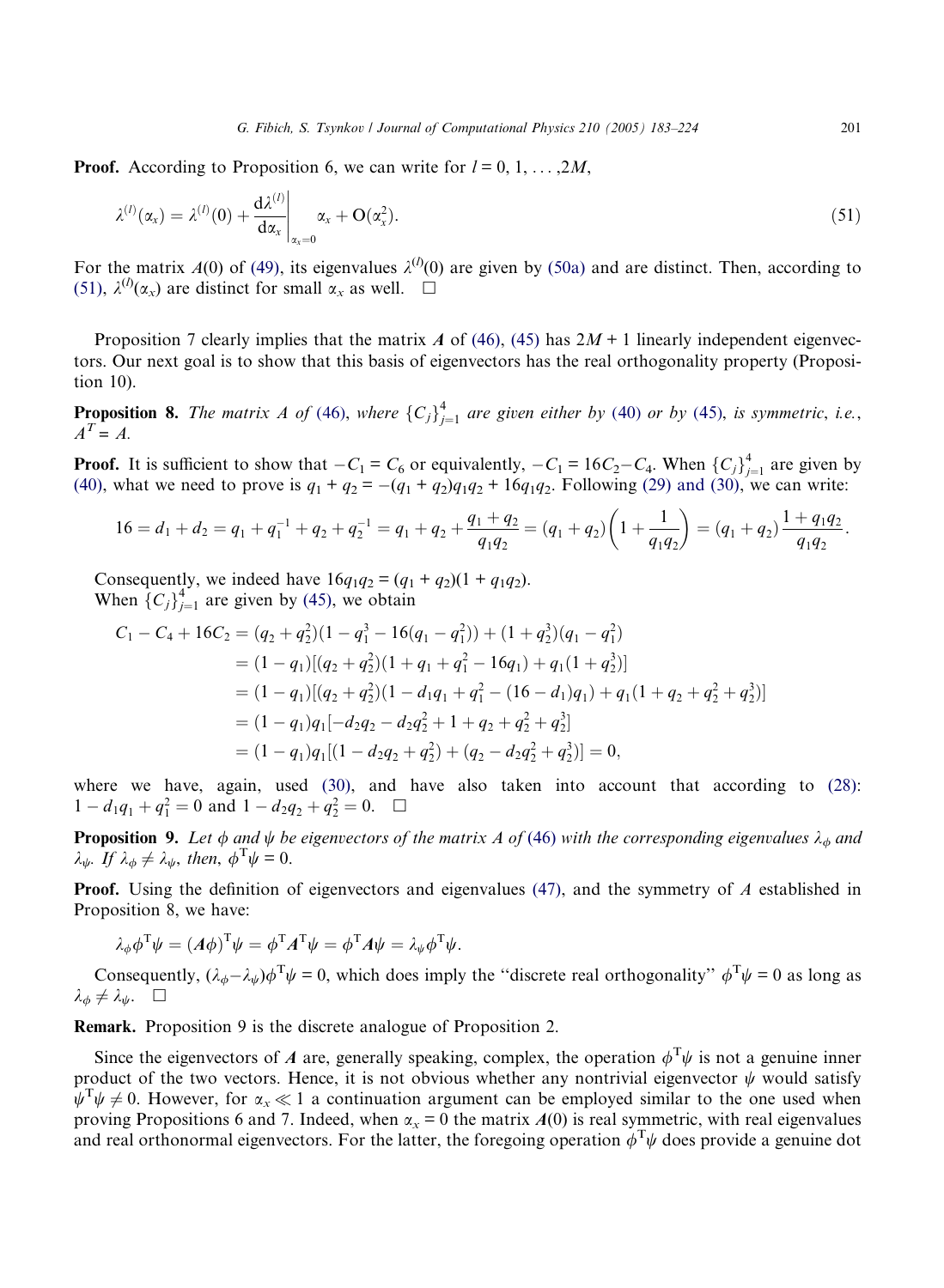**Proof.** According to Proposition 6, we can write for $l = 0, 1, \ldots, 2M$,

$$\lambda^{(l)}(\alpha_x) = \lambda^{(l)}(0) + \left.\frac{d\lambda^{(l)}}{d\alpha_x}\right|_{\alpha_x=0} \alpha_x + O(\alpha_x^2). \tag{51}$$

For the matrix $A(0)$ of (49), its eigenvalues $\lambda^{(l)}(0)$ are given by (50a) and are distinct. Then, according to (51), $\lambda^{(l)}(\alpha_x)$ are distinct for small $\alpha_x$ as well. $\square$

Proposition 7 clearly implies that the matrix $\boldsymbol{A}$ of (46), (45) has $2M + 1$ linearly independent eigenvectors. Our next goal is to show that this basis of eigenvectors has the real orthogonality property (Proposition 10).

**Proposition 8.** *The matrix A of* (46), *where* $\{C_j\}_{j=1}^4$ *are given either by* (40) *or by* (45), *is symmetric*, *i.e.*, $A^T = A$.

**Proof.** It is sufficient to show that $-C_1 = C_6$ or equivalently, $-C_1 = 16C_2 - C_4$. When $\{C_j\}_{j=1}^4$ are given by (40), what we need to prove is $q_1 + q_2 = -(q_1 + q_2)q_1q_2 + 16q_1q_2$. Following (29) and (30), we can write:

$$16 = d_1 + d_2 = q_1 + q_1^{-1} + q_2 + q_2^{-1} = q_1 + q_2 + \frac{q_1 + q_2}{q_1q_2} = (q_1 + q_2)\left(1 + \frac{1}{q_1q_2}\right) = (q_1 + q_2)\frac{1 + q_1q_2}{q_1q_2}.$$

Consequently, we indeed have $16q_1q_2 = (q_1 + q_2)(1 + q_1q_2)$.
When $\{C_j\}_{j=1}^4$ are given by (45), we obtain

$$\begin{aligned}
C_1 - C_4 + 16C_2 &= (q_2 + q_2^2)(1 - q_1^3 - 16(q_1 - q_1^2)) + (1 + q_2^3)(q_1 - q_1^2) \\
&= (1 - q_1)[(q_2 + q_2^2)(1 + q_1 + q_1^2 - 16q_1) + q_1(1 + q_2^3)] \\
&= (1 - q_1)[(q_2 + q_2^2)(1 - d_1q_1 + q_1^2 - (16 - d_1)q_1) + q_1(1 + q_2 + q_2^2 + q_2^3)] \\
&= (1 - q_1)q_1[-d_2q_2 - d_2q_2^2 + 1 + q_2 + q_2^2 + q_2^3] \\
&= (1 - q_1)q_1[(1 - d_2q_2 + q_2^2) + (q_2 - d_2q_2^2 + q_2^3)] = 0,
\end{aligned}$$

where we have, again, used (30), and have also taken into account that according to (28): $1 - d_1q_1 + q_1^2 = 0$ and $1 - d_2q_2 + q_2^2 = 0$. $\square$

**Proposition 9.** *Let* $\phi$ *and* $\psi$ *be eigenvectors of the matrix A of* (46) *with the corresponding eigenvalues* $\lambda_\phi$ *and* $\lambda_\psi$. *If* $\lambda_\phi \neq \lambda_\psi$, *then*, $\phi^T\psi = 0$.

**Proof.** Using the definition of eigenvectors and eigenvalues (47), and the symmetry of $A$ established in Proposition 8, we have:

$$\lambda_\phi \phi^T\psi = (\boldsymbol{A}\phi)^T\psi = \phi^T\boldsymbol{A}^T\psi = \phi^T\boldsymbol{A}\psi = \lambda_\psi\phi^T\psi.$$

Consequently, $(\lambda_\phi - \lambda_\psi)\phi^T\psi = 0$, which does imply the "discrete real orthogonality" $\phi^T\psi = 0$ as long as $\lambda_\phi \neq \lambda_\psi$. $\square$

**Remark.** Proposition 9 is the discrete analogue of Proposition 2.

Since the eigenvectors of $\boldsymbol{A}$ are, generally speaking, complex, the operation $\phi^T\psi$ is not a genuine inner product of the two vectors. Hence, it is not obvious whether any nontrivial eigenvector $\psi$ would satisfy $\psi^T\psi \neq 0$. However, for $\alpha_x \ll 1$ a continuation argument can be employed similar to the one used when proving Propositions 6 and 7. Indeed, when $\alpha_x = 0$ the matrix $\boldsymbol{A}(0)$ is real symmetric, with real eigenvalues and real orthonormal eigenvectors. For the latter, the foregoing operation $\phi^T\psi$ does provide a genuine dot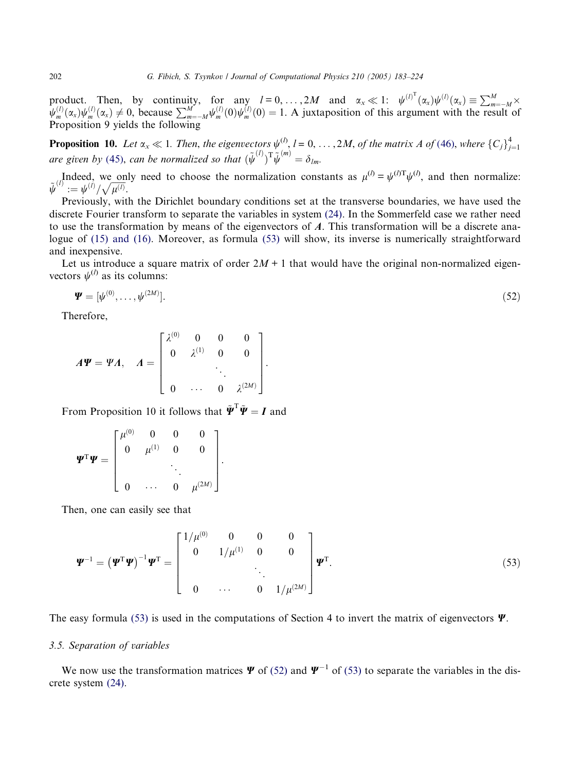product. Then, by continuity, for any $l = 0, \ldots, 2M$ and $\alpha_x \ll 1$: $\psi^{(l)^{\mathrm{T}}}(\alpha_x)\psi^{(l)}(\alpha_x) \equiv \sum_{m=-M}^{M} \psi_m^{(l)}(\alpha_x)\psi_m^{(l)}(\alpha_x) \neq 0$, because $\sum_{m=-M}^{M}\psi_m^{(l)}(0)\psi_m^{(l)}(0) = 1$. A juxtaposition of this argument with the result of Proposition 9 yields the following

**Proposition 10.** *Let $\alpha_x \ll 1$. Then, the eigenvectors $\psi^{(l)}$, $l = 0, \ldots, 2M$, of the matrix $A$ of (46), where $\{C_j\}_{j=1}^{4}$ are given by (45), can be normalized so that $(\tilde{\psi}^{(l)})^{\mathrm{T}}\tilde{\psi}^{(m)} = \delta_{lm}$.*

Indeed, we only need to choose the normalization constants as $\mu^{(l)} = \psi^{(l)\mathrm{T}}\psi^{(l)}$, and then normalize: $\tilde{\psi}^{(l)} := \psi^{(l)}/\sqrt{\mu^{(l)}}$.

Previously, with the Dirichlet boundary conditions set at the transverse boundaries, we have used the discrete Fourier transform to separate the variables in system (24). In the Sommerfeld case we rather need to use the transformation by means of the eigenvectors of $\boldsymbol{A}$. This transformation will be a discrete analogue of (15) and (16). Moreover, as formula (53) will show, its inverse is numerically straightforward and inexpensive.

Let us introduce a square matrix of order $2M + 1$ that would have the original non-normalized eigenvectors $\psi^{(l)}$ as its columns:

$$\boldsymbol{\Psi} = [\psi^{(0)}, \ldots, \psi^{(2M)}]. \tag{52}$$

Therefore,

$$\boldsymbol{A}\boldsymbol{\Psi} = \Psi\Lambda, \quad \Lambda = \begin{bmatrix} \lambda^{(0)} & 0 & 0 & 0 \\ 0 & \lambda^{(1)} & 0 & 0 \\ & & \ddots & \\ 0 & \cdots & 0 & \lambda^{(2M)} \end{bmatrix}.$$

From Proposition 10 it follows that $\tilde{\boldsymbol{\Psi}}^{\mathrm{T}}\tilde{\boldsymbol{\Psi}} = \boldsymbol{I}$ and

$$\boldsymbol{\Psi}^{\mathrm{T}}\boldsymbol{\Psi} = \begin{bmatrix} \mu^{(0)} & 0 & 0 & 0 \\ 0 & \mu^{(1)} & 0 & 0 \\ & & \ddots & \\ 0 & \cdots & 0 & \mu^{(2M)} \end{bmatrix}.$$

Then, one can easily see that

$$\boldsymbol{\Psi}^{-1} = \left(\boldsymbol{\Psi}^{\mathrm{T}}\boldsymbol{\Psi}\right)^{-1}\boldsymbol{\Psi}^{\mathrm{T}} = \begin{bmatrix} 1/\mu^{(0)} & 0 & 0 & 0 \\ 0 & 1/\mu^{(1)} & 0 & 0 \\ & & \ddots & \\ 0 & \cdots & 0 & 1/\mu^{(2M)} \end{bmatrix}\boldsymbol{\Psi}^{\mathrm{T}}. \tag{53}$$

The easy formula (53) is used in the computations of Section 4 to invert the matrix of eigenvectors $\boldsymbol{\Psi}$.

### 3.5. Separation of variables

We now use the transformation matrices $\boldsymbol{\Psi}$ of (52) and $\boldsymbol{\Psi}^{-1}$ of (53) to separate the variables in the discrete system (24).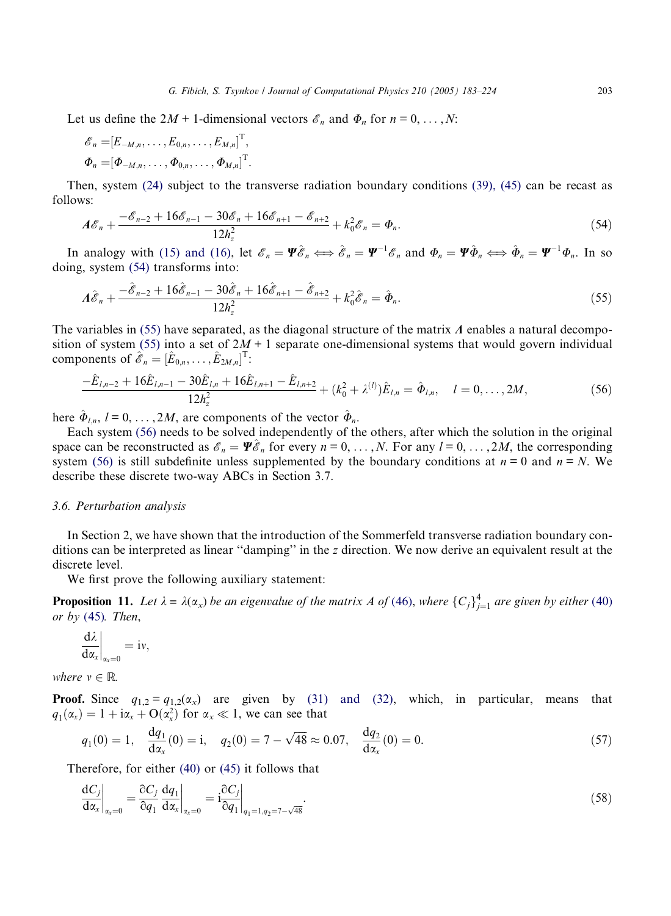Let us define the $2M + 1$-dimensional vectors $\mathscr{E}_n$ and $\Phi_n$ for $n = 0, \ldots, N$:

$$
\mathscr{E}_n = [E_{-M,n}, \ldots, E_{0,n}, \ldots, E_{M,n}]^{\mathrm{T}},
$$

$$
\Phi_n = [\Phi_{-M,n}, \ldots, \Phi_{0,n}, \ldots, \Phi_{M,n}]^{\mathrm{T}}.
$$

Then, system (24) subject to the transverse radiation boundary conditions (39), (45) can be recast as follows:

$$
\mathbf{A}\mathscr{E}_n + \frac{-\mathscr{E}_{n-2} + 16\mathscr{E}_{n-1} - 30\mathscr{E}_n + 16\mathscr{E}_{n+1} - \mathscr{E}_{n+2}}{12h_z^2} + k_0^2\mathscr{E}_n = \Phi_n. \tag{54}
$$

In analogy with (15) and (16), let $\mathscr{E}_n = \boldsymbol{\Psi}\hat{\mathscr{E}}_n \iff \hat{\mathscr{E}}_n = \boldsymbol{\Psi}^{-1}\mathscr{E}_n$ and $\Phi_n = \boldsymbol{\Psi}\hat{\Phi}_n \iff \hat{\Phi}_n = \boldsymbol{\Psi}^{-1}\Phi_n$. In so doing, system (54) transforms into:

$$
\boldsymbol{\Lambda}\hat{\mathscr{E}}_n + \frac{-\hat{\mathscr{E}}_{n-2} + 16\hat{\mathscr{E}}_{n-1} - 30\hat{\mathscr{E}}_n + 16\hat{\mathscr{E}}_{n+1} - \hat{\mathscr{E}}_{n+2}}{12h_z^2} + k_0^2\hat{\mathscr{E}}_n = \hat{\Phi}_n. \tag{55}
$$

The variables in (55) have separated, as the diagonal structure of the matrix $\Lambda$ enables a natural decomposition of system (55) into a set of $2M + 1$ separate one-dimensional systems that would govern individual components of $\hat{\mathscr{E}}_n = [\hat{E}_{0,n}, \ldots, \hat{E}_{2M,n}]^{\mathrm{T}}$:

$$
\frac{-\hat{E}_{l,n-2} + 16\hat{E}_{l,n-1} - 30\hat{E}_{l,n} + 16\hat{E}_{l,n+1} - \hat{E}_{l,n+2}}{12h_z^2} + (k_0^2 + \lambda^{(l)})\hat{E}_{l,n} = \hat{\Phi}_{l,n}, \quad l = 0, \ldots, 2M, \tag{56}
$$

here $\hat{\Phi}_{l,n}$, $l = 0, \ldots, 2M$, are components of the vector $\hat{\Phi}_n$.

Each system (56) needs to be solved independently of the others, after which the solution in the original space can be reconstructed as $\mathscr{E}_n = \boldsymbol{\Psi}\hat{\mathscr{E}}_n$ for every $n = 0, \ldots, N$. For any $l = 0, \ldots, 2M$, the corresponding system (56) is still subdefinite unless supplemented by the boundary conditions at $n = 0$ and $n = N$. We describe these discrete two-way ABCs in Section 3.7.

### 3.6. Perturbation analysis

In Section 2, we have shown that the introduction of the Sommerfeld transverse radiation boundary conditions can be interpreted as linear "damping" in the $z$ direction. We now derive an equivalent result at the discrete level.

We first prove the following auxiliary statement:

**Proposition 11.** *Let $\lambda = \lambda(\alpha_x)$ be an eigenvalue of the matrix $A$ of (46), where $\{C_j\}_{j=1}^4$ are given by either (40) or by (45). Then,*

$$
\left.\frac{\mathrm{d}\lambda}{\mathrm{d}\alpha_x}\right|_{\alpha_x=0} = \mathrm{i}v,
$$

*where $v \in \mathbb{R}$.*

**Proof.** Since $q_{1,2} = q_{1,2}(\alpha_x)$ are given by (31) and (32), which, in particular, means that $q_1(\alpha_x) = 1 + \mathrm{i}\alpha_x + \mathrm{O}(\alpha_x^2)$ for $\alpha_x \ll 1$, we can see that

$$
q_1(0) = 1, \quad \frac{\mathrm{d}q_1}{\mathrm{d}\alpha_x}(0) = \mathrm{i}, \quad q_2(0) = 7 - \sqrt{48} \approx 0.07, \quad \frac{\mathrm{d}q_2}{\mathrm{d}\alpha_x}(0) = 0. \tag{57}
$$

Therefore, for either (40) or (45) it follows that

$$
\left.\frac{\mathrm{d}C_j}{\mathrm{d}\alpha_x}\right|_{\alpha_x=0} = \frac{\partial C_j}{\partial q_1}\left.\frac{\mathrm{d}q_1}{\mathrm{d}\alpha_x}\right|_{\alpha_x=0} = \mathrm{i}\left.\frac{\partial C_j}{\partial q_1}\right|_{q_1=1,q_2=7-\sqrt{48}}. \tag{58}
$$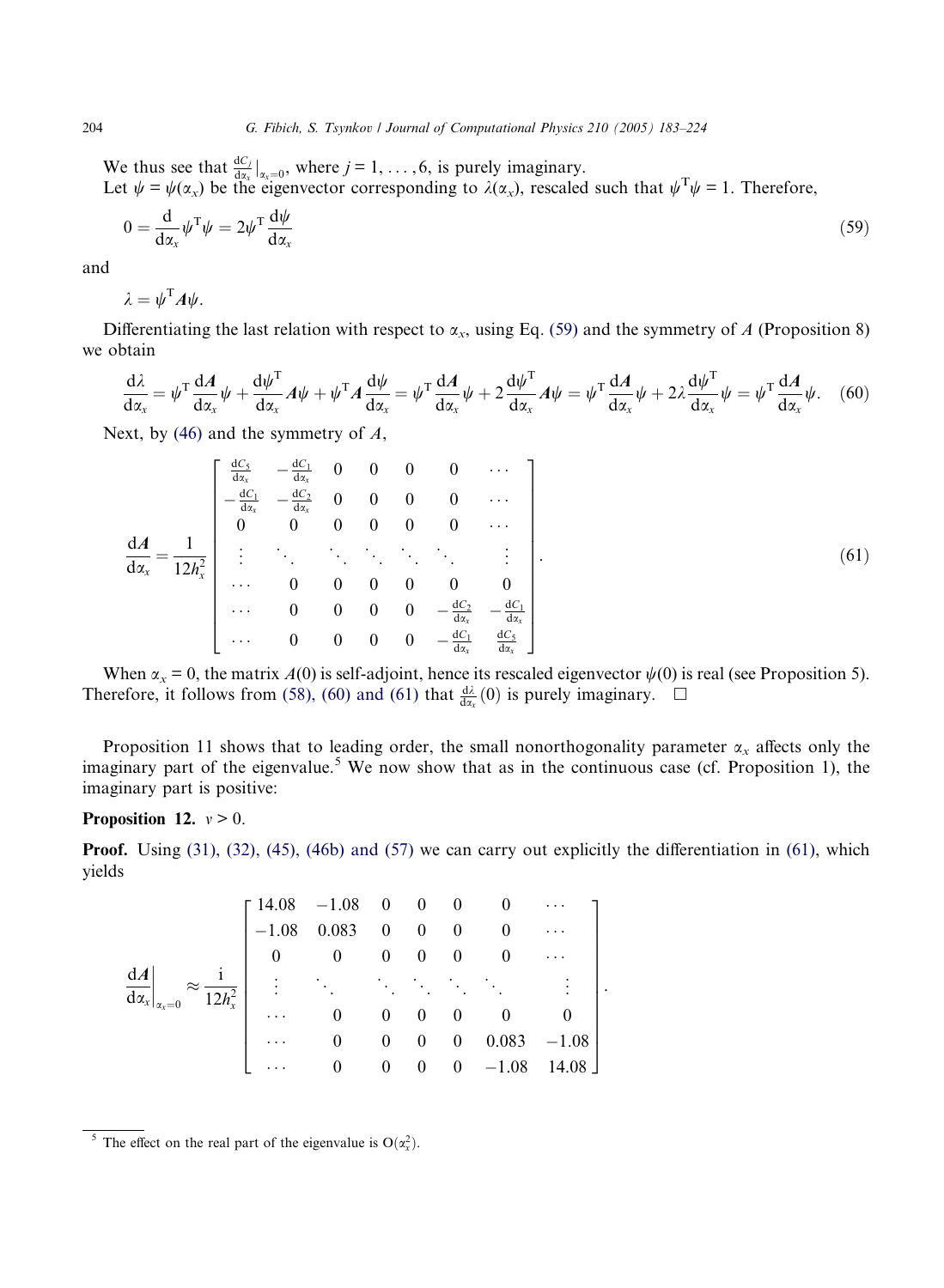We thus see that $\frac{dC_j}{d\alpha_x}\big|_{\alpha_x=0}$, where $j = 1, \ldots, 6$, is purely imaginary.

Let $\psi = \psi(\alpha_x)$ be the eigenvector corresponding to $\lambda(\alpha_x)$, rescaled such that $\psi^T\psi = 1$. Therefore,

$$0 = \frac{d}{d\alpha_x}\psi^T\psi = 2\psi^T\frac{d\psi}{d\alpha_x} \tag{59}$$

and

$$\lambda = \psi^T \boldsymbol{A}\psi.$$

Differentiating the last relation with respect to $\alpha_x$, using Eq. (59) and the symmetry of $A$ (Proposition 8) we obtain

$$\frac{d\lambda}{d\alpha_x} = \psi^T\frac{d\boldsymbol{A}}{d\alpha_x}\psi + \frac{d\psi^T}{d\alpha_x}\boldsymbol{A}\psi + \psi^T\boldsymbol{A}\frac{d\psi}{d\alpha_x} = \psi^T\frac{d\boldsymbol{A}}{d\alpha_x}\psi + 2\frac{d\psi^T}{d\alpha_x}\boldsymbol{A}\psi = \psi^T\frac{d\boldsymbol{A}}{d\alpha_x}\psi + 2\lambda\frac{d\psi^T}{d\alpha_x}\psi = \psi^T\frac{d\boldsymbol{A}}{d\alpha_x}\psi. \tag{60}$$

Next, by (46) and the symmetry of $A$,

$$\frac{d\boldsymbol{A}}{d\alpha_x} = \frac{1}{12h_x^2}\begin{bmatrix} \frac{dC_5}{d\alpha_x} & -\frac{dC_1}{d\alpha_x} & 0 & 0 & 0 & 0 & \cdots \\ -\frac{dC_1}{d\alpha_x} & -\frac{dC_2}{d\alpha_x} & 0 & 0 & 0 & 0 & \cdots \\ 0 & 0 & 0 & 0 & 0 & 0 & \cdots \\ \vdots & \ddots & & \ddots & \ddots & \ddots & \ddots & \vdots \\ \cdots & 0 & 0 & 0 & 0 & 0 & 0 \\ \cdots & 0 & 0 & 0 & 0 & -\frac{dC_2}{d\alpha_x} & -\frac{dC_1}{d\alpha_x} \\ \cdots & 0 & 0 & 0 & 0 & -\frac{dC_1}{d\alpha_x} & \frac{dC_5}{d\alpha_x} \end{bmatrix}. \tag{61}$$

When $\alpha_x = 0$, the matrix $A(0)$ is self-adjoint, hence its rescaled eigenvector $\psi(0)$ is real (see Proposition 5). Therefore, it follows from (58), (60) and (61) that $\frac{d\lambda}{d\alpha_x}(0)$ is purely imaginary. □

Proposition 11 shows that to leading order, the small nonorthogonality parameter $\alpha_x$ affects only the imaginary part of the eigenvalue.[5] We now show that as in the continuous case (cf. Proposition 1), the imaginary part is positive:

**Proposition 12.** $\nu > 0$.

**Proof.** Using (31), (32), (45), (46b) and (57) we can carry out explicitly the differentiation in (61), which yields

$$\left.\frac{d\boldsymbol{A}}{d\alpha_x}\right|_{\alpha_x=0} \approx \frac{i}{12h_x^2}\begin{bmatrix} 14.08 & -1.08 & 0 & 0 & 0 & 0 & \cdots \\ -1.08 & 0.083 & 0 & 0 & 0 & 0 & \cdots \\ 0 & 0 & 0 & 0 & 0 & 0 & \cdots \\ \vdots & \ddots & & \ddots & \ddots & \ddots & \ddots & \vdots \\ \cdots & 0 & 0 & 0 & 0 & 0 & 0 \\ \cdots & 0 & 0 & 0 & 0 & 0.083 & -1.08 \\ \cdots & 0 & 0 & 0 & 0 & -1.08 & 14.08 \end{bmatrix}.$$

[5] The effect on the real part of the eigenvalue is $O(\alpha_x^2)$.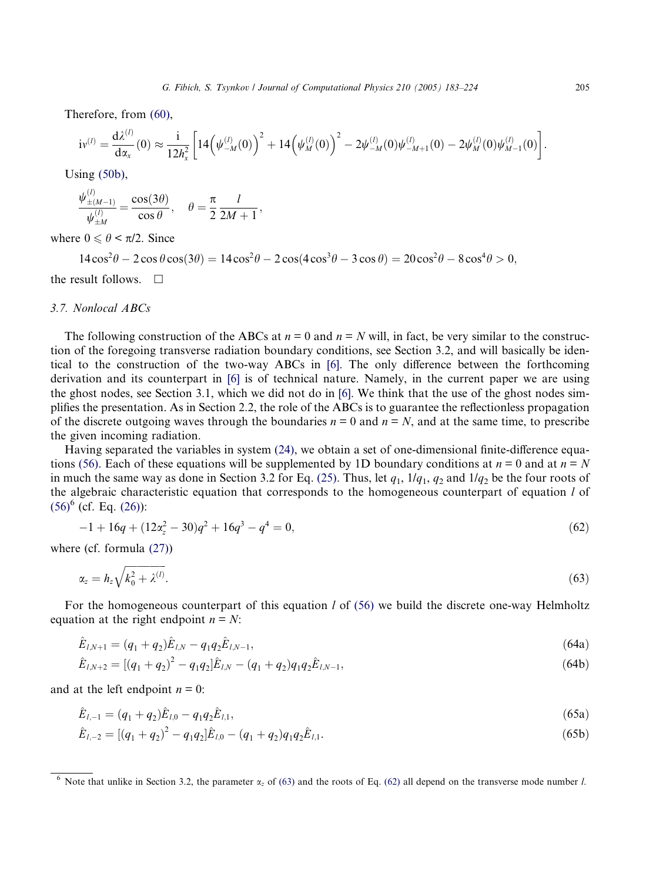Therefore, from (60),

$$\mathrm{i}v^{(l)} = \frac{\mathrm{d}\lambda^{(l)}}{\mathrm{d}\alpha_x}(0) \approx \frac{\mathrm{i}}{12h_x^2}\left[14\left(\psi_{-M}^{(l)}(0)\right)^2 + 14\left(\psi_{M}^{(l)}(0)\right)^2 - 2\psi_{-M}^{(l)}(0)\psi_{-M+1}^{(l)}(0) - 2\psi_{M}^{(l)}(0)\psi_{M-1}^{(l)}(0)\right].$$

Using (50b),

$$\frac{\psi_{\pm(M-1)}^{(l)}}{\psi_{\pm M}^{(l)}} = \frac{\cos(3\theta)}{\cos\theta}, \quad \theta = \frac{\pi}{2}\frac{l}{2M+1},$$

where $0 \leqslant \theta < \pi/2$. Since

$$14\cos^2\theta - 2\cos\theta\cos(3\theta) = 14\cos^2\theta - 2\cos(4\cos^3\theta - 3\cos\theta) = 20\cos^2\theta - 8\cos^4\theta > 0,$$

the result follows. $\square$

### 3.7. Nonlocal ABCs

The following construction of the ABCs at $n = 0$ and $n = N$ will, in fact, be very similar to the construction of the foregoing transverse radiation boundary conditions, see Section 3.2, and will basically be identical to the construction of the two-way ABCs in [6]. The only difference between the forthcoming derivation and its counterpart in [6] is of technical nature. Namely, in the current paper we are using the ghost nodes, see Section 3.1, which we did not do in [6]. We think that the use of the ghost nodes simplifies the presentation. As in Section 2.2, the role of the ABCs is to guarantee the reflectionless propagation of the discrete outgoing waves through the boundaries $n = 0$ and $n = N$, and at the same time, to prescribe the given incoming radiation.

Having separated the variables in system (24), we obtain a set of one-dimensional finite-difference equations (56). Each of these equations will be supplemented by 1D boundary conditions at $n = 0$ and at $n = N$ in much the same way as done in Section 3.2 for Eq. (25). Thus, let $q_1$, $1/q_1$, $q_2$ and $1/q_2$ be the four roots of the algebraic characteristic equation that corresponds to the homogeneous counterpart of equation $l$ of (56)[6] (cf. Eq. (26)):

$$-1 + 16q + (12\alpha_z^2 - 30)q^2 + 16q^3 - q^4 = 0, \tag{62}$$

where (cf. formula (27))

$$\alpha_z = h_z\sqrt{k_0^2 + \lambda^{(l)}}. \tag{63}$$

For the homogeneous counterpart of this equation $l$ of (56) we build the discrete one-way Helmholtz equation at the right endpoint $n = N$:

$$\hat{E}_{l,N+1} = (q_1 + q_2)\hat{E}_{l,N} - q_1q_2\hat{E}_{l,N-1}, \tag{64a}$$

$$\hat{E}_{l,N+2} = [(q_1 + q_2)^2 - q_1q_2]\hat{E}_{l,N} - (q_1 + q_2)q_1q_2\hat{E}_{l,N-1}, \tag{64b}$$

and at the left endpoint $n = 0$:

$$\hat{E}_{l,-1} = (q_1 + q_2)\hat{E}_{l,0} - q_1q_2\hat{E}_{l,1}, \tag{65a}$$

$$\hat{E}_{l,-2} = [(q_1 + q_2)^2 - q_1q_2]\hat{E}_{l,0} - (q_1 + q_2)q_1q_2\hat{E}_{l,1}. \tag{65b}$$

---

[6] Note that unlike in Section 3.2, the parameter $\alpha_z$ of (63) and the roots of Eq. (62) all depend on the transverse mode number $l$.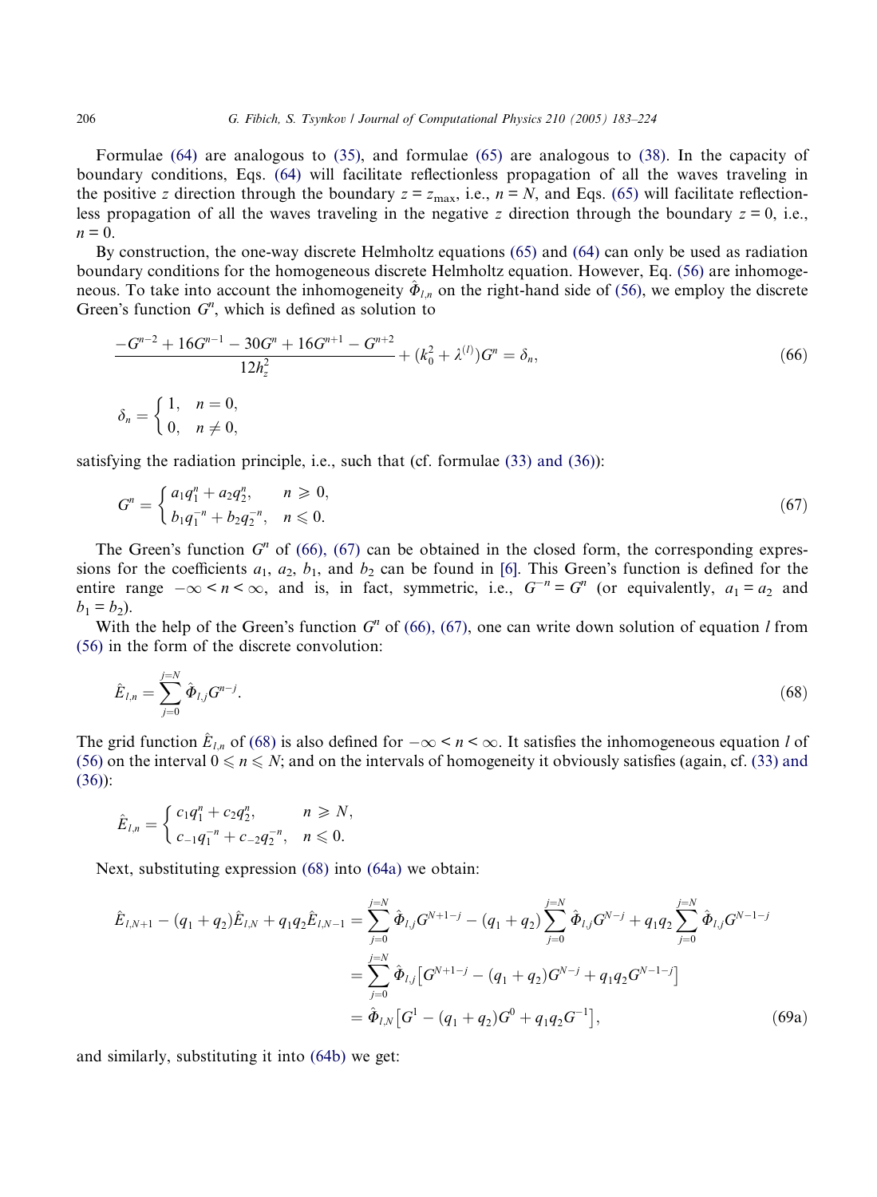Formulae (64) are analogous to (35), and formulae (65) are analogous to (38). In the capacity of boundary conditions, Eqs. (64) will facilitate reflectionless propagation of all the waves traveling in the positive $z$ direction through the boundary $z = z_{\max}$, i.e., $n = N$, and Eqs. (65) will facilitate reflectionless propagation of all the waves traveling in the negative $z$ direction through the boundary $z = 0$, i.e., $n = 0$.

By construction, the one-way discrete Helmholtz equations (65) and (64) can only be used as radiation boundary conditions for the homogeneous discrete Helmholtz equation. However, Eq. (56) are inhomogeneous. To take into account the inhomogeneity $\hat{\Phi}_{l,n}$ on the right-hand side of (56), we employ the discrete Green's function $G^n$, which is defined as solution to

$$\frac{-G^{n-2} + 16G^{n-1} - 30G^n + 16G^{n+1} - G^{n+2}}{12h_z^2} + (k_0^2 + \lambda^{(l)})G^n = \delta_n, \tag{66}$$

$$\delta_n = \begin{cases} 1, & n = 0, \\ 0, & n \neq 0, \end{cases}$$

satisfying the radiation principle, i.e., such that (cf. formulae (33) and (36)):

$$G^n = \begin{cases} a_1 q_1^n + a_2 q_2^n, & n \geqslant 0, \\ b_1 q_1^{-n} + b_2 q_2^{-n}, & n \leqslant 0. \end{cases} \tag{67}$$

The Green's function $G^n$ of (66), (67) can be obtained in the closed form, the corresponding expressions for the coefficients $a_1$, $a_2$, $b_1$, and $b_2$ can be found in [6]. This Green's function is defined for the entire range $-\infty < n < \infty$, and is, in fact, symmetric, i.e., $G^{-n} = G^n$ (or equivalently, $a_1 = a_2$ and $b_1 = b_2$).

With the help of the Green's function $G^n$ of (66), (67), one can write down solution of equation $l$ from (56) in the form of the discrete convolution:

$$\hat{E}_{l,n} = \sum_{j=0}^{j=N} \hat{\Phi}_{l,j} G^{n-j}. \tag{68}$$

The grid function $\hat{E}_{l,n}$ of (68) is also defined for $-\infty < n < \infty$. It satisfies the inhomogeneous equation $l$ of (56) on the interval $0 \leqslant n \leqslant N$; and on the intervals of homogeneity it obviously satisfies (again, cf. (33) and (36)):

$$\hat{E}_{l,n} = \begin{cases} c_1 q_1^n + c_2 q_2^n, & n \geqslant N, \\ c_{-1} q_1^{-n} + c_{-2} q_2^{-n}, & n \leqslant 0. \end{cases}$$

Next, substituting expression (68) into (64a) we obtain:

$$\begin{aligned}
\hat{E}_{l,N+1} - (q_1 + q_2)\hat{E}_{l,N} + q_1 q_2 \hat{E}_{l,N-1} &= \sum_{j=0}^{j=N} \hat{\Phi}_{l,j} G^{N+1-j} - (q_1 + q_2) \sum_{j=0}^{j=N} \hat{\Phi}_{l,j} G^{N-j} + q_1 q_2 \sum_{j=0}^{j=N} \hat{\Phi}_{l,j} G^{N-1-j} \\
&= \sum_{j=0}^{j=N} \hat{\Phi}_{l,j} \left[ G^{N+1-j} - (q_1 + q_2) G^{N-j} + q_1 q_2 G^{N-1-j} \right] \\
&= \hat{\Phi}_{l,N} \left[ G^1 - (q_1 + q_2) G^0 + q_1 q_2 G^{-1} \right],
\end{aligned} \tag{69a}$$

and similarly, substituting it into (64b) we get: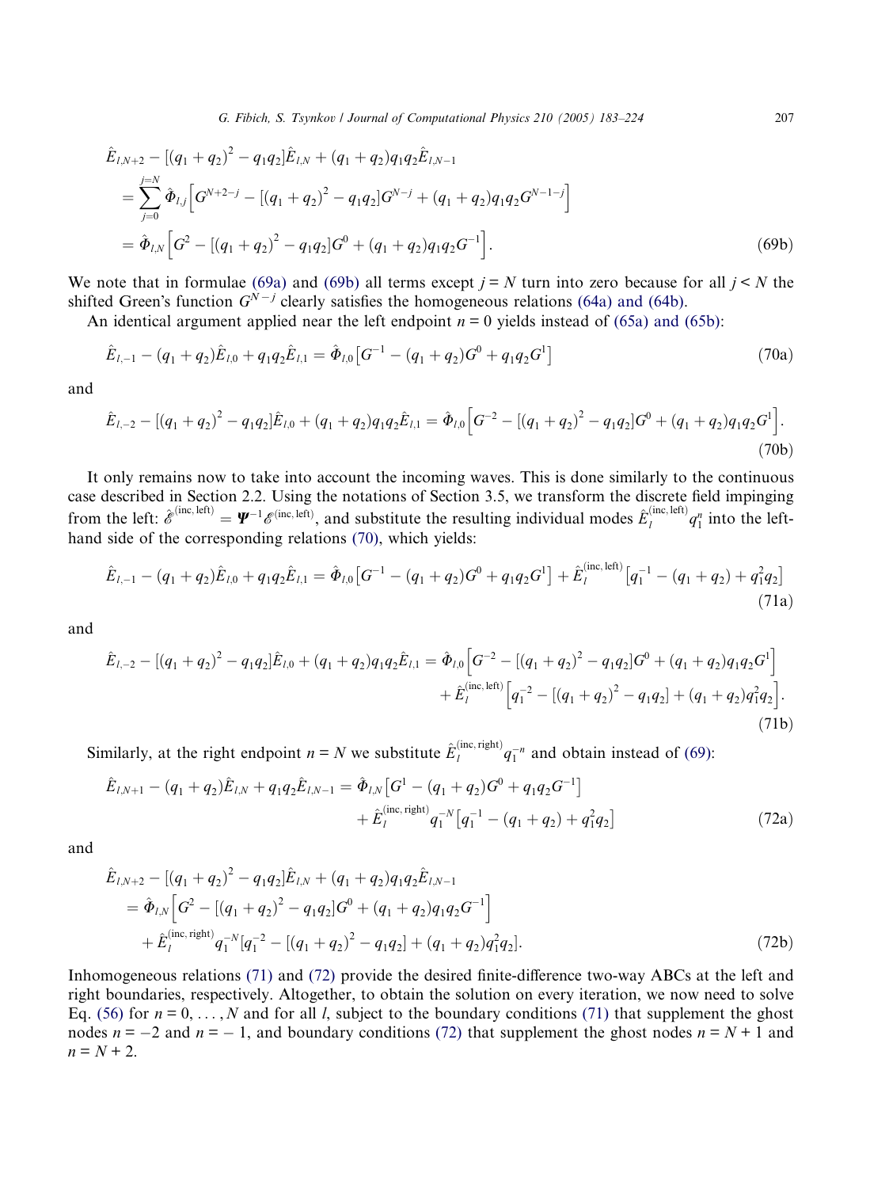$$
\begin{aligned}
&\hat{E}_{l,N+2} - [(q_1+q_2)^2 - q_1q_2]\hat{E}_{l,N} + (q_1+q_2)q_1q_2\hat{E}_{l,N-1} \\
&\quad = \sum_{j=0}^{j=N} \hat{\Phi}_{l,j}\Big[G^{N+2-j} - [(q_1+q_2)^2 - q_1q_2]G^{N-j} + (q_1+q_2)q_1q_2G^{N-1-j}\Big] \\
&\quad = \hat{\Phi}_{l,N}\Big[G^2 - [(q_1+q_2)^2 - q_1q_2]G^0 + (q_1+q_2)q_1q_2G^{-1}\Big].
\end{aligned}
\tag{69b}
$$

We note that in formulae (69a) and (69b) all terms except $j = N$ turn into zero because for all $j < N$ the shifted Green's function $G^{N-j}$ clearly satisfies the homogeneous relations (64a) and (64b).

An identical argument applied near the left endpoint $n = 0$ yields instead of (65a) and (65b):

$$
\hat{E}_{l,-1} - (q_1+q_2)\hat{E}_{l,0} + q_1q_2\hat{E}_{l,1} = \hat{\Phi}_{l,0}\big[G^{-1} - (q_1+q_2)G^0 + q_1q_2G^1\big]
\tag{70a}
$$

and

$$
\hat{E}_{l,-2} - [(q_1+q_2)^2 - q_1q_2]\hat{E}_{l,0} + (q_1+q_2)q_1q_2\hat{E}_{l,1} = \hat{\Phi}_{l,0}\Big[G^{-2} - [(q_1+q_2)^2 - q_1q_2]G^0 + (q_1+q_2)q_1q_2G^1\Big].
\tag{70b}
$$

It only remains now to take into account the incoming waves. This is done similarly to the continuous case described in Section 2.2. Using the notations of Section 3.5, we transform the discrete field impinging from the left: $\hat{\mathscr{E}}^{(\text{inc, left})} = \boldsymbol{\Psi}^{-1}\mathscr{E}^{(\text{inc, left})}$, and substitute the resulting individual modes $\hat{E}_l^{(\text{inc, left})}q_1^n$ into the left-hand side of the corresponding relations (70), which yields:

$$
\hat{E}_{l,-1} - (q_1+q_2)\hat{E}_{l,0} + q_1q_2\hat{E}_{l,1} = \hat{\Phi}_{l,0}\big[G^{-1} - (q_1+q_2)G^0 + q_1q_2G^1\big] + \hat{E}_l^{(\text{inc, left})}\big[q_1^{-1} - (q_1+q_2) + q_1^2q_2\big]
\tag{71a}
$$

and

$$
\begin{aligned}
\hat{E}_{l,-2} - [(q_1+q_2)^2 - q_1q_2]\hat{E}_{l,0} + (q_1+q_2)q_1q_2\hat{E}_{l,1} &= \hat{\Phi}_{l,0}\Big[G^{-2} - [(q_1+q_2)^2 - q_1q_2]G^0 + (q_1+q_2)q_1q_2G^1\Big] \\
&\quad + \hat{E}_l^{(\text{inc, left})}\Big[q_1^{-2} - [(q_1+q_2)^2 - q_1q_2] + (q_1+q_2)q_1^2q_2\Big].
\end{aligned}
\tag{71b}
$$

Similarly, at the right endpoint $n = N$ we substitute $\hat{E}_l^{(\text{inc, right})}q_1^{-n}$ and obtain instead of (69):

$$
\begin{aligned}
\hat{E}_{l,N+1} - (q_1+q_2)\hat{E}_{l,N} + q_1q_2\hat{E}_{l,N-1} &= \hat{\Phi}_{l,N}\big[G^1 - (q_1+q_2)G^0 + q_1q_2G^{-1}\big] \\
&\quad + \hat{E}_l^{(\text{inc, right})}q_1^{-N}\big[q_1^{-1} - (q_1+q_2) + q_1^2q_2\big]
\end{aligned}
\tag{72a}
$$

and

$$
\begin{aligned}
&\hat{E}_{l,N+2} - [(q_1+q_2)^2 - q_1q_2]\hat{E}_{l,N} + (q_1+q_2)q_1q_2\hat{E}_{l,N-1} \\
&\quad = \hat{\Phi}_{l,N}\Big[G^2 - [(q_1+q_2)^2 - q_1q_2]G^0 + (q_1+q_2)q_1q_2G^{-1}\Big] \\
&\quad\quad + \hat{E}_l^{(\text{inc, right})}q_1^{-N}[q_1^{-2} - [(q_1+q_2)^2 - q_1q_2] + (q_1+q_2)q_1^2q_2].
\end{aligned}
\tag{72b}
$$

Inhomogeneous relations (71) and (72) provide the desired finite-difference two-way ABCs at the left and right boundaries, respectively. Altogether, to obtain the solution on every iteration, we now need to solve Eq. (56) for $n = 0, \ldots, N$ and for all $l$, subject to the boundary conditions (71) that supplement the ghost nodes $n = -2$ and $n = -1$, and boundary conditions (72) that supplement the ghost nodes $n = N + 1$ and $n = N + 2$.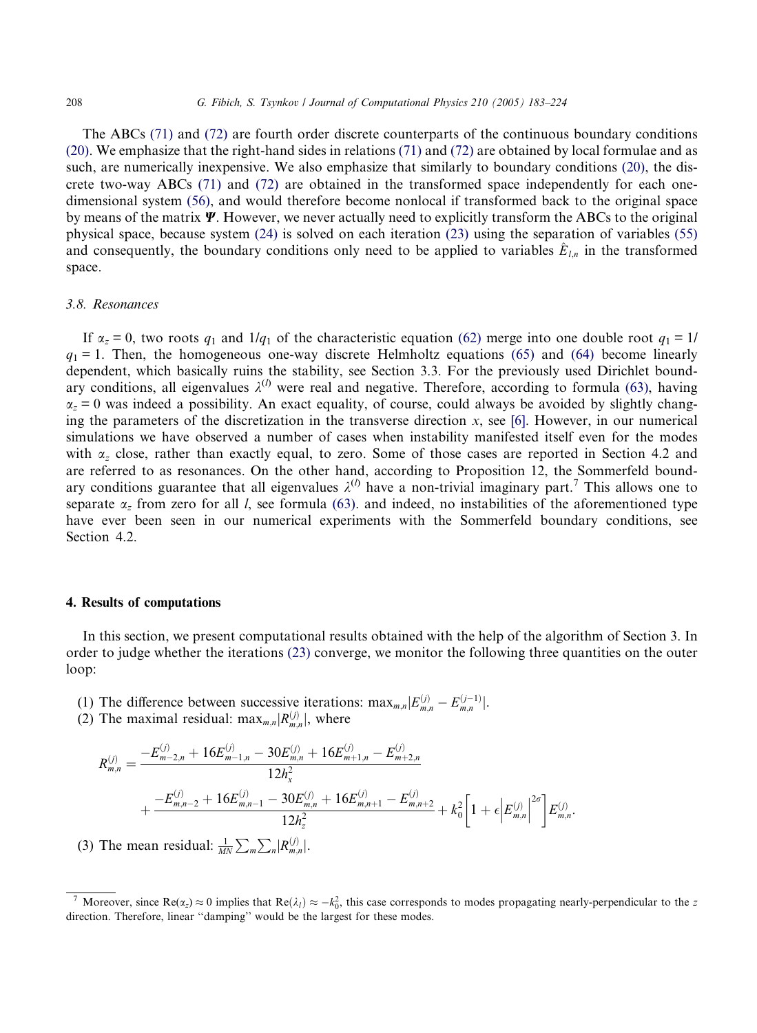The ABCs (71) and (72) are fourth order discrete counterparts of the continuous boundary conditions (20). We emphasize that the right-hand sides in relations (71) and (72) are obtained by local formulae and as such, are numerically inexpensive. We also emphasize that similarly to boundary conditions (20), the discrete two-way ABCs (71) and (72) are obtained in the transformed space independently for each one-dimensional system (56), and would therefore become nonlocal if transformed back to the original space by means of the matrix $\boldsymbol{\Psi}$. However, we never actually need to explicitly transform the ABCs to the original physical space, because system (24) is solved on each iteration (23) using the separation of variables (55) and consequently, the boundary conditions only need to be applied to variables $\hat{E}_{l,n}$ in the transformed space.

### 3.8. Resonances

If $\alpha_z = 0$, two roots $q_1$ and $1/q_1$ of the characteristic equation (62) merge into one double root $q_1 = 1/q_1 = 1$. Then, the homogeneous one-way discrete Helmholtz equations (65) and (64) become linearly dependent, which basically ruins the stability, see Section 3.3. For the previously used Dirichlet boundary conditions, all eigenvalues $\lambda^{(l)}$ were real and negative. Therefore, according to formula (63), having $\alpha_z = 0$ was indeed a possibility. An exact equality, of course, could always be avoided by slightly changing the parameters of the discretization in the transverse direction $x$, see [6]. However, in our numerical simulations we have observed a number of cases when instability manifested itself even for the modes with $\alpha_z$ close, rather than exactly equal, to zero. Some of those cases are reported in Section 4.2 and are referred to as resonances. On the other hand, according to Proposition 12, the Sommerfeld boundary conditions guarantee that all eigenvalues $\lambda^{(l)}$ have a non-trivial imaginary part.[7] This allows one to separate $\alpha_z$ from zero for all $l$, see formula (63). and indeed, no instabilities of the aforementioned type have ever been seen in our numerical experiments with the Sommerfeld boundary conditions, see Section 4.2.

## 4. Results of computations

In this section, we present computational results obtained with the help of the algorithm of Section 3. In order to judge whether the iterations (23) converge, we monitor the following three quantities on the outer loop:

(1) The difference between successive iterations: $\max_{m,n}|E^{(j)}_{m,n} - E^{(j-1)}_{m,n}|$.
(2) The maximal residual: $\max_{m,n}|R^{(j)}_{m,n}|$, where

$$R^{(j)}_{m,n} = \frac{-E^{(j)}_{m-2,n} + 16E^{(j)}_{m-1,n} - 30E^{(j)}_{m,n} + 16E^{(j)}_{m+1,n} - E^{(j)}_{m+2,n}}{12h_x^2} + \frac{-E^{(j)}_{m,n-2} + 16E^{(j)}_{m,n-1} - 30E^{(j)}_{m,n} + 16E^{(j)}_{m,n+1} - E^{(j)}_{m,n+2}}{12h_z^2} + k_0^2\left[1 + \epsilon\left|E^{(j)}_{m,n}\right|^{2\sigma}\right]E^{(j)}_{m,n}.$$

(3) The mean residual: $\frac{1}{MN}\sum_m\sum_n|R^{(j)}_{m,n}|$.

[7] Moreover, since $\mathrm{Re}(\alpha_z) \approx 0$ implies that $\mathrm{Re}(\lambda_l) \approx -k_0^2$, this case corresponds to modes propagating nearly-perpendicular to the $z$ direction. Therefore, linear "damping" would be the largest for these modes.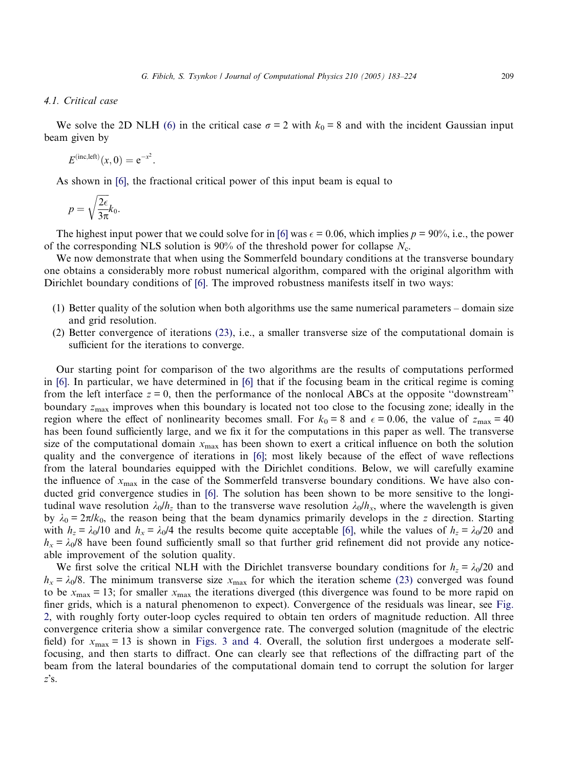### 4.1. Critical case

We solve the 2D NLH (6) in the critical case $\sigma = 2$ with $k_0 = 8$ and with the incident Gaussian input beam given by

$$E^{(\text{inc,left})}(x, 0) = e^{-x^2}.$$

As shown in [6], the fractional critical power of this input beam is equal to

$$p = \sqrt{\frac{2\epsilon}{3\pi}} k_0.$$

The highest input power that we could solve for in [6] was $\epsilon = 0.06$, which implies $p = 90\%$, i.e., the power of the corresponding NLS solution is 90% of the threshold power for collapse $N_c$.

We now demonstrate that when using the Sommerfeld boundary conditions at the transverse boundary one obtains a considerably more robust numerical algorithm, compared with the original algorithm with Dirichlet boundary conditions of [6]. The improved robustness manifests itself in two ways:

1. Better quality of the solution when both algorithms use the same numerical parameters – domain size and grid resolution.
2. Better convergence of iterations (23), i.e., a smaller transverse size of the computational domain is sufficient for the iterations to converge.

Our starting point for comparison of the two algorithms are the results of computations performed in [6]. In particular, we have determined in [6] that if the focusing beam in the critical regime is coming from the left interface $z = 0$, then the performance of the nonlocal ABCs at the opposite "downstream" boundary $z_{\max}$ improves when this boundary is located not too close to the focusing zone; ideally in the region where the effect of nonlinearity becomes small. For $k_0 = 8$ and $\epsilon = 0.06$, the value of $z_{\max} = 40$ has been found sufficiently large, and we fix it for the computations in this paper as well. The transverse size of the computational domain $x_{\max}$ has been shown to exert a critical influence on both the solution quality and the convergence of iterations in [6]; most likely because of the effect of wave reflections from the lateral boundaries equipped with the Dirichlet conditions. Below, we will carefully examine the influence of $x_{\max}$ in the case of the Sommerfeld transverse boundary conditions. We have also conducted grid convergence studies in [6]. The solution has been shown to be more sensitive to the longitudinal wave resolution $\lambda_0/h_z$ than to the transverse wave resolution $\lambda_0/h_x$, where the wavelength is given by $\lambda_0 = 2\pi/k_0$, the reason being that the beam dynamics primarily develops in the $z$ direction. Starting with $h_z = \lambda_0/10$ and $h_x = \lambda_0/4$ the results become quite acceptable [6], while the values of $h_z = \lambda_0/20$ and $h_x = \lambda_0/8$ have been found sufficiently small so that further grid refinement did not provide any noticeable improvement of the solution quality.

We first solve the critical NLH with the Dirichlet transverse boundary conditions for $h_z = \lambda_0/20$ and $h_x = \lambda_0/8$. The minimum transverse size $x_{\max}$ for which the iteration scheme (23) converged was found to be $x_{\max} = 13$; for smaller $x_{\max}$ the iterations diverged (this divergence was found to be more rapid on finer grids, which is a natural phenomenon to expect). Convergence of the residuals was linear, see Fig. 2, with roughly forty outer-loop cycles required to obtain ten orders of magnitude reduction. All three convergence criteria show a similar convergence rate. The converged solution (magnitude of the electric field) for $x_{\max} = 13$ is shown in Figs. 3 and 4. Overall, the solution first undergoes a moderate self-focusing, and then starts to diffract. One can clearly see that reflections of the diffracting part of the beam from the lateral boundaries of the computational domain tend to corrupt the solution for larger $z$'s.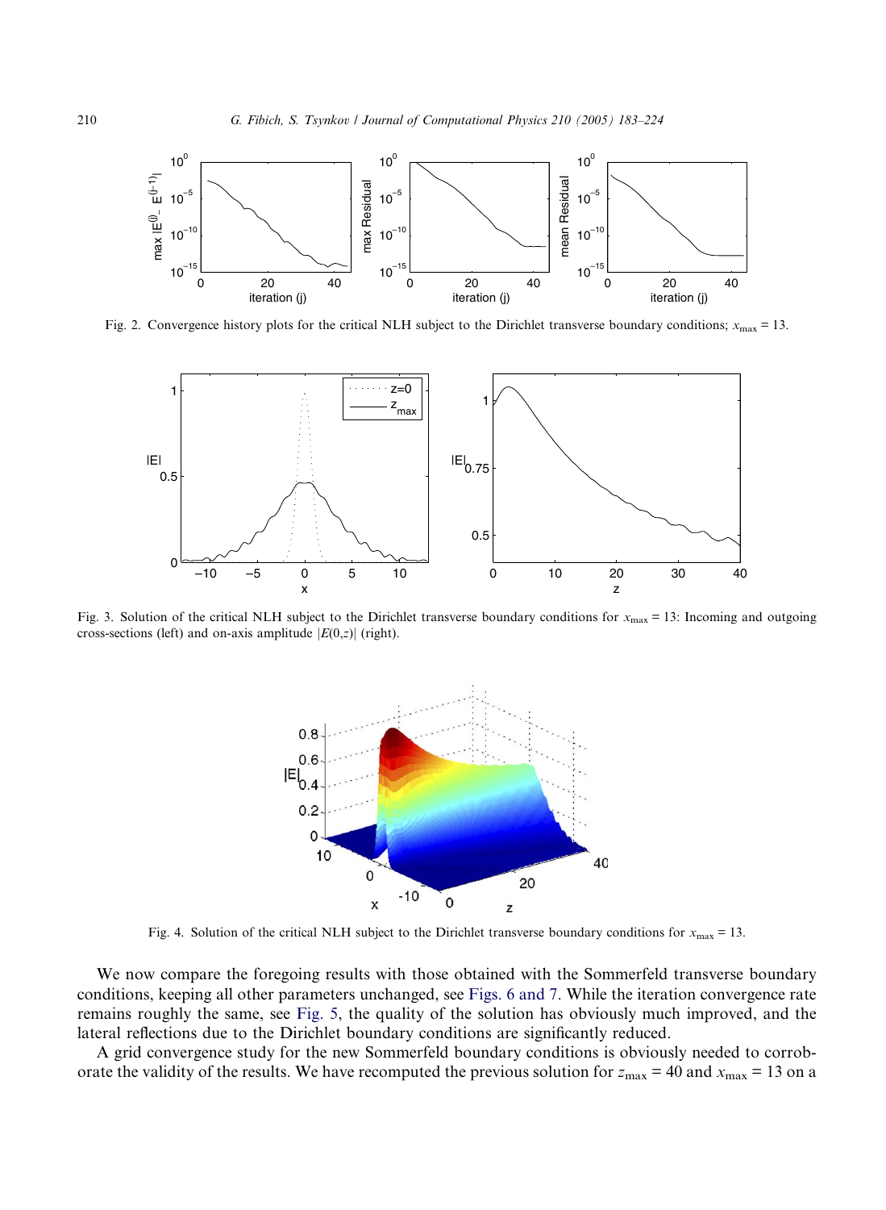Fig. 2. Convergence history plots for the critical NLH subject to the Dirichlet transverse boundary conditions; $x_{\max} = 13$.

Fig. 3. Solution of the critical NLH subject to the Dirichlet transverse boundary conditions for $x_{\max} = 13$: Incoming and outgoing cross-sections (left) and on-axis amplitude $|E(0,z)|$ (right).

Fig. 4. Solution of the critical NLH subject to the Dirichlet transverse boundary conditions for $x_{\max} = 13$.

We now compare the foregoing results with those obtained with the Sommerfeld transverse boundary conditions, keeping all other parameters unchanged, see Figs. 6 and 7. While the iteration convergence rate remains roughly the same, see Fig. 5, the quality of the solution has obviously much improved, and the lateral reflections due to the Dirichlet boundary conditions are significantly reduced.

A grid convergence study for the new Sommerfeld boundary conditions is obviously needed to corroborate the validity of the results. We have recomputed the previous solution for $z_{\max} = 40$ and $x_{\max} = 13$ on a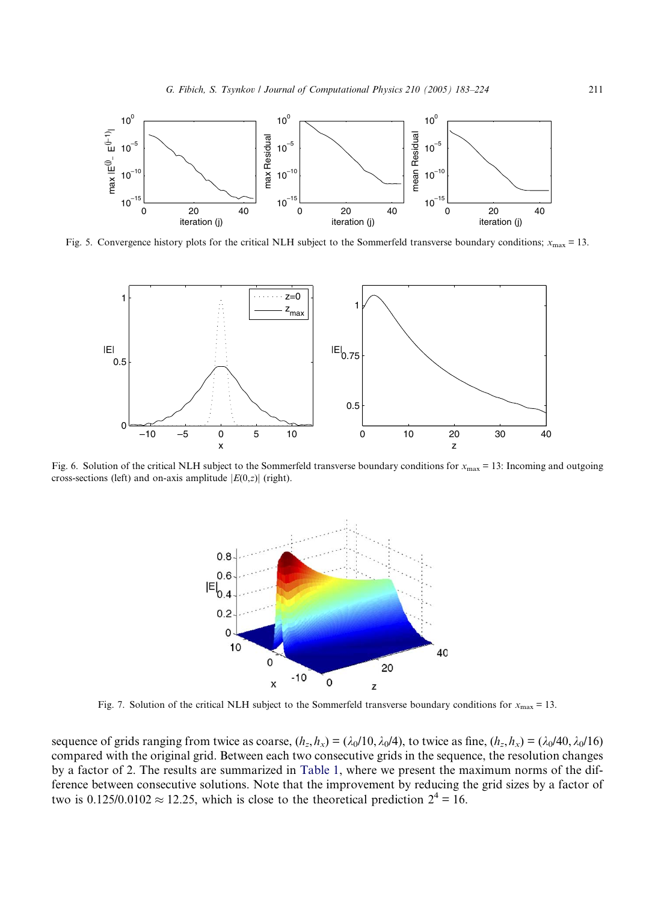Fig. 5. Convergence history plots for the critical NLH subject to the Sommerfeld transverse boundary conditions; $x_{\max} = 13$.

Fig. 6. Solution of the critical NLH subject to the Sommerfeld transverse boundary conditions for $x_{\max} = 13$: Incoming and outgoing cross-sections (left) and on-axis amplitude $|E(0,z)|$ (right).

Fig. 7. Solution of the critical NLH subject to the Sommerfeld transverse boundary conditions for $x_{\max} = 13$.

sequence of grids ranging from twice as coarse, $(h_z, h_x) = (\lambda_0/10, \lambda_0/4)$, to twice as fine, $(h_z, h_x) = (\lambda_0/40, \lambda_0/16)$ compared with the original grid. Between each two consecutive grids in the sequence, the resolution changes by a factor of 2. The results are summarized in Table 1, where we present the maximum norms of the difference between consecutive solutions. Note that the improvement by reducing the grid sizes by a factor of two is $0.125/0.0102 \approx 12.25$, which is close to the theoretical prediction $2^4 = 16$.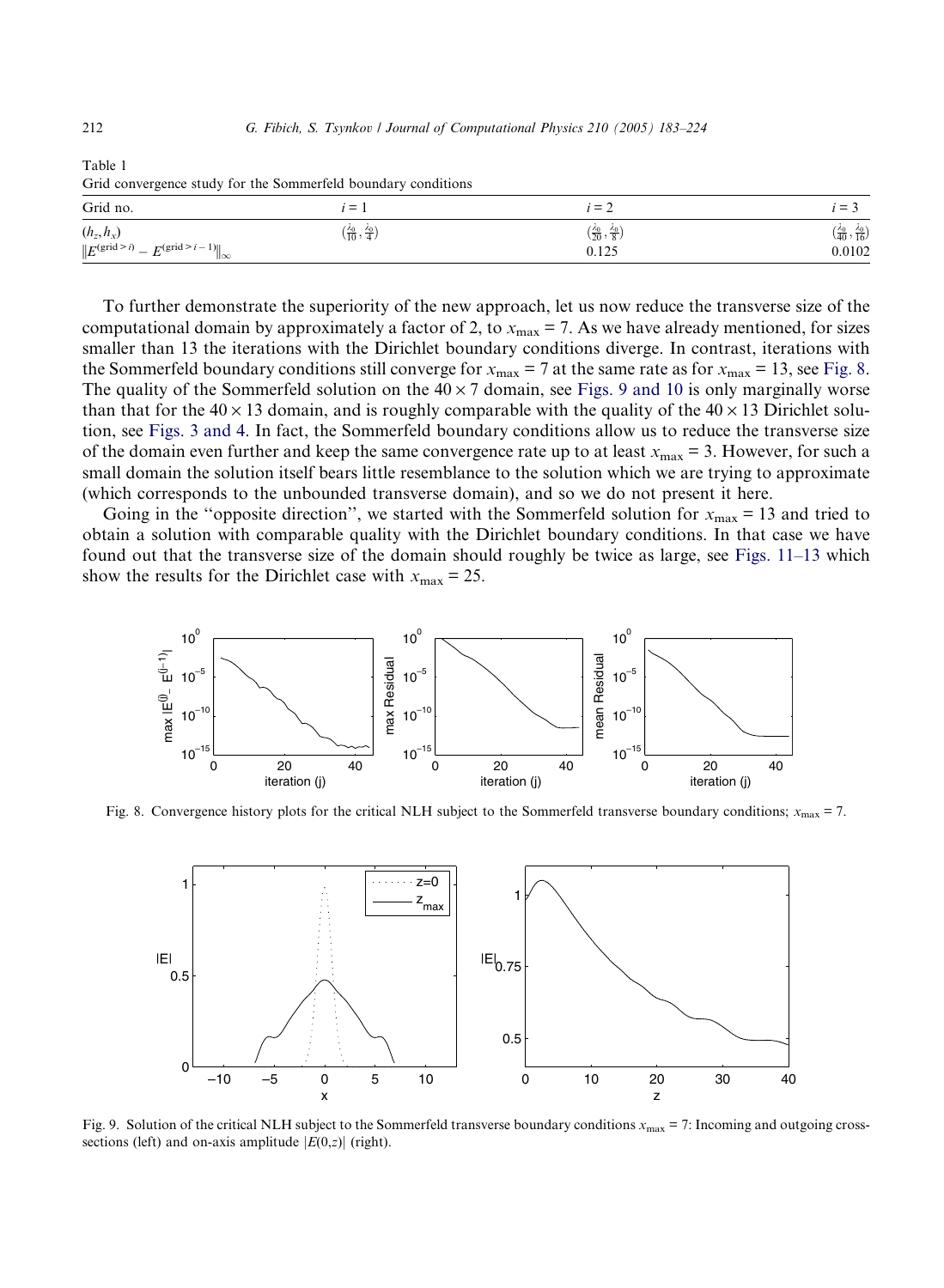Table 1
Grid convergence study for the Sommerfeld boundary conditions

| Grid no. | $i = 1$ | $i = 2$ | $i = 3$ |
|---|---|---|---|
| $(h_z, h_x)$ | $\left(\frac{\lambda_0}{10}, \frac{\lambda_0}{4}\right)$ | $\left(\frac{\lambda_0}{20}, \frac{\lambda_0}{8}\right)$ | $\left(\frac{\lambda_0}{40}, \frac{\lambda_0}{16}\right)$ |
| $\lVert E^{(\text{grid}>i)} - E^{(\text{grid}>i-1)} \rVert_\infty$ | | 0.125 | 0.0102 |

To further demonstrate the superiority of the new approach, let us now reduce the transverse size of the computational domain by approximately a factor of 2, to $x_{\max} = 7$. As we have already mentioned, for sizes smaller than 13 the iterations with the Dirichlet boundary conditions diverge. In contrast, iterations with the Sommerfeld boundary conditions still converge for $x_{\max} = 7$ at the same rate as for $x_{\max} = 13$, see Fig. 8. The quality of the Sommerfeld solution on the $40 \times 7$ domain, see Figs. 9 and 10 is only marginally worse than that for the $40 \times 13$ domain, and is roughly comparable with the quality of the $40 \times 13$ Dirichlet solution, see Figs. 3 and 4. In fact, the Sommerfeld boundary conditions allow us to reduce the transverse size of the domain even further and keep the same convergence rate up to at least $x_{\max} = 3$. However, for such a small domain the solution itself bears little resemblance to the solution which we are trying to approximate (which corresponds to the unbounded transverse domain), and so we do not present it here.

Going in the ''opposite direction'', we started with the Sommerfeld solution for $x_{\max} = 13$ and tried to obtain a solution with comparable quality with the Dirichlet boundary conditions. In that case we have found out that the transverse size of the domain should roughly be twice as large, see Figs. 11–13 which show the results for the Dirichlet case with $x_{\max} = 25$.

Fig. 8. Convergence history plots for the critical NLH subject to the Sommerfeld transverse boundary conditions; $x_{\max} = 7$.

Fig. 9. Solution of the critical NLH subject to the Sommerfeld transverse boundary conditions $x_{\max} = 7$: Incoming and outgoing cross-sections (left) and on-axis amplitude $|E(0,z)|$ (right).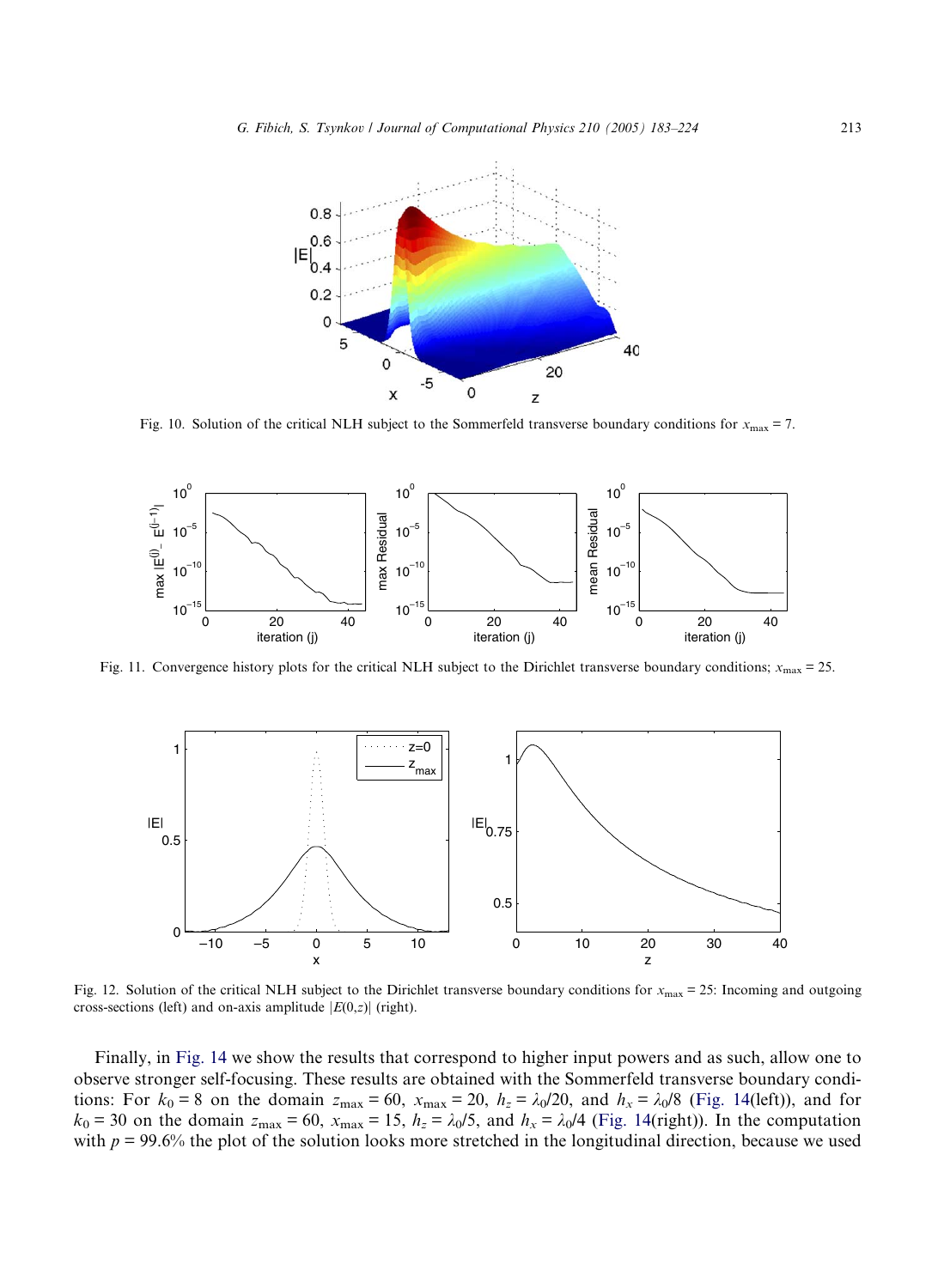Fig. 10. Solution of the critical NLH subject to the Sommerfeld transverse boundary conditions for $x_{\max} = 7$.

Fig. 11. Convergence history plots for the critical NLH subject to the Dirichlet transverse boundary conditions; $x_{\max} = 25$.

Fig. 12. Solution of the critical NLH subject to the Dirichlet transverse boundary conditions for $x_{\max} = 25$: Incoming and outgoing cross-sections (left) and on-axis amplitude $|E(0,z)|$ (right).

Finally, in Fig. 14 we show the results that correspond to higher input powers and as such, allow one to observe stronger self-focusing. These results are obtained with the Sommerfeld transverse boundary conditions: For $k_0 = 8$ on the domain $z_{\max} = 60$, $x_{\max} = 20$, $h_z = \lambda_0/20$, and $h_x = \lambda_0/8$ (Fig. 14(left)), and for $k_0 = 30$ on the domain $z_{\max} = 60$, $x_{\max} = 15$, $h_z = \lambda_0/5$, and $h_x = \lambda_0/4$ (Fig. 14(right)). In the computation with $p = 99.6\%$ the plot of the solution looks more stretched in the longitudinal direction, because we used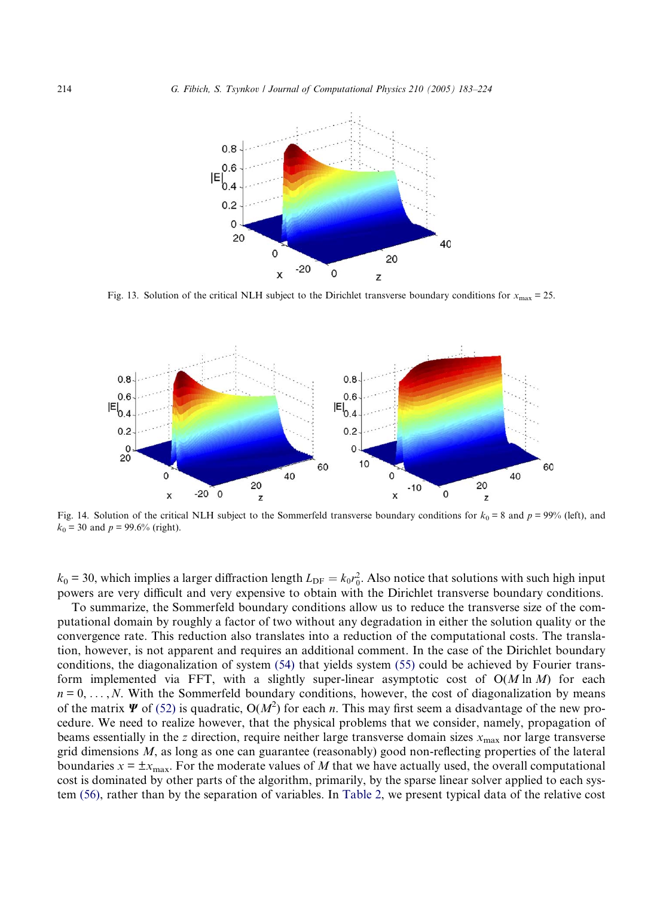Fig. 13. Solution of the critical NLH subject to the Dirichlet transverse boundary conditions for $x_{\max} = 25$.

Fig. 14. Solution of the critical NLH subject to the Sommerfeld transverse boundary conditions for $k_0 = 8$ and $p = 99\%$ (left), and $k_0 = 30$ and $p = 99.6\%$ (right).

$k_0 = 30$, which implies a larger diffraction length $L_{\mathrm{DF}} = k_0 r_0^2$. Also notice that solutions with such high input powers are very difficult and very expensive to obtain with the Dirichlet transverse boundary conditions.

To summarize, the Sommerfeld boundary conditions allow us to reduce the transverse size of the computational domain by roughly a factor of two without any degradation in either the solution quality or the convergence rate. This reduction also translates into a reduction of the computational costs. The translation, however, is not apparent and requires an additional comment. In the case of the Dirichlet boundary conditions, the diagonalization of system (54) that yields system (55) could be achieved by Fourier transform implemented via FFT, with a slightly super-linear asymptotic cost of $O(M \ln M)$ for each $n = 0, \ldots, N$. With the Sommerfeld boundary conditions, however, the cost of diagonalization by means of the matrix $\boldsymbol{\Psi}$ of (52) is quadratic, $O(M^2)$ for each $n$. This may first seem a disadvantage of the new procedure. We need to realize however, that the physical problems that we consider, namely, propagation of beams essentially in the $z$ direction, require neither large transverse domain sizes $x_{\max}$ nor large transverse grid dimensions $M$, as long as one can guarantee (reasonably) good non-reflecting properties of the lateral boundaries $x = \pm x_{\max}$. For the moderate values of $M$ that we have actually used, the overall computational cost is dominated by other parts of the algorithm, primarily, by the sparse linear solver applied to each system (56), rather than by the separation of variables. In Table 2, we present typical data of the relative cost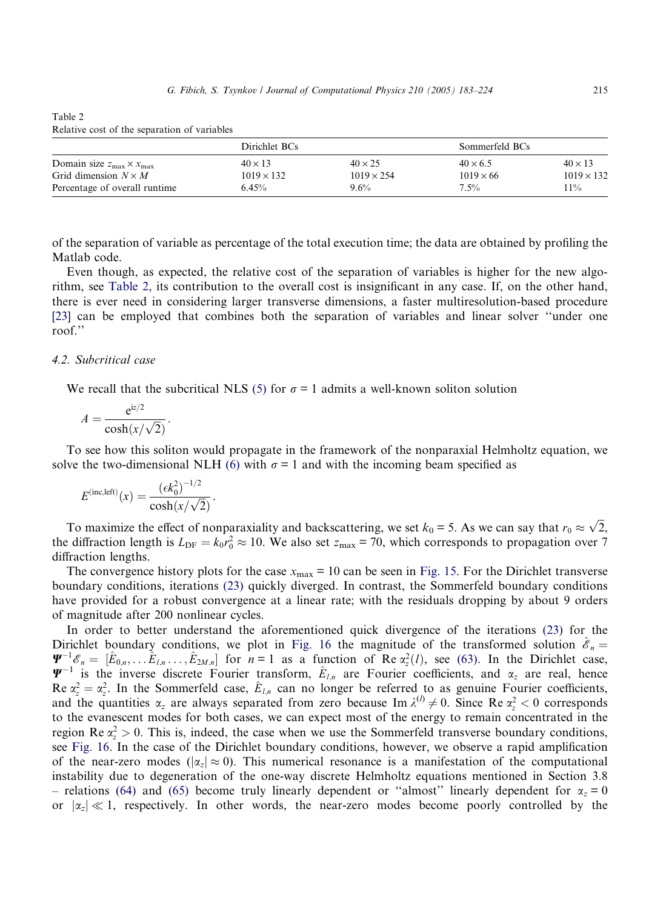Table 2
Relative cost of the separation of variables

| | Dirichlet BCs | | Sommerfeld BCs | |
|---|---|---|---|---|
| Domain size $z_{\max} \times x_{\max}$ | $40 \times 13$ | $40 \times 25$ | $40 \times 6.5$ | $40 \times 13$ |
| Grid dimension $N \times M$ | $1019 \times 132$ | $1019 \times 254$ | $1019 \times 66$ | $1019 \times 132$ |
| Percentage of overall runtime | 6.45% | 9.6% | 7.5% | 11% |

of the separation of variable as percentage of the total execution time; the data are obtained by profiling the Matlab code.

Even though, as expected, the relative cost of the separation of variables is higher for the new algorithm, see Table 2, its contribution to the overall cost is insignificant in any case. If, on the other hand, there is ever need in considering larger transverse dimensions, a faster multiresolution-based procedure [23] can be employed that combines both the separation of variables and linear solver "under one roof."

### 4.2. Subcritical case

We recall that the subcritical NLS (5) for $\sigma = 1$ admits a well-known soliton solution

$$A = \frac{e^{iz/2}}{\cosh(x/\sqrt{2})}.$$

To see how this soliton would propagate in the framework of the nonparaxial Helmholtz equation, we solve the two-dimensional NLH (6) with $\sigma = 1$ and with the incoming beam specified as

$$E^{(\text{inc,left})}(x) = \frac{(\epsilon k_0^2)^{-1/2}}{\cosh(x/\sqrt{2})}.$$

To maximize the effect of nonparaxiality and backscattering, we set $k_0 = 5$. As we can say that $r_0 \approx \sqrt{2}$, the diffraction length is $L_{\text{DF}} = k_0 r_0^2 \approx 10$. We also set $z_{\max} = 70$, which corresponds to propagation over 7 diffraction lengths.

The convergence history plots for the case $x_{\max} = 10$ can be seen in Fig. 15. For the Dirichlet transverse boundary conditions, iterations (23) quickly diverged. In contrast, the Sommerfeld boundary conditions have provided for a robust convergence at a linear rate; with the residuals dropping by about 9 orders of magnitude after 200 nonlinear cycles.

In order to better understand the aforementioned quick divergence of the iterations (23) for the Dirichlet boundary conditions, we plot in Fig. 16 the magnitude of the transformed solution $\hat{\mathscr{E}}_n = \boldsymbol{\Psi}^{-1}\mathscr{E}_n = [\hat{E}_{0,n}, \ldots \hat{E}_{l,n} \ldots, \hat{E}_{2M,n}]$ for $n = 1$ as a function of $\text{Re}\,\alpha_z^2(l)$, see (63). In the Dirichlet case, $\boldsymbol{\Psi}^{-1}$ is the inverse discrete Fourier transform, $\hat{E}_{l,n}$ are Fourier coefficients, and $\alpha_z$ are real, hence $\text{Re}\,\alpha_z^2 = \alpha_z^2$. In the Sommerfeld case, $\hat{E}_{l,n}$ can no longer be referred to as genuine Fourier coefficients, and the quantities $\alpha_z$ are always separated from zero because $\text{Im}\,\lambda^{(l)} \neq 0$. Since $\text{Re}\,\alpha_z^2 < 0$ corresponds to the evanescent modes for both cases, we can expect most of the energy to remain concentrated in the region $\text{Re}\,\alpha_z^2 > 0$. This is, indeed, the case when we use the Sommerfeld transverse boundary conditions, see Fig. 16. In the case of the Dirichlet boundary conditions, however, we observe a rapid amplification of the near-zero modes ($|\alpha_z| \approx 0$). This numerical resonance is a manifestation of the computational instability due to degeneration of the one-way discrete Helmholtz equations mentioned in Section 3.8 – relations (64) and (65) become truly linearly dependent or "almost" linearly dependent for $\alpha_z = 0$ or $|\alpha_z| \ll 1$, respectively. In other words, the near-zero modes become poorly controlled by the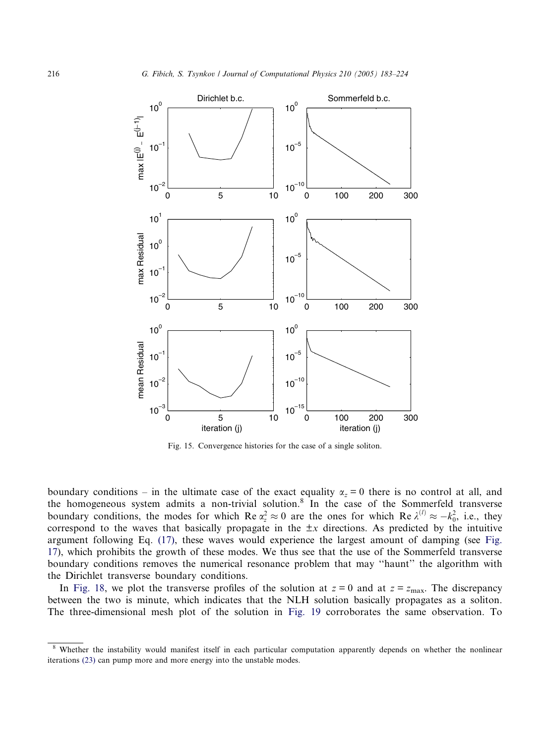Fig. 15. Convergence histories for the case of a single soliton.

boundary conditions – in the ultimate case of the exact equality $\alpha_z = 0$ there is no control at all, and the homogeneous system admits a non-trivial solution.[8] In the case of the Sommerfeld transverse boundary conditions, the modes for which $\mathrm{Re}\,\alpha_z^2 \approx 0$ are the ones for which $\mathrm{Re}\,\lambda^{(l)} \approx -k_0^2$, i.e., they correspond to the waves that basically propagate in the $\pm x$ directions. As predicted by the intuitive argument following Eq. (17), these waves would experience the largest amount of damping (see Fig. 17), which prohibits the growth of these modes. We thus see that the use of the Sommerfeld transverse boundary conditions removes the numerical resonance problem that may "haunt" the algorithm with the Dirichlet transverse boundary conditions.

In Fig. 18, we plot the transverse profiles of the solution at $z = 0$ and at $z = z_{\max}$. The discrepancy between the two is minute, which indicates that the NLH solution basically propagates as a soliton. The three-dimensional mesh plot of the solution in Fig. 19 corroborates the same observation. To

[8] Whether the instability would manifest itself in each particular computation apparently depends on whether the nonlinear iterations (23) can pump more and more energy into the unstable modes.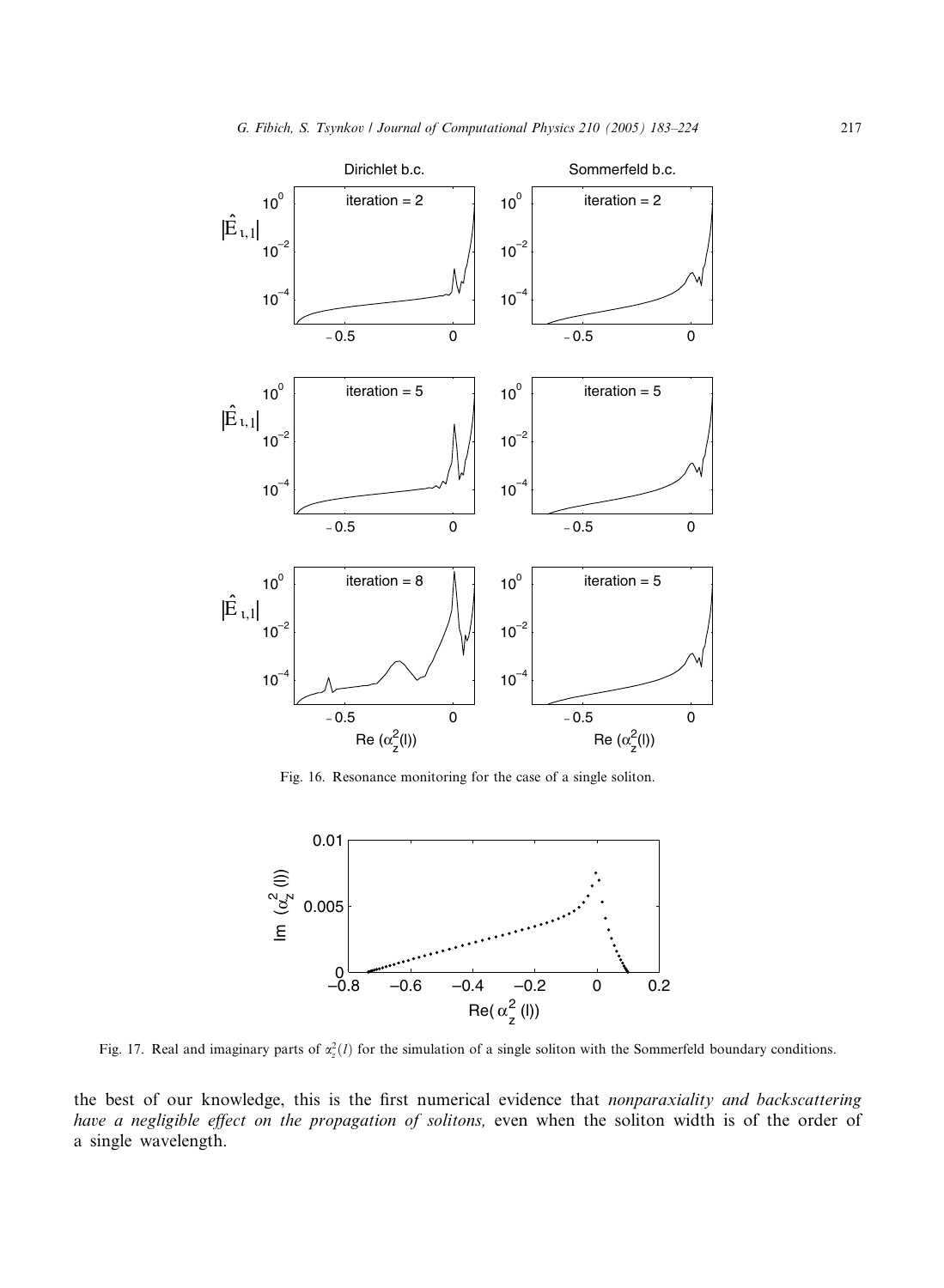Fig. 16. Resonance monitoring for the case of a single soliton.

Fig. 17. Real and imaginary parts of $\alpha_z^2(l)$ for the simulation of a single soliton with the Sommerfeld boundary conditions.

the best of our knowledge, this is the first numerical evidence that *nonparaxiality and backscattering have a negligible effect on the propagation of solitons,* even when the soliton width is of the order of a single wavelength.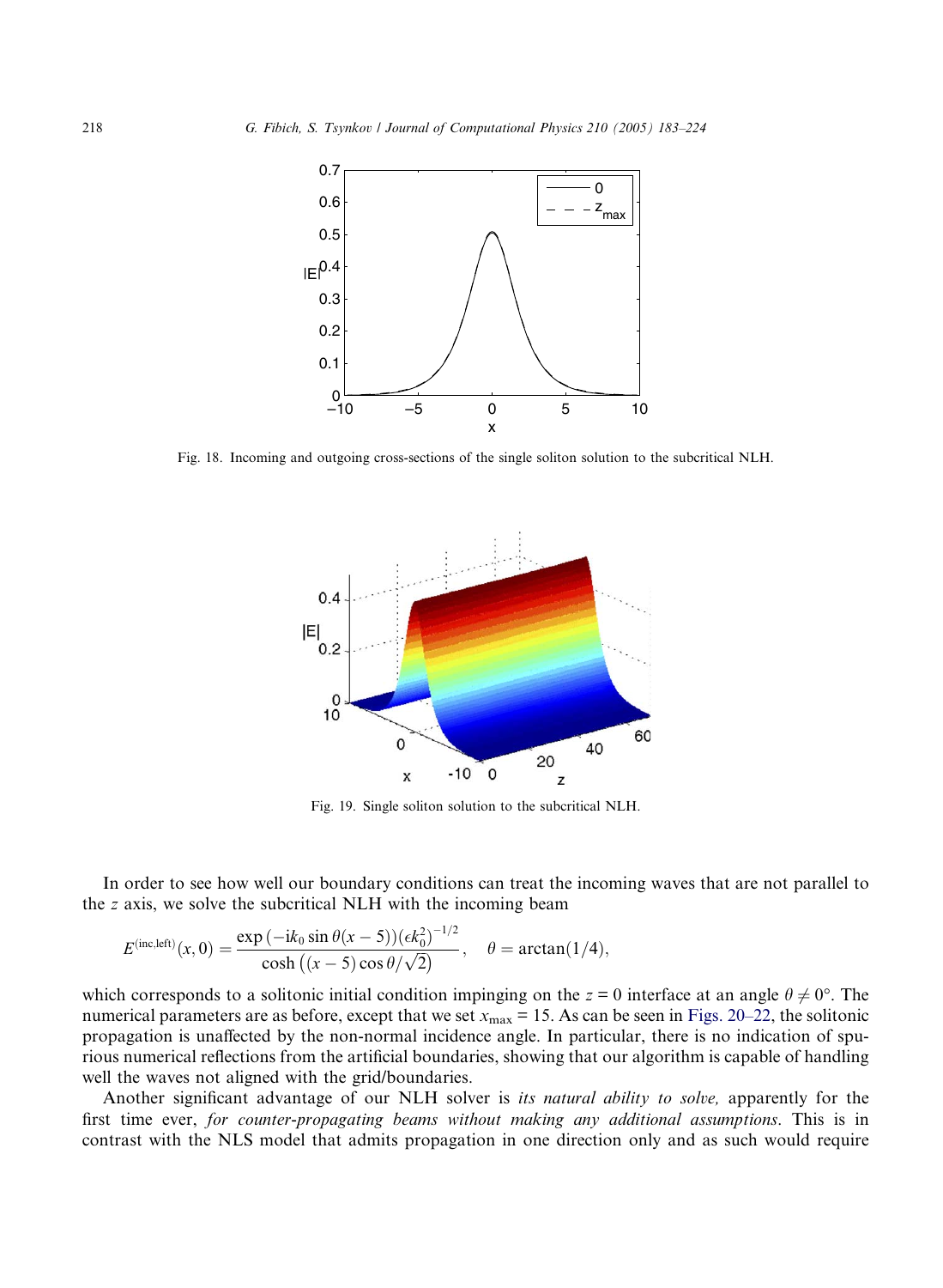Fig. 18. Incoming and outgoing cross-sections of the single soliton solution to the subcritical NLH.

Fig. 19. Single soliton solution to the subcritical NLH.

In order to see how well our boundary conditions can treat the incoming waves that are not parallel to the $z$ axis, we solve the subcritical NLH with the incoming beam

$$E^{(\mathrm{inc,left})}(x,0)=\frac{\exp\left(-\mathrm{i}k_0\sin\theta(x-5)\right)\left(\epsilon k_0^2\right)^{-1/2}}{\cosh\left((x-5)\cos\theta/\sqrt{2}\right)},\quad \theta=\arctan(1/4),$$

which corresponds to a solitonic initial condition impinging on the $z = 0$ interface at an angle $\theta \neq 0°$. The numerical parameters are as before, except that we set $x_{\max} = 15$. As can be seen in Figs. 20–22, the solitonic propagation is unaffected by the non-normal incidence angle. In particular, there is no indication of spurious numerical reflections from the artificial boundaries, showing that our algorithm is capable of handling well the waves not aligned with the grid/boundaries.

Another significant advantage of our NLH solver is *its natural ability to solve,* apparently for the first time ever, *for counter-propagating beams without making any additional assumptions*. This is in contrast with the NLS model that admits propagation in one direction only and as such would require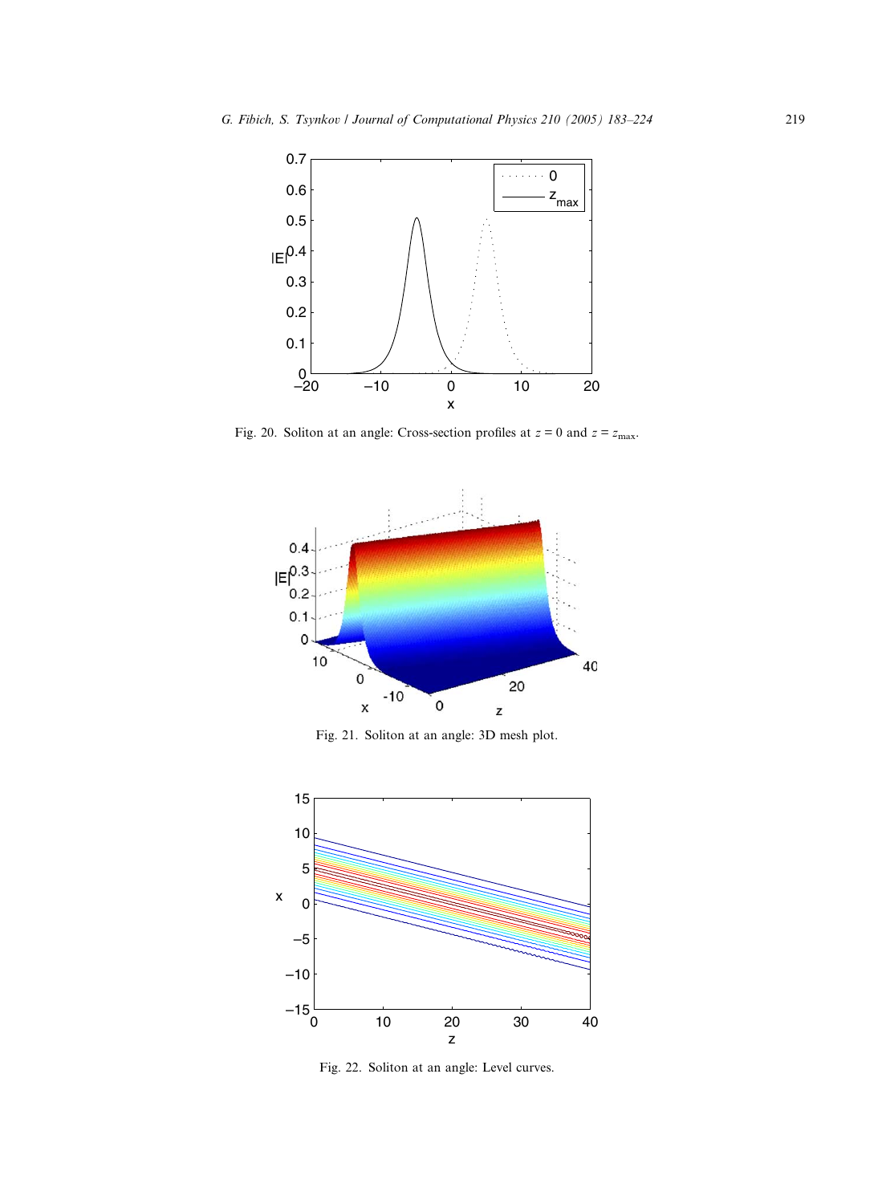Fig. 20. Soliton at an angle: Cross-section profiles at $z = 0$ and $z = z_{\max}$.

Fig. 21. Soliton at an angle: 3D mesh plot.

Fig. 22. Soliton at an angle: Level curves.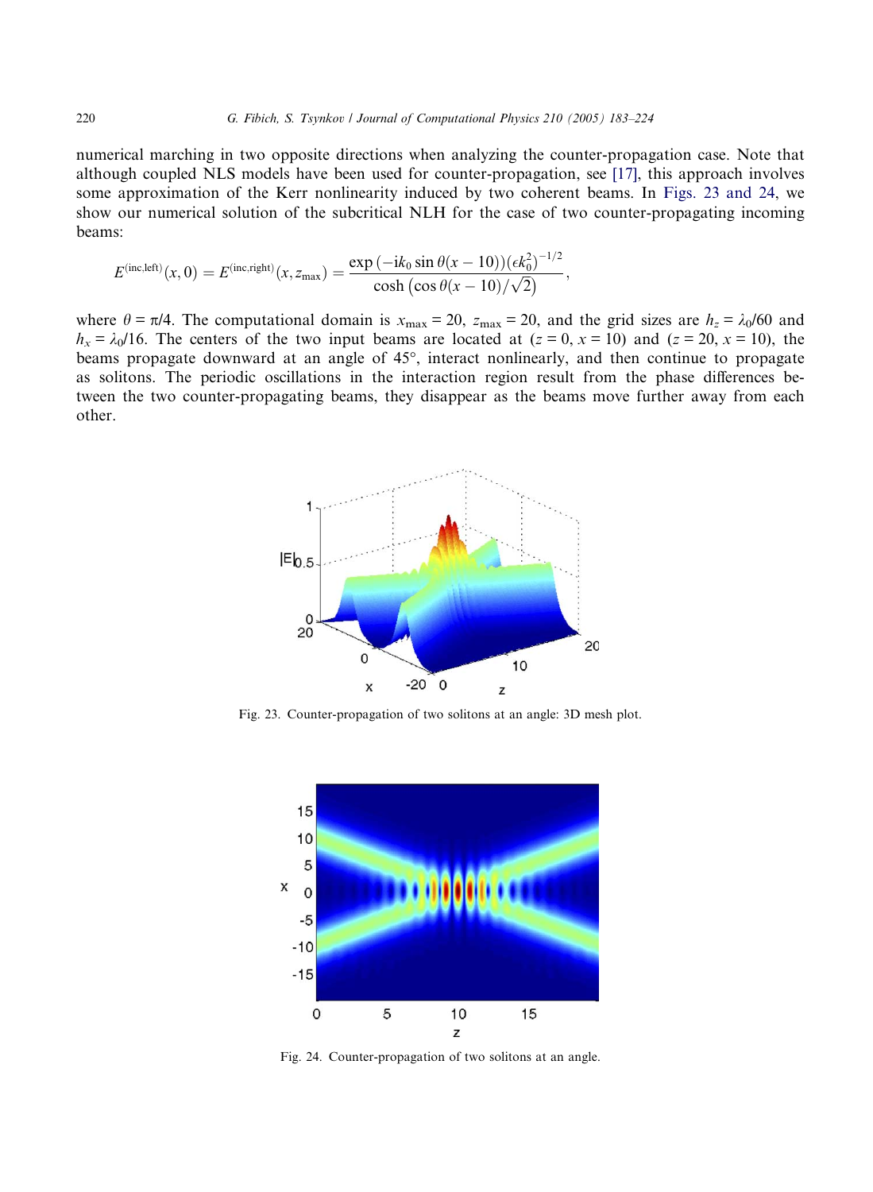numerical marching in two opposite directions when analyzing the counter-propagation case. Note that although coupled NLS models have been used for counter-propagation, see [17], this approach involves some approximation of the Kerr nonlinearity induced by two coherent beams. In Figs. 23 and 24, we show our numerical solution of the subcritical NLH for the case of two counter-propagating incoming beams:

$$E^{(\mathrm{inc,left})}(x,0) = E^{(\mathrm{inc,right})}(x,z_{\max}) = \frac{\exp\left(-\mathrm{i}k_0 \sin\theta(x-10)\right)(\epsilon k_0^2)^{-1/2}}{\cosh\left(\cos\theta(x-10)/\sqrt{2}\right)},$$

where $\theta = \pi/4$. The computational domain is $x_{\max} = 20$, $z_{\max} = 20$, and the grid sizes are $h_z = \lambda_0/60$ and $h_x = \lambda_0/16$. The centers of the two input beams are located at ($z = 0$, $x = 10$) and ($z = 20$, $x = 10$), the beams propagate downward at an angle of 45°, interact nonlinearly, and then continue to propagate as solitons. The periodic oscillations in the interaction region result from the phase differences between the two counter-propagating beams, they disappear as the beams move further away from each other.

Fig. 23. Counter-propagation of two solitons at an angle: 3D mesh plot.

Fig. 24. Counter-propagation of two solitons at an angle.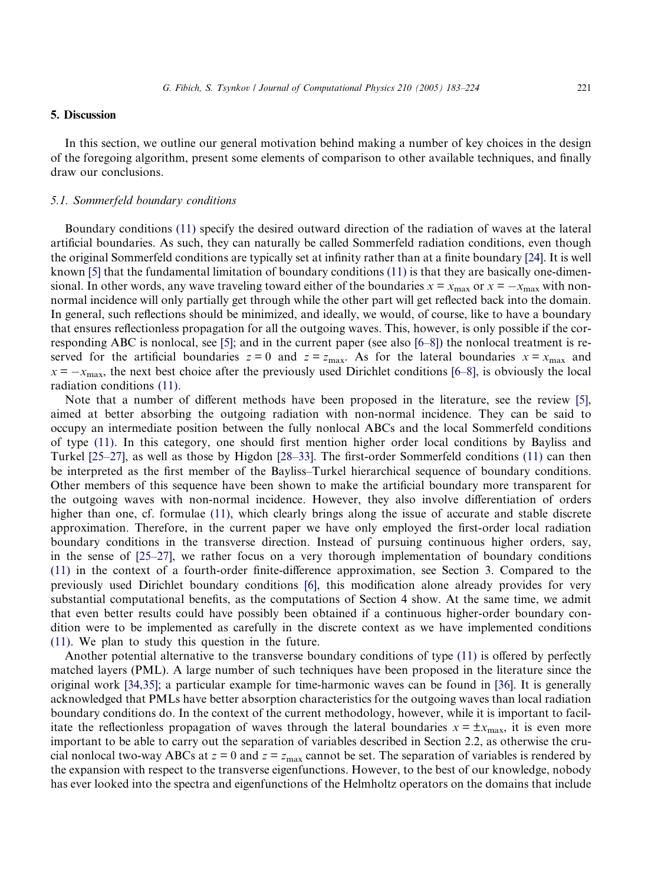## 5. Discussion

In this section, we outline our general motivation behind making a number of key choices in the design of the foregoing algorithm, present some elements of comparison to other available techniques, and finally draw our conclusions.

### 5.1. Sommerfeld boundary conditions

Boundary conditions (11) specify the desired outward direction of the radiation of waves at the lateral artificial boundaries. As such, they can naturally be called Sommerfeld radiation conditions, even though the original Sommerfeld conditions are typically set at infinity rather than at a finite boundary [24]. It is well known [5] that the fundamental limitation of boundary conditions (11) is that they are basically one-dimensional. In other words, any wave traveling toward either of the boundaries $x = x_{\max}$ or $x = -x_{\max}$ with non-normal incidence will only partially get through while the other part will get reflected back into the domain. In general, such reflections should be minimized, and ideally, we would, of course, like to have a boundary that ensures reflectionless propagation for all the outgoing waves. This, however, is only possible if the corresponding ABC is nonlocal, see [5]; and in the current paper (see also [6–8]) the nonlocal treatment is reserved for the artificial boundaries $z = 0$ and $z = z_{\max}$. As for the lateral boundaries $x = x_{\max}$ and $x = -x_{\max}$, the next best choice after the previously used Dirichlet conditions [6–8], is obviously the local radiation conditions (11).

Note that a number of different methods have been proposed in the literature, see the review [5], aimed at better absorbing the outgoing radiation with non-normal incidence. They can be said to occupy an intermediate position between the fully nonlocal ABCs and the local Sommerfeld conditions of type (11). In this category, one should first mention higher order local conditions by Bayliss and Turkel [25–27], as well as those by Higdon [28–33]. The first-order Sommerfeld conditions (11) can then be interpreted as the first member of the Bayliss–Turkel hierarchical sequence of boundary conditions. Other members of this sequence have been shown to make the artificial boundary more transparent for the outgoing waves with non-normal incidence. However, they also involve differentiation of orders higher than one, cf. formulae (11), which clearly brings along the issue of accurate and stable discrete approximation. Therefore, in the current paper we have only employed the first-order local radiation boundary conditions in the transverse direction. Instead of pursuing continuous higher orders, say, in the sense of [25–27], we rather focus on a very thorough implementation of boundary conditions (11) in the context of a fourth-order finite-difference approximation, see Section 3. Compared to the previously used Dirichlet boundary conditions [6], this modification alone already provides for very substantial computational benefits, as the computations of Section 4 show. At the same time, we admit that even better results could have possibly been obtained if a continuous higher-order boundary condition were to be implemented as carefully in the discrete context as we have implemented conditions (11). We plan to study this question in the future.

Another potential alternative to the transverse boundary conditions of type (11) is offered by perfectly matched layers (PML). A large number of such techniques have been proposed in the literature since the original work [34,35]; a particular example for time-harmonic waves can be found in [36]. It is generally acknowledged that PMLs have better absorption characteristics for the outgoing waves than local radiation boundary conditions do. In the context of the current methodology, however, while it is important to facilitate the reflectionless propagation of waves through the lateral boundaries $x = \pm x_{\max}$, it is even more important to be able to carry out the separation of variables described in Section 2.2, as otherwise the crucial nonlocal two-way ABCs at $z = 0$ and $z = z_{\max}$ cannot be set. The separation of variables is rendered by the expansion with respect to the transverse eigenfunctions. However, to the best of our knowledge, nobody has ever looked into the spectra and eigenfunctions of the Helmholtz operators on the domains that include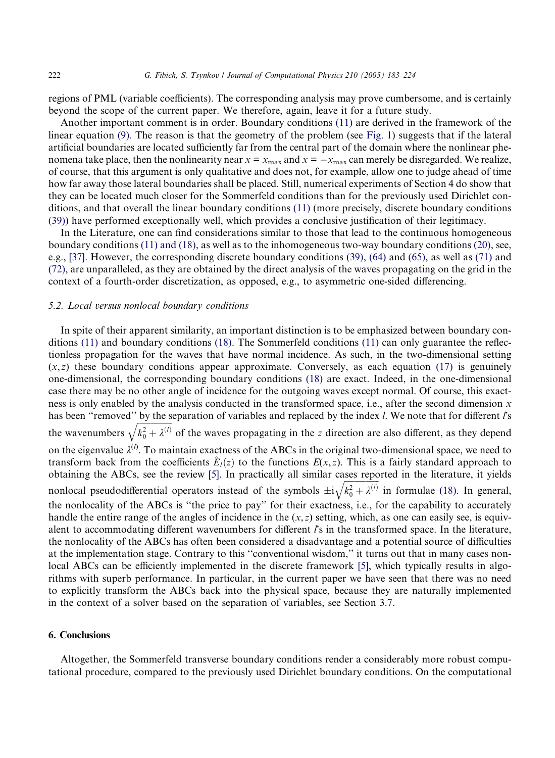regions of PML (variable coefficients). The corresponding analysis may prove cumbersome, and is certainly beyond the scope of the current paper. We therefore, again, leave it for a future study.

Another important comment is in order. Boundary conditions (11) are derived in the framework of the linear equation (9). The reason is that the geometry of the problem (see Fig. 1) suggests that if the lateral artificial boundaries are located sufficiently far from the central part of the domain where the nonlinear phenomena take place, then the nonlinearity near $x = x_{\max}$ and $x = -x_{\max}$ can merely be disregarded. We realize, of course, that this argument is only qualitative and does not, for example, allow one to judge ahead of time how far away those lateral boundaries shall be placed. Still, numerical experiments of Section 4 do show that they can be located much closer for the Sommerfeld conditions than for the previously used Dirichlet conditions, and that overall the linear boundary conditions (11) (more precisely, discrete boundary conditions (39)) have performed exceptionally well, which provides a conclusive justification of their legitimacy.

In the Literature, one can find considerations similar to those that lead to the continuous homogeneous boundary conditions (11) and (18), as well as to the inhomogeneous two-way boundary conditions (20), see, e.g., [37]. However, the corresponding discrete boundary conditions (39), (64) and (65), as well as (71) and (72), are unparalleled, as they are obtained by the direct analysis of the waves propagating on the grid in the context of a fourth-order discretization, as opposed, e.g., to asymmetric one-sided differencing.

### 5.2. Local versus nonlocal boundary conditions

In spite of their apparent similarity, an important distinction is to be emphasized between boundary conditions (11) and boundary conditions (18). The Sommerfeld conditions (11) can only guarantee the reflectionless propagation for the waves that have normal incidence. As such, in the two-dimensional setting $(x, z)$ these boundary conditions appear approximate. Conversely, as each equation (17) is genuinely one-dimensional, the corresponding boundary conditions (18) are exact. Indeed, in the one-dimensional case there may be no other angle of incidence for the outgoing waves except normal. Of course, this exactness is only enabled by the analysis conducted in the transformed space, i.e., after the second dimension $x$ has been "removed" by the separation of variables and replaced by the index $l$. We note that for different $l$'s the wavenumbers $\sqrt{k_0^2 + \lambda^{(l)}}$ of the waves propagating in the $z$ direction are also different, as they depend on the eigenvalue $\lambda^{(l)}$. To maintain exactness of the ABCs in the original two-dimensional space, we need to transform back from the coefficients $\hat{E}_l(z)$ to the functions $E(x, z)$. This is a fairly standard approach to obtaining the ABCs, see the review [5]. In practically all similar cases reported in the literature, it yields nonlocal pseudodifferential operators instead of the symbols $\pm \mathrm{i}\sqrt{k_0^2 + \lambda^{(l)}}$ in formulae (18). In general, the nonlocality of the ABCs is "the price to pay" for their exactness, i.e., for the capability to accurately handle the entire range of the angles of incidence in the $(x, z)$ setting, which, as one can easily see, is equivalent to accommodating different wavenumbers for different $l$'s in the transformed space. In the literature, the nonlocality of the ABCs has often been considered a disadvantage and a potential source of difficulties at the implementation stage. Contrary to this "conventional wisdom," it turns out that in many cases nonlocal ABCs can be efficiently implemented in the discrete framework [5], which typically results in algorithms with superb performance. In particular, in the current paper we have seen that there was no need to explicitly transform the ABCs back into the physical space, because they are naturally implemented in the context of a solver based on the separation of variables, see Section 3.7.

## 6. Conclusions

Altogether, the Sommerfeld transverse boundary conditions render a considerably more robust computational procedure, compared to the previously used Dirichlet boundary conditions. On the computational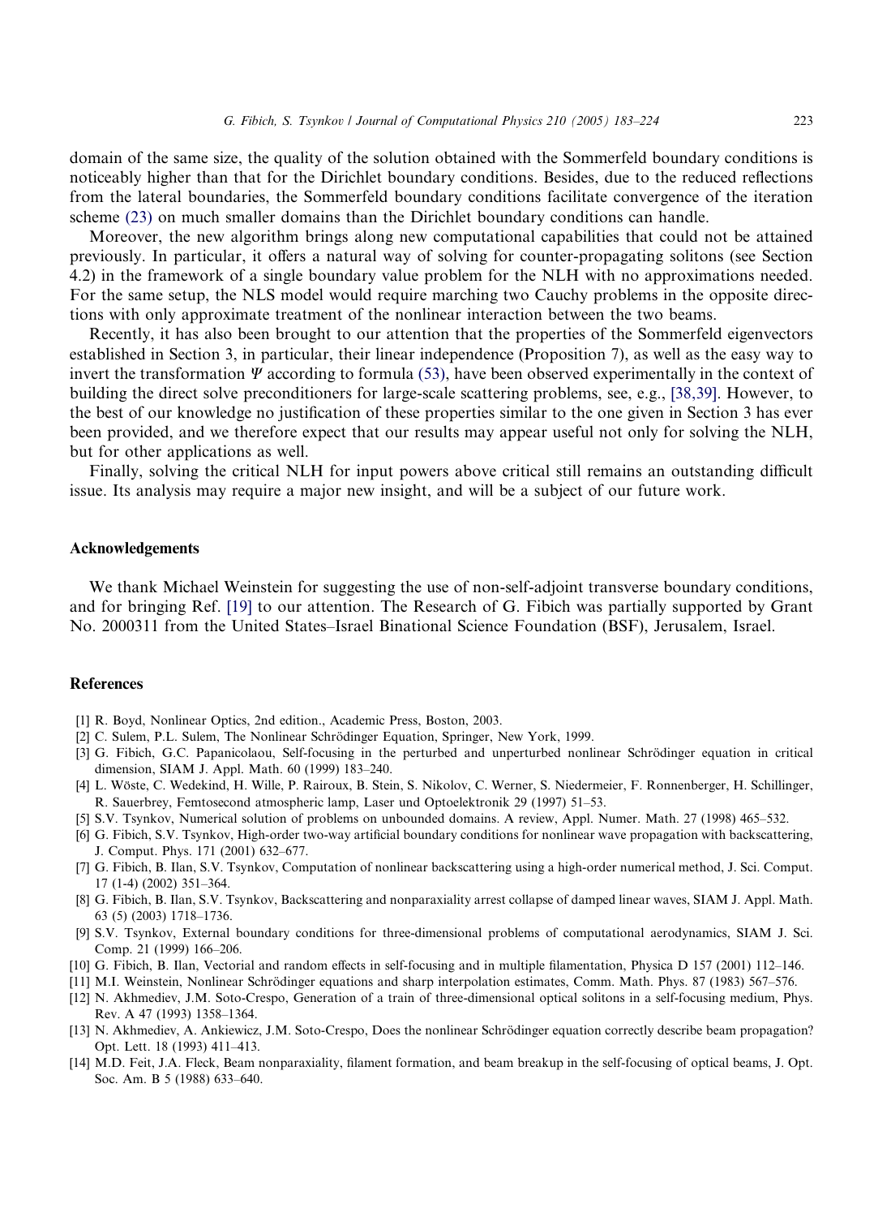domain of the same size, the quality of the solution obtained with the Sommerfeld boundary conditions is noticeably higher than that for the Dirichlet boundary conditions. Besides, due to the reduced reflections from the lateral boundaries, the Sommerfeld boundary conditions facilitate convergence of the iteration scheme (23) on much smaller domains than the Dirichlet boundary conditions can handle.

Moreover, the new algorithm brings along new computational capabilities that could not be attained previously. In particular, it offers a natural way of solving for counter-propagating solitons (see Section 4.2) in the framework of a single boundary value problem for the NLH with no approximations needed. For the same setup, the NLS model would require marching two Cauchy problems in the opposite directions with only approximate treatment of the nonlinear interaction between the two beams.

Recently, it has also been brought to our attention that the properties of the Sommerfeld eigenvectors established in Section 3, in particular, their linear independence (Proposition 7), as well as the easy way to invert the transformation $\Psi$ according to formula (53), have been observed experimentally in the context of building the direct solve preconditioners for large-scale scattering problems, see, e.g., [38,39]. However, to the best of our knowledge no justification of these properties similar to the one given in Section 3 has ever been provided, and we therefore expect that our results may appear useful not only for solving the NLH, but for other applications as well.

Finally, solving the critical NLH for input powers above critical still remains an outstanding difficult issue. Its analysis may require a major new insight, and will be a subject of our future work.

## Acknowledgements

We thank Michael Weinstein for suggesting the use of non-self-adjoint transverse boundary conditions, and for bringing Ref. [19] to our attention. The Research of G. Fibich was partially supported by Grant No. 2000311 from the United States–Israel Binational Science Foundation (BSF), Jerusalem, Israel.

## References

[1] R. Boyd, Nonlinear Optics, 2nd edition., Academic Press, Boston, 2003.

[2] C. Sulem, P.L. Sulem, The Nonlinear Schrödinger Equation, Springer, New York, 1999.

[3] G. Fibich, G.C. Papanicolaou, Self-focusing in the perturbed and unperturbed nonlinear Schrödinger equation in critical dimension, SIAM J. Appl. Math. 60 (1999) 183–240.

[4] L. Wöste, C. Wedekind, H. Wille, P. Rairoux, B. Stein, S. Nikolov, C. Werner, S. Niedermeier, F. Ronnenberger, H. Schillinger, R. Sauerbrey, Femtosecond atmospheric lamp, Laser und Optoelektronik 29 (1997) 51–53.

[5] S.V. Tsynkov, Numerical solution of problems on unbounded domains. A review, Appl. Numer. Math. 27 (1998) 465–532.

[6] G. Fibich, S.V. Tsynkov, High-order two-way artificial boundary conditions for nonlinear wave propagation with backscattering, J. Comput. Phys. 171 (2001) 632–677.

[7] G. Fibich, B. Ilan, S.V. Tsynkov, Computation of nonlinear backscattering using a high-order numerical method, J. Sci. Comput. 17 (1-4) (2002) 351–364.

[8] G. Fibich, B. Ilan, S.V. Tsynkov, Backscattering and nonparaxiality arrest collapse of damped linear waves, SIAM J. Appl. Math. 63 (5) (2003) 1718–1736.

[9] S.V. Tsynkov, External boundary conditions for three-dimensional problems of computational aerodynamics, SIAM J. Sci. Comp. 21 (1999) 166–206.

[10] G. Fibich, B. Ilan, Vectorial and random effects in self-focusing and in multiple filamentation, Physica D 157 (2001) 112–146.

[11] M.I. Weinstein, Nonlinear Schrödinger equations and sharp interpolation estimates, Comm. Math. Phys. 87 (1983) 567–576.

[12] N. Akhmediev, J.M. Soto-Crespo, Generation of a train of three-dimensional optical solitons in a self-focusing medium, Phys. Rev. A 47 (1993) 1358–1364.

[13] N. Akhmediev, A. Ankiewicz, J.M. Soto-Crespo, Does the nonlinear Schrödinger equation correctly describe beam propagation? Opt. Lett. 18 (1993) 411–413.

[14] M.D. Feit, J.A. Fleck, Beam nonparaxiality, filament formation, and beam breakup in the self-focusing of optical beams, J. Opt. Soc. Am. B 5 (1988) 633–640.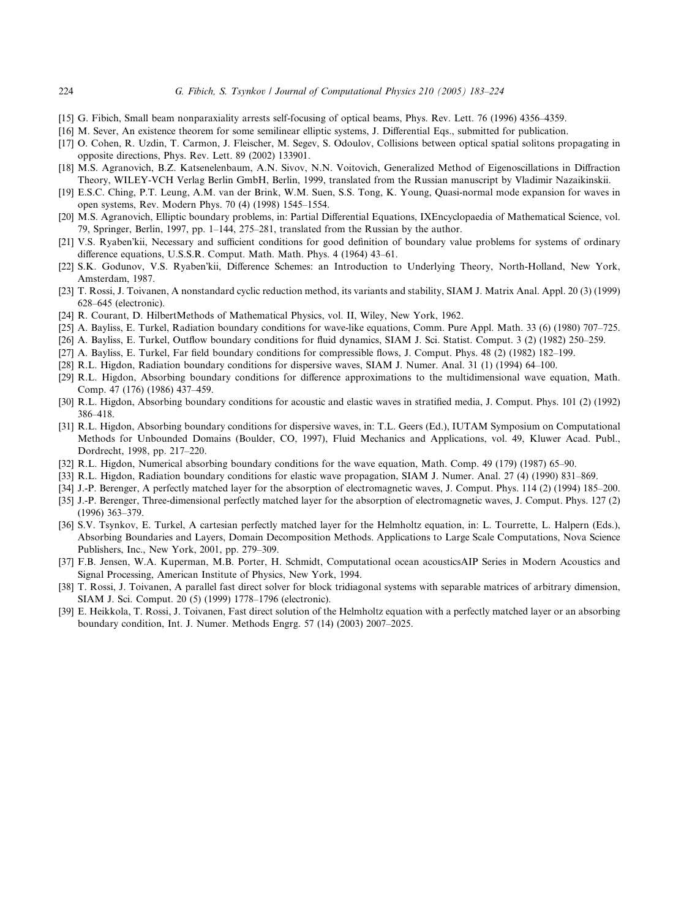[15] G. Fibich, Small beam nonparaxiality arrests self-focusing of optical beams, Phys. Rev. Lett. 76 (1996) 4356–4359.

[16] M. Sever, An existence theorem for some semilinear elliptic systems, J. Differential Eqs., submitted for publication.

[17] O. Cohen, R. Uzdin, T. Carmon, J. Fleischer, M. Segev, S. Odoulov, Collisions between optical spatial solitons propagating in opposite directions, Phys. Rev. Lett. 89 (2002) 133901.

[18] M.S. Agranovich, B.Z. Katsenelenbaum, A.N. Sivov, N.N. Voitovich, Generalized Method of Eigenoscillations in Diffraction Theory, WILEY-VCH Verlag Berlin GmbH, Berlin, 1999, translated from the Russian manuscript by Vladimir Nazaikinskii.

[19] E.S.C. Ching, P.T. Leung, A.M. van der Brink, W.M. Suen, S.S. Tong, K. Young, Quasi-normal mode expansion for waves in open systems, Rev. Modern Phys. 70 (4) (1998) 1545–1554.

[20] M.S. Agranovich, Elliptic boundary problems, in: Partial Differential Equations, IXEncyclopaedia of Mathematical Science, vol. 79, Springer, Berlin, 1997, pp. 1–144, 275–281, translated from the Russian by the author.

[21] V.S. Ryaben'kii, Necessary and sufficient conditions for good definition of boundary value problems for systems of ordinary difference equations, U.S.S.R. Comput. Math. Math. Phys. 4 (1964) 43–61.

[22] S.K. Godunov, V.S. Ryaben'kii, Difference Schemes: an Introduction to Underlying Theory, North-Holland, New York, Amsterdam, 1987.

[23] T. Rossi, J. Toivanen, A nonstandard cyclic reduction method, its variants and stability, SIAM J. Matrix Anal. Appl. 20 (3) (1999) 628–645 (electronic).

[24] R. Courant, D. HilbertMethods of Mathematical Physics, vol. II, Wiley, New York, 1962.

[25] A. Bayliss, E. Turkel, Radiation boundary conditions for wave-like equations, Comm. Pure Appl. Math. 33 (6) (1980) 707–725.

[26] A. Bayliss, E. Turkel, Outflow boundary conditions for fluid dynamics, SIAM J. Sci. Statist. Comput. 3 (2) (1982) 250–259.

[27] A. Bayliss, E. Turkel, Far field boundary conditions for compressible flows, J. Comput. Phys. 48 (2) (1982) 182–199.

[28] R.L. Higdon, Radiation boundary conditions for dispersive waves, SIAM J. Numer. Anal. 31 (1) (1994) 64–100.

[29] R.L. Higdon, Absorbing boundary conditions for difference approximations to the multidimensional wave equation, Math. Comp. 47 (176) (1986) 437–459.

[30] R.L. Higdon, Absorbing boundary conditions for acoustic and elastic waves in stratified media, J. Comput. Phys. 101 (2) (1992) 386–418.

[31] R.L. Higdon, Absorbing boundary conditions for dispersive waves, in: T.L. Geers (Ed.), IUTAM Symposium on Computational Methods for Unbounded Domains (Boulder, CO, 1997), Fluid Mechanics and Applications, vol. 49, Kluwer Acad. Publ., Dordrecht, 1998, pp. 217–220.

[32] R.L. Higdon, Numerical absorbing boundary conditions for the wave equation, Math. Comp. 49 (179) (1987) 65–90.

[33] R.L. Higdon, Radiation boundary conditions for elastic wave propagation, SIAM J. Numer. Anal. 27 (4) (1990) 831–869.

[34] J.-P. Berenger, A perfectly matched layer for the absorption of electromagnetic waves, J. Comput. Phys. 114 (2) (1994) 185–200.

[35] J.-P. Berenger, Three-dimensional perfectly matched layer for the absorption of electromagnetic waves, J. Comput. Phys. 127 (2) (1996) 363–379.

[36] S.V. Tsynkov, E. Turkel, A cartesian perfectly matched layer for the Helmholtz equation, in: L. Tourrette, L. Halpern (Eds.), Absorbing Boundaries and Layers, Domain Decomposition Methods. Applications to Large Scale Computations, Nova Science Publishers, Inc., New York, 2001, pp. 279–309.

[37] F.B. Jensen, W.A. Kuperman, M.B. Porter, H. Schmidt, Computational ocean acousticsAIP Series in Modern Acoustics and Signal Processing, American Institute of Physics, New York, 1994.

[38] T. Rossi, J. Toivanen, A parallel fast direct solver for block tridiagonal systems with separable matrices of arbitrary dimension, SIAM J. Sci. Comput. 20 (5) (1999) 1778–1796 (electronic).

[39] E. Heikkola, T. Rossi, J. Toivanen, Fast direct solution of the Helmholtz equation with a perfectly matched layer or an absorbing boundary condition, Int. J. Numer. Methods Engrg. 57 (14) (2003) 2007–2025.